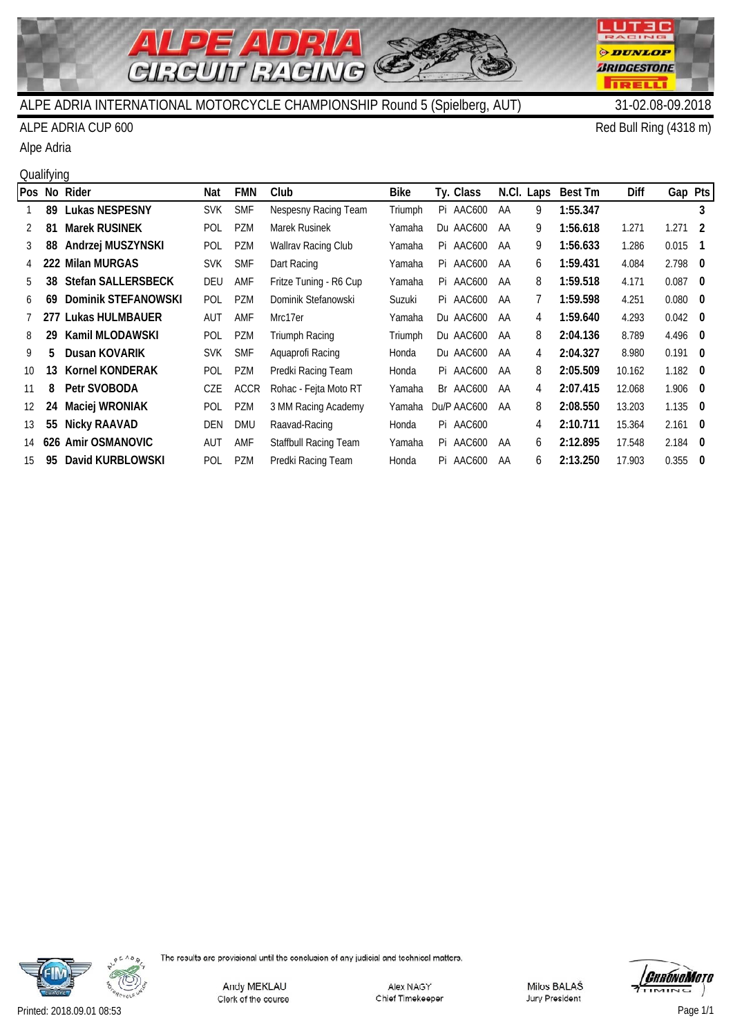# ALPE ADRIA CIRCUIT RACING

## ALPE ADRIA INTERNATIONAL MOTORCYCLE CHAMPIONSHIP Round 5 (Spielberg, AUT)

31-02.08-09.2018

ALPE ADRIA CUP 600

Red Bull Ring (4318 m)

Alpe Adria

Qualifying

| Pos | No | Rider | Nat | FMN | Club | Bike | Ty. | Class | N.Cl. | Laps | Best Tm | Diff | Gap | Pts |
|---|---|---|---|---|---|---|---|---|---|---|---|---|---|---|
| 1 | **89** | **Lukas NESPESNY** | SVK | SMF | Nespesny Racing Team | Triumph | Pi | AAC600 | AA | 9 | **1:55.347** | | | **3** |
| 2 | **81** | **Marek RUSINEK** | POL | PZM | Marek Rusinek | Yamaha | Du | AAC600 | AA | 9 | **1:56.618** | 1.271 | 1.271 | **2** |
| 3 | **88** | **Andrzej MUSZYNSKI** | POL | PZM | Wallrav Racing Club | Yamaha | Pi | AAC600 | AA | 9 | **1:56.633** | 1.286 | 0.015 | **1** |
| 4 | **222** | **Milan MURGAS** | SVK | SMF | Dart Racing | Yamaha | Pi | AAC600 | AA | 6 | **1:59.431** | 4.084 | 2.798 | **0** |
| 5 | **38** | **Stefan SALLERSBECK** | DEU | AMF | Fritze Tuning - R6 Cup | Yamaha | Pi | AAC600 | AA | 8 | **1:59.518** | 4.171 | 0.087 | **0** |
| 6 | **69** | **Dominik STEFANOWSKI** | POL | PZM | Dominik Stefanowski | Suzuki | Pi | AAC600 | AA | 7 | **1:59.598** | 4.251 | 0.080 | **0** |
| 7 | **277** | **Lukas HULMBAUER** | AUT | AMF | Mrc17er | Yamaha | Du | AAC600 | AA | 4 | **1:59.640** | 4.293 | 0.042 | **0** |
| 8 | **29** | **Kamil MLODAWSKI** | POL | PZM | Triumph Racing | Triumph | Du | AAC600 | AA | 8 | **2:04.136** | 8.789 | 4.496 | **0** |
| 9 | **5** | **Dusan KOVARIK** | SVK | SMF | Aquaprofi Racing | Honda | Du | AAC600 | AA | 4 | **2:04.327** | 8.980 | 0.191 | **0** |
| 10 | **13** | **Kornel KONDERAK** | POL | PZM | Predki Racing Team | Honda | Pi | AAC600 | AA | 8 | **2:05.509** | 10.162 | 1.182 | **0** |
| 11 | **8** | **Petr SVOBODA** | CZE | ACCR | Rohac - Fejta Moto RT | Yamaha | Br | AAC600 | AA | 4 | **2:07.415** | 12.068 | 1.906 | **0** |
| 12 | **24** | **Maciej WRONIAK** | POL | PZM | 3 MM Racing Academy | Yamaha | Du/P | AAC600 | AA | 8 | **2:08.550** | 13.203 | 1.135 | **0** |
| 13 | **55** | **Nicky RAAVAD** | DEN | DMU | Raavad-Racing | Honda | Pi | AAC600 | | 4 | **2:10.711** | 15.364 | 2.161 | **0** |
| 14 | **626** | **Amir OSMANOVIC** | AUT | AMF | Staffbull Racing Team | Yamaha | Pi | AAC600 | AA | 6 | **2:12.895** | 17.548 | 2.184 | **0** |
| 15 | **95** | **David KURBLOWSKI** | POL | PZM | Predki Racing Team | Honda | Pi | AAC600 | AA | 6 | **2:13.250** | 17.903 | 0.355 | **0** |

The results are provisional until the conclusion of any judicial and technical matters.

Andy MEKLAU
Clerk of the course

Alex NAGY
Chief Timekeeper

Milos BALAŠ
Jury President

Printed: 2018.09.01 08:53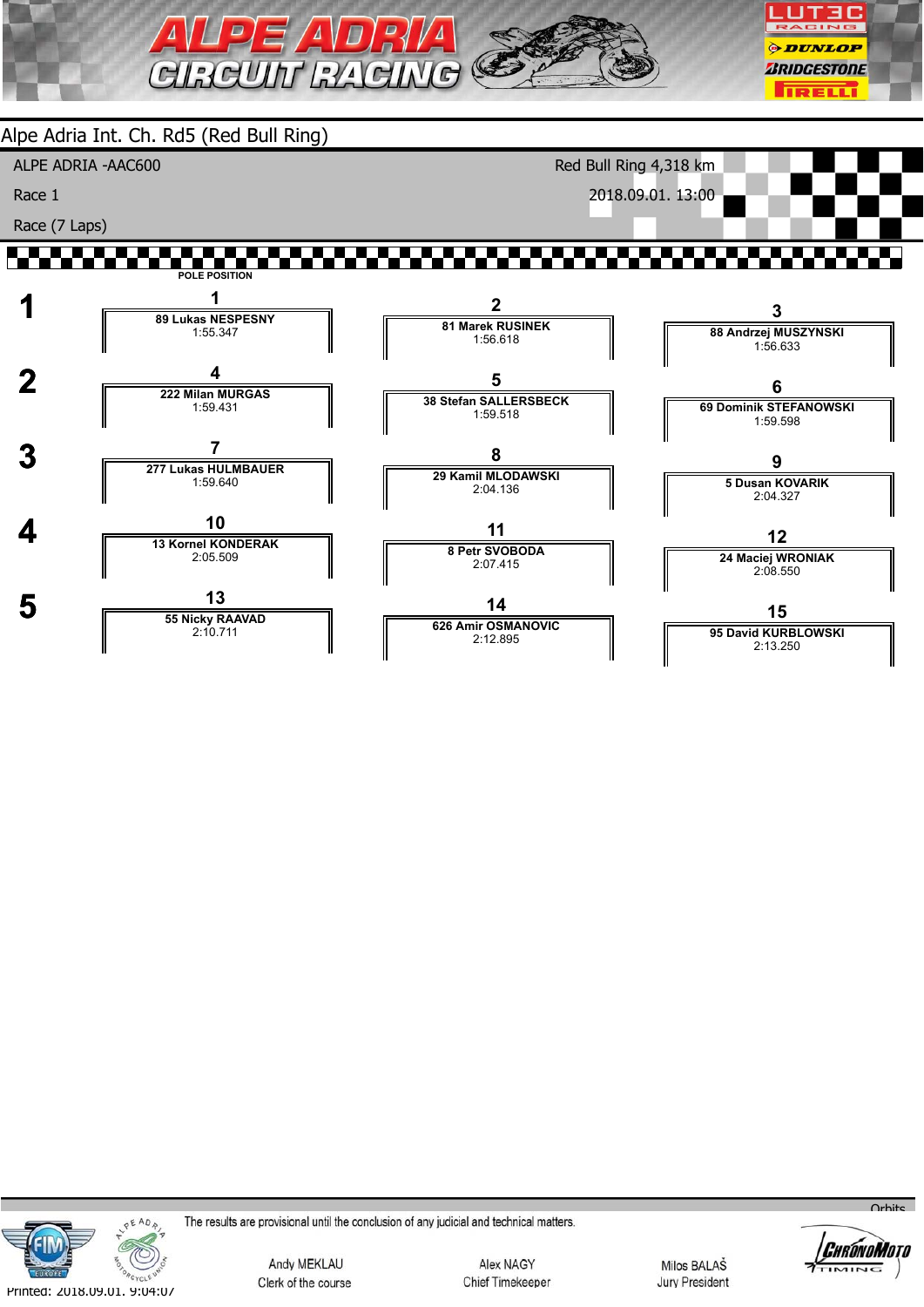# ALPE ADRIA CIRCUIT RACING

## Alpe Adria Int. Ch. Rd5 (Red Bull Ring)

ALPE ADRIA -AAC600 — Red Bull Ring 4,318 km

Race 1 — 2018.09.01. 13:00

Race (7 Laps)

POLE POSITION

| Row | | | |
|---|---|---|---|
| 1 | **1** 89 Lukas NESPESNY 1:55.347 | **2** 81 Marek RUSINEK 1:56.618 | **3** 88 Andrzej MUSZYNSKI 1:56.633 |
| 2 | **4** 222 Milan MURGAS 1:59.431 | **5** 38 Stefan SALLERSBECK 1:59.518 | **6** 69 Dominik STEFANOWSKI 1:59.598 |
| 3 | **7** 277 Lukas HULMBAUER 1:59.640 | **8** 29 Kamil MLODAWSKI 2:04.136 | **9** 5 Dusan KOVARIK 2:04.327 |
| 4 | **10** 13 Kornel KONDERAK 2:05.509 | **11** 8 Petr SVOBODA 2:07.415 | **12** 24 Maciej WRONIAK 2:08.550 |
| 5 | **13** 55 Nicky RAAVAD 2:10.711 | **14** 626 Amir OSMANOVIC 2:12.895 | **15** 95 David KURBLOWSKI 2:13.250 |

The results are provisional until the conclusion of any judicial and technical matters.

Andy MEKLAU — Clerk of the course

Alex NAGY — Chief Timekeeper

Milos BALAŠ — Jury President

Printed: 2018.09.01. 9:04:07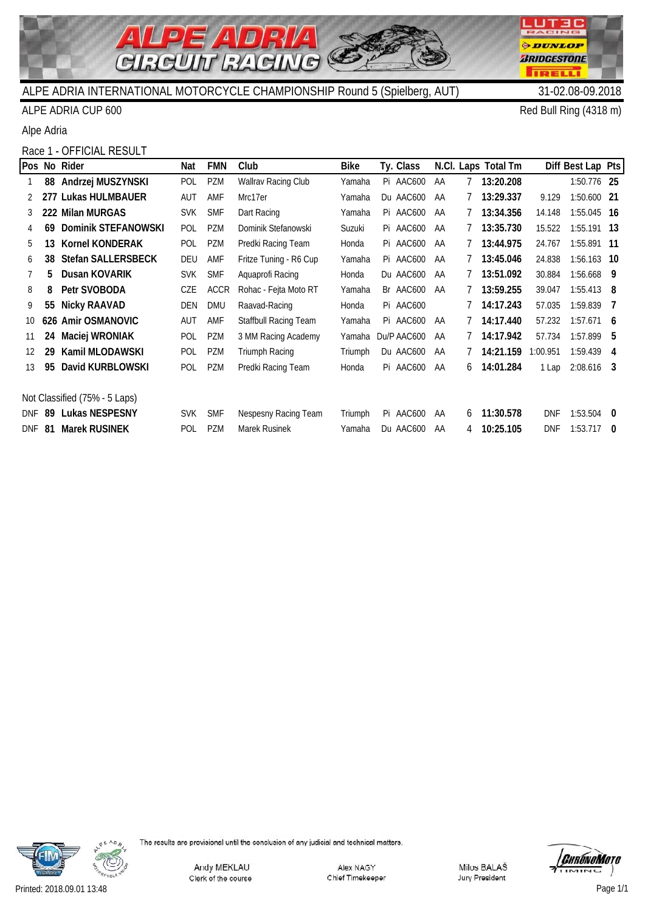# ALPE ADRIA CIRCUIT RACING

ALPE ADRIA INTERNATIONAL MOTORCYCLE CHAMPIONSHIP Round 5 (Spielberg, AUT) 31-02.08-09.2018

ALPE ADRIA CUP 600 Red Bull Ring (4318 m)

Alpe Adria

Race 1 - OFFICIAL RESULT

| Pos | No | Rider | Nat | FMN | Club | Bike | Ty. | Class | N.Cl. | Laps | Total Tm | Diff | Best Lap | Pts |
|---|---|---|---|---|---|---|---|---|---|---|---|---|---|---|
| 1 | **88** | **Andrzej MUSZYNSKI** | POL | PZM | Wallrav Racing Club | Yamaha | Pi | AAC600 | AA | 7 | **13:20.208** | | 1:50.776 | **25** |
| 2 | **277** | **Lukas HULMBAUER** | AUT | AMF | Mrc17er | Yamaha | Du | AAC600 | AA | 7 | **13:29.337** | 9.129 | 1:50.600 | **21** |
| 3 | **222** | **Milan MURGAS** | SVK | SMF | Dart Racing | Yamaha | Pi | AAC600 | AA | 7 | **13:34.356** | 14.148 | 1:55.045 | **16** |
| 4 | **69** | **Dominik STEFANOWSKI** | POL | PZM | Dominik Stefanowski | Suzuki | Pi | AAC600 | AA | 7 | **13:35.730** | 15.522 | 1:55.191 | **13** |
| 5 | **13** | **Kornel KONDERAK** | POL | PZM | Predki Racing Team | Honda | Pi | AAC600 | AA | 7 | **13:44.975** | 24.767 | 1:55.891 | **11** |
| 6 | **38** | **Stefan SALLERSBECK** | DEU | AMF | Fritze Tuning - R6 Cup | Yamaha | Pi | AAC600 | AA | 7 | **13:45.046** | 24.838 | 1:56.163 | **10** |
| 7 | **5** | **Dusan KOVARIK** | SVK | SMF | Aquaprofi Racing | Honda | Du | AAC600 | AA | 7 | **13:51.092** | 30.884 | 1:56.668 | **9** |
| 8 | **8** | **Petr SVOBODA** | CZE | ACCR | Rohac - Fejta Moto RT | Yamaha | Br | AAC600 | AA | 7 | **13:59.255** | 39.047 | 1:55.413 | **8** |
| 9 | **55** | **Nicky RAAVAD** | DEN | DMU | Raavad-Racing | Honda | Pi | AAC600 | | 7 | **14:17.243** | 57.035 | 1:59.839 | **7** |
| 10 | **626** | **Amir OSMANOVIC** | AUT | AMF | Staffbull Racing Team | Yamaha | Pi | AAC600 | AA | 7 | **14:17.440** | 57.232 | 1:57.671 | **6** |
| 11 | **24** | **Maciej WRONIAK** | POL | PZM | 3 MM Racing Academy | Yamaha | Du/P | AAC600 | AA | 7 | **14:17.942** | 57.734 | 1:57.899 | **5** |
| 12 | **29** | **Kamil MLODAWSKI** | POL | PZM | Triumph Racing | Triumph | Du | AAC600 | AA | 7 | **14:21.159** | 1:00.951 | 1:59.439 | **4** |
| 13 | **95** | **David KURBLOWSKI** | POL | PZM | Predki Racing Team | Honda | Pi | AAC600 | AA | 6 | **14:01.284** | 1 Lap | 2:08.616 | **3** |
| Not Classified (75% - 5 Laps) | | | | | | | | | | | | | | |
| DNF | **89** | **Lukas NESPESNY** | SVK | SMF | Nespesny Racing Team | Triumph | Pi | AAC600 | AA | 6 | **11:30.578** | DNF | 1:53.504 | **0** |
| DNF | **81** | **Marek RUSINEK** | POL | PZM | Marek Rusinek | Yamaha | Du | AAC600 | AA | 4 | **10:25.105** | DNF | 1:53.717 | **0** |

The results are provisional until the conclusion of any judicial and technical matters.

Andy MEKLAU — Clerk of the course

Alex NAGY — Chief Timekeeper

Milos BALAŠ — Jury President

Printed: 2018.09.01 13:48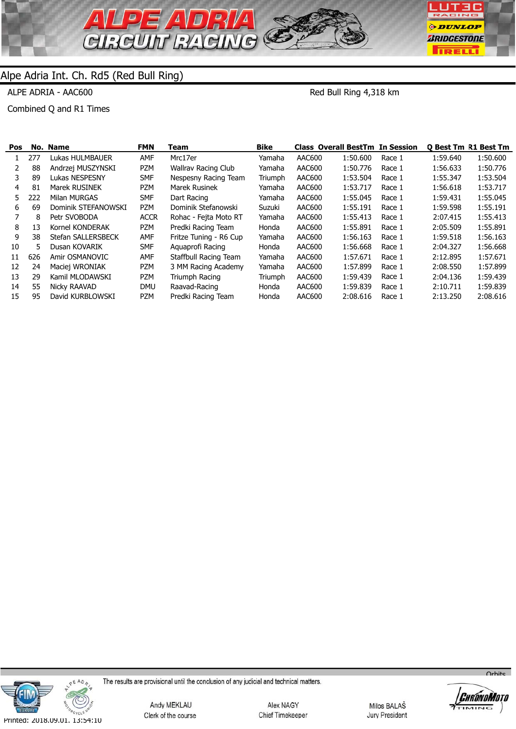## Alpe Adria Int. Ch. Rd5 (Red Bull Ring)

ALPE ADRIA - AAC600

Red Bull Ring 4,318 km

Combined Q and R1 Times

| Pos | No. | Name | FMN | Team | Bike | Class | Overall BestTm | In Session | Q Best Tm | R1 Best Tm |
|---|---|---|---|---|---|---|---|---|---|---|
| 1 | 277 | Lukas HULMBAUER | AMF | Mrc17er | Yamaha | AAC600 | 1:50.600 | Race 1 | 1:59.640 | 1:50.600 |
| 2 | 88 | Andrzej MUSZYNSKI | PZM | Wallrav Racing Club | Yamaha | AAC600 | 1:50.776 | Race 1 | 1:56.633 | 1:50.776 |
| 3 | 89 | Lukas NESPESNY | SMF | Nespesny Racing Team | Triumph | AAC600 | 1:53.504 | Race 1 | 1:55.347 | 1:53.504 |
| 4 | 81 | Marek RUSINEK | PZM | Marek Rusinek | Yamaha | AAC600 | 1:53.717 | Race 1 | 1:56.618 | 1:53.717 |
| 5 | 222 | Milan MURGAS | SMF | Dart Racing | Yamaha | AAC600 | 1:55.045 | Race 1 | 1:59.431 | 1:55.045 |
| 6 | 69 | Dominik STEFANOWSKI | PZM | Dominik Stefanowski | Suzuki | AAC600 | 1:55.191 | Race 1 | 1:59.598 | 1:55.191 |
| 7 | 8 | Petr SVOBODA | ACCR | Rohac - Fejta Moto RT | Yamaha | AAC600 | 1:55.413 | Race 1 | 2:07.415 | 1:55.413 |
| 8 | 13 | Kornel KONDERAK | PZM | Predki Racing Team | Honda | AAC600 | 1:55.891 | Race 1 | 2:05.509 | 1:55.891 |
| 9 | 38 | Stefan SALLERSBECK | AMF | Fritze Tuning - R6 Cup | Yamaha | AAC600 | 1:56.163 | Race 1 | 1:59.518 | 1:56.163 |
| 10 | 5 | Dusan KOVARIK | SMF | Aquaprofi Racing | Honda | AAC600 | 1:56.668 | Race 1 | 2:04.327 | 1:56.668 |
| 11 | 626 | Amir OSMANOVIC | AMF | Staffbull Racing Team | Yamaha | AAC600 | 1:57.671 | Race 1 | 2:12.895 | 1:57.671 |
| 12 | 24 | Maciej WRONIAK | PZM | 3 MM Racing Academy | Yamaha | AAC600 | 1:57.899 | Race 1 | 2:08.550 | 1:57.899 |
| 13 | 29 | Kamil MLODAWSKI | PZM | Triumph Racing | Triumph | AAC600 | 1:59.439 | Race 1 | 2:04.136 | 1:59.439 |
| 14 | 55 | Nicky RAAVAD | DMU | Raavad-Racing | Honda | AAC600 | 1:59.839 | Race 1 | 2:10.711 | 1:59.839 |
| 15 | 95 | David KURBLOWSKI | PZM | Predki Racing Team | Honda | AAC600 | 2:08.616 | Race 1 | 2:13.250 | 2:08.616 |

The results are provisional until the conclusion of any judicial and technical matters.

Andy MEKLAU — Clerk of the course

Alex NAGY — Chief Timekeeper

Milos BALAŠ — Jury President

Printed: 2018.09.01. 13:54:10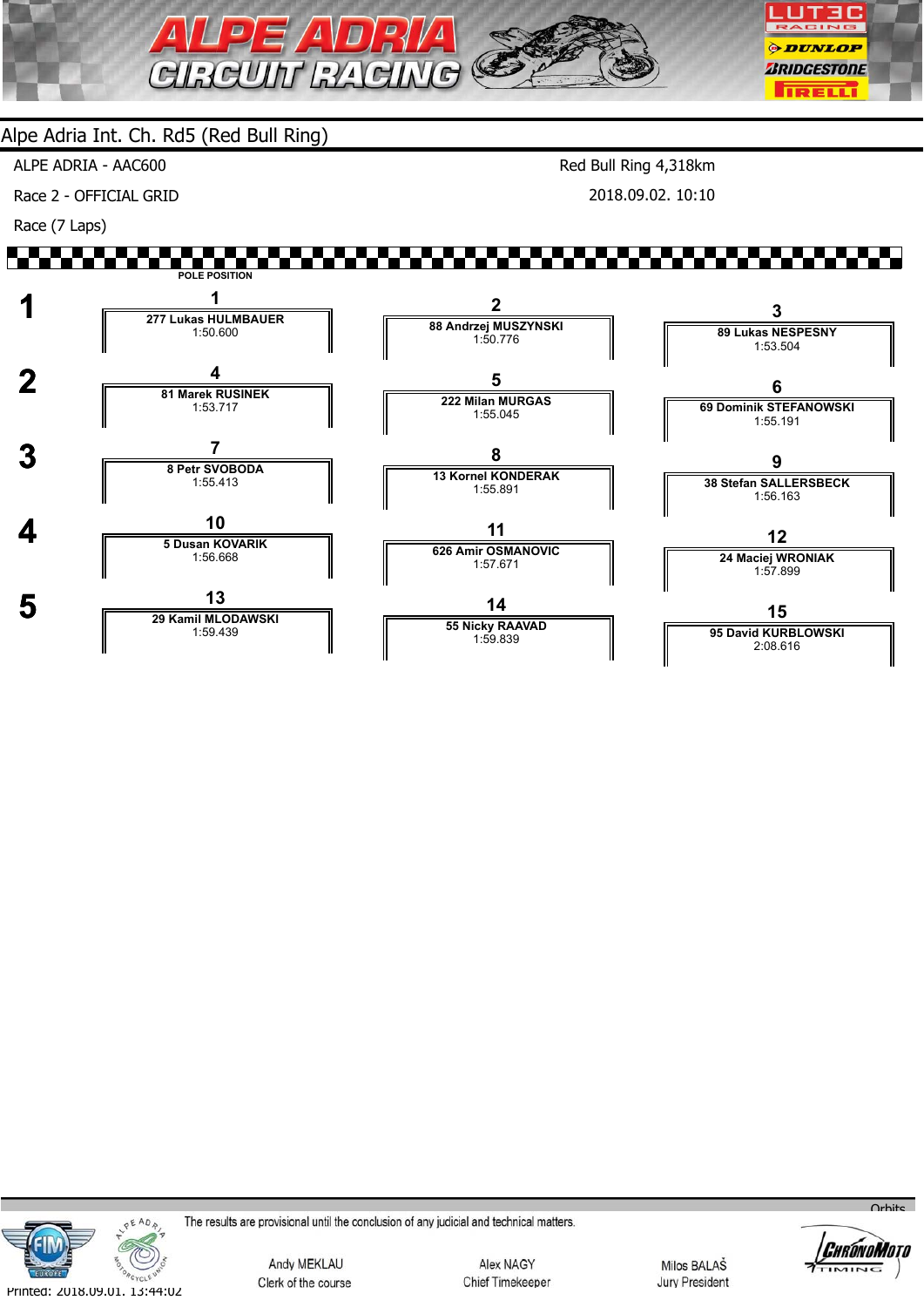# Alpe Adria Int. Ch. Rd5 (Red Bull Ring)

ALPE ADRIA - AAC600

Race 2 - OFFICIAL GRID

Race (7 Laps)

Red Bull Ring 4,318km

2018.09.02. 10:10

POLE POSITION

| Row | Pos | Rider | Time | Pos | Rider | Time | Pos | Rider | Time |
|---|---|---|---|---|---|---|---|---|---|
| 1 | 1 | 277 Lukas HULMBAUER | 1:50.600 | 2 | 88 Andrzej MUSZYNSKI | 1:50.776 | 3 | 89 Lukas NESPESNY | 1:53.504 |
| 2 | 4 | 81 Marek RUSINEK | 1:53.717 | 5 | 222 Milan MURGAS | 1:55.045 | 6 | 69 Dominik STEFANOWSKI | 1:55.191 |
| 3 | 7 | 8 Petr SVOBODA | 1:55.413 | 8 | 13 Kornel KONDERAK | 1:55.891 | 9 | 38 Stefan SALLERSBECK | 1:56.163 |
| 4 | 10 | 5 Dusan KOVARIK | 1:56.668 | 11 | 626 Amir OSMANOVIC | 1:57.671 | 12 | 24 Maciej WRONIAK | 1:57.899 |
| 5 | 13 | 29 Kamil MLODAWSKI | 1:59.439 | 14 | 55 Nicky RAAVAD | 1:59.839 | 15 | 95 David KURBLOWSKI | 2:08.616 |

The results are provisional until the conclusion of any judicial and technical matters.

Andy MEKLAU
Clerk of the course

Alex NAGY
Chief Timekeeper

Milos BALAŠ
Jury President

Printed: 2018.09.01. 13:44:02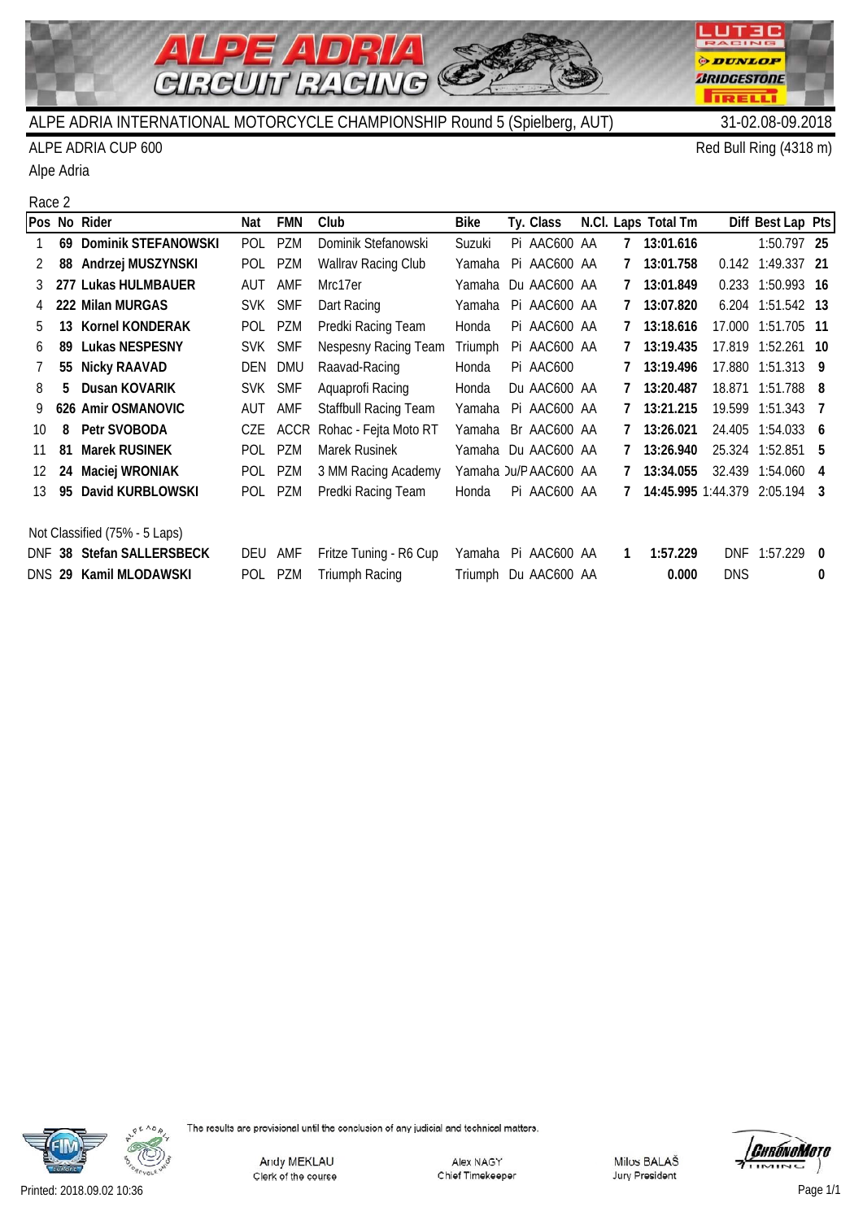# ALPE ADRIA INTERNATIONAL MOTORCYCLE CHAMPIONSHIP Round 5 (Spielberg, AUT)

31-02.08-09.2018

ALPE ADRIA CUP 600

Red Bull Ring (4318 m)

Alpe Adria

Race 2

| Pos | No | Rider | Nat | FMN | Club | Bike | Ty. | Class | N.Cl. | Laps | Total Tm | Diff | Best Lap | Pts |
|---|---|---|---|---|---|---|---|---|---|---|---|---|---|---|
| 1 | 69 | **Dominik STEFANOWSKI** | POL | PZM | Dominik Stefanowski | Suzuki | Pi | AAC600 | AA | 7 | **13:01.616** | | 1:50.797 | **25** |
| 2 | 88 | **Andrzej MUSZYNSKI** | POL | PZM | Wallrav Racing Club | Yamaha | Pi | AAC600 | AA | 7 | **13:01.758** | 0.142 | 1:49.337 | **21** |
| 3 | 277 | **Lukas HULMBAUER** | AUT | AMF | Mrc17er | Yamaha | Du | AAC600 | AA | 7 | **13:01.849** | 0.233 | 1:50.993 | **16** |
| 4 | 222 | **Milan MURGAS** | SVK | SMF | Dart Racing | Yamaha | Pi | AAC600 | AA | 7 | **13:07.820** | 6.204 | 1:51.542 | **13** |
| 5 | 13 | **Kornel KONDERAK** | POL | PZM | Predki Racing Team | Honda | Pi | AAC600 | AA | 7 | **13:18.616** | 17.000 | 1:51.705 | **11** |
| 6 | 89 | **Lukas NESPESNY** | SVK | SMF | Nespesny Racing Team | Triumph | Pi | AAC600 | AA | 7 | **13:19.435** | 17.819 | 1:52.261 | **10** |
| 7 | 55 | **Nicky RAAVAD** | DEN | DMU | Raavad-Racing | Honda | Pi | AAC600 | | 7 | **13:19.496** | 17.880 | 1:51.313 | **9** |
| 8 | 5 | **Dusan KOVARIK** | SVK | SMF | Aquaprofi Racing | Honda | Du | AAC600 | AA | 7 | **13:20.487** | 18.871 | 1:51.788 | **8** |
| 9 | 626 | **Amir OSMANOVIC** | AUT | AMF | Staffbull Racing Team | Yamaha | Pi | AAC600 | AA | 7 | **13:21.215** | 19.599 | 1:51.343 | **7** |
| 10 | 8 | **Petr SVOBODA** | CZE | ACCR | Rohac - Fejta Moto RT | Yamaha | Br | AAC600 | AA | 7 | **13:26.021** | 24.405 | 1:54.033 | **6** |
| 11 | 81 | **Marek RUSINEK** | POL | PZM | Marek Rusinek | Yamaha | Du | AAC600 | AA | 7 | **13:26.940** | 25.324 | 1:52.851 | **5** |
| 12 | 24 | **Maciej WRONIAK** | POL | PZM | 3 MM Racing Academy | Yamaha | Du/P | AAC600 | AA | 7 | **13:34.055** | 32.439 | 1:54.060 | **4** |
| 13 | 95 | **David KURBLOWSKI** | POL | PZM | Predki Racing Team | Honda | Pi | AAC600 | AA | 7 | **14:45.995** | 1:44.379 | 2:05.194 | **3** |
| Not Classified (75% - 5 Laps) | | | | | | | | | | | | | | |
| DNF | 38 | **Stefan SALLERSBECK** | DEU | AMF | Fritze Tuning - R6 Cup | Yamaha | Pi | AAC600 | AA | 1 | **1:57.229** | DNF | 1:57.229 | **0** |
| DNS | 29 | **Kamil MLODAWSKI** | POL | PZM | Triumph Racing | Triumph | Du | AAC600 | AA | | **0.000** | DNS | | **0** |

The results are provisional until the conclusion of any judicial and technical matters.

Andy MEKLAU
Clerk of the course

Alex NAGY
Chief Timekeeper

Milos BALAŠ
Jury President

Printed: 2018.09.02 10:36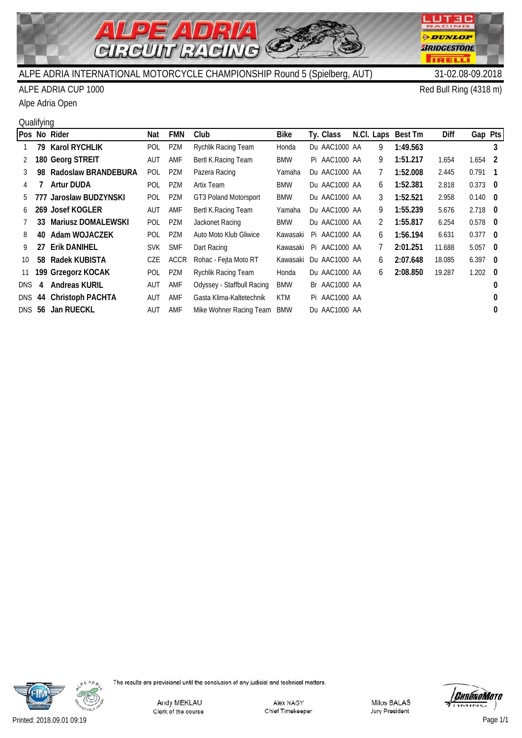# ALPE ADRIA INTERNATIONAL MOTORCYCLE CHAMPIONSHIP Round 5 (Spielberg, AUT)

31-02.08-09.2018

ALPE ADRIA CUP 1000

Red Bull Ring (4318 m)

Alpe Adria Open

Qualifying

| Pos | No | Rider | Nat | FMN | Club | Bike | Ty. | Class | N.Cl. | Laps | Best Tm | Diff | Gap | Pts |
|---|---|---|---|---|---|---|---|---|---|---|---|---|---|---|
| 1 | 79 | Karol RYCHLIK | POL | PZM | Rychlik Racing Team | Honda | Du | AAC1000 | AA | 9 | 1:49.563 | | | 3 |
| 2 | 180 | Georg STREIT | AUT | AMF | Bertl K.Racing Team | BMW | Pi | AAC1000 | AA | 9 | 1:51.217 | 1.654 | 1.654 | 2 |
| 3 | 98 | Radoslaw BRANDEBURA | POL | PZM | Pazera Racing | Yamaha | Du | AAC1000 | AA | 7 | 1:52.008 | 2.445 | 0.791 | 1 |
| 4 | 7 | Artur DUDA | POL | PZM | Artix Team | BMW | Du | AAC1000 | AA | 6 | 1:52.381 | 2.818 | 0.373 | 0 |
| 5 | 777 | Jaroslaw BUDZYNSKI | POL | PZM | GT3 Poland Motorsport | BMW | Du | AAC1000 | AA | 3 | 1:52.521 | 2.958 | 0.140 | 0 |
| 6 | 269 | Josef KOGLER | AUT | AMF | Bertl K.Racing Team | Yamaha | Du | AAC1000 | AA | 9 | 1:55.239 | 5.676 | 2.718 | 0 |
| 7 | 33 | Mariusz DOMALEWSKI | POL | PZM | Jackonet Racing | BMW | Du | AAC1000 | AA | 2 | 1:55.817 | 6.254 | 0.578 | 0 |
| 8 | 40 | Adam WOJACZEK | POL | PZM | Auto Moto Klub Gliwice | Kawasaki | Pi | AAC1000 | AA | 6 | 1:56.194 | 6.631 | 0.377 | 0 |
| 9 | 27 | Erik DANIHEL | SVK | SMF | Dart Racing | Kawasaki | Pi | AAC1000 | AA | 7 | 2:01.251 | 11.688 | 5.057 | 0 |
| 10 | 58 | Radek KUBISTA | CZE | ACCR | Rohac - Fejta Moto RT | Kawasaki | Du | AAC1000 | AA | 6 | 2:07.648 | 18.085 | 6.397 | 0 |
| 11 | 199 | Grzegorz KOCAK | POL | PZM | Rychlik Racing Team | Honda | Du | AAC1000 | AA | 6 | 2:08.850 | 19.287 | 1.202 | 0 |
| DNS | 4 | Andreas KURIL | AUT | AMF | Odyssey - Staffbull Racing | BMW | Br | AAC1000 | AA | | | | | 0 |
| DNS | 44 | Christoph PACHTA | AUT | AMF | Gasta Klima-Kaltetechnik | KTM | Pi | AAC1000 | AA | | | | | 0 |
| DNS | 56 | Jan RUECKL | AUT | AMF | Mike Wohner Racing Team | BMW | Du | AAC1000 | AA | | | | | 0 |

The results are provisional until the conclusion of any judicial and technical matters.

Andy MEKLAU — Clerk of the course

Alex NAGY — Chief Timekeeper

Milos BALAŠ — Jury President

Printed: 2018.09.01 09:19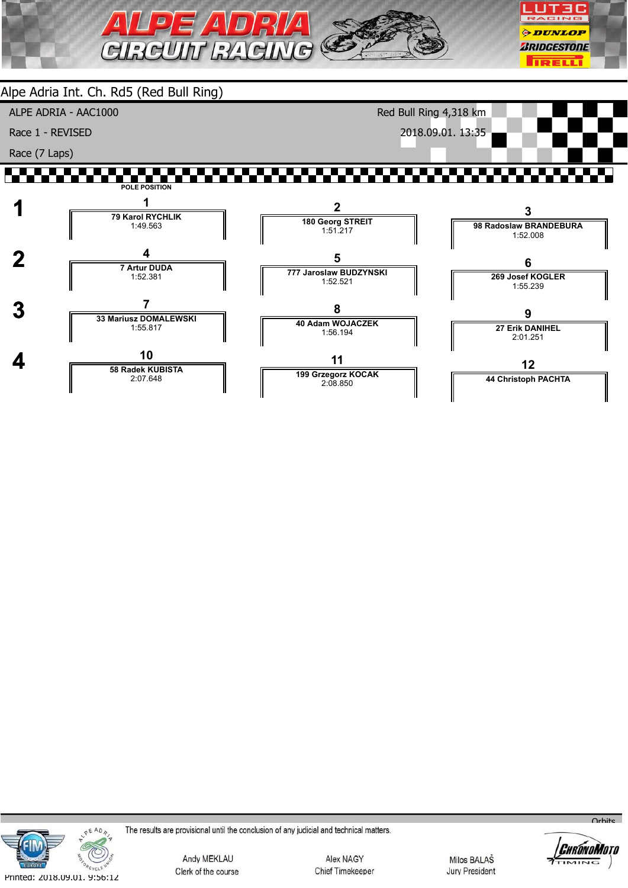# Alpe Adria Int. Ch. Rd5 (Red Bull Ring)

ALPE ADRIA - AAC1000 — Red Bull Ring 4,318 km

Race 1 - REVISED — 2018.09.01. 13:35

Race (7 Laps)

POLE POSITION

| Row | Position | Rider | Time | Position | Rider | Time | Position | Rider | Time |
|---|---|---|---|---|---|---|---|---|---|
| 1 | 1 | 79 Karol RYCHLIK | 1:49.563 | 2 | 180 Georg STREIT | 1:51.217 | 3 | 98 Radoslaw BRANDEBURA | 1:52.008 |
| 2 | 4 | 7 Artur DUDA | 1:52.381 | 5 | 777 Jaroslaw BUDZYNSKI | 1:52.521 | 6 | 269 Josef KOGLER | 1:55.239 |
| 3 | 7 | 33 Mariusz DOMALEWSKI | 1:55.817 | 8 | 40 Adam WOJACZEK | 1:56.194 | 9 | 27 Erik DANIHEL | 2:01.251 |
| 4 | 10 | 58 Radek KUBISTA | 2:07.648 | 11 | 199 Grzegorz KOCAK | 2:08.850 | 12 | 44 Christoph PACHTA | |

The results are provisional until the conclusion of any judicial and technical matters.

Andy MEKLAU — Clerk of the course

Alex NAGY — Chief Timekeeper

Milos BALAŠ — Jury President

Printed: 2018.09.01. 9:56:12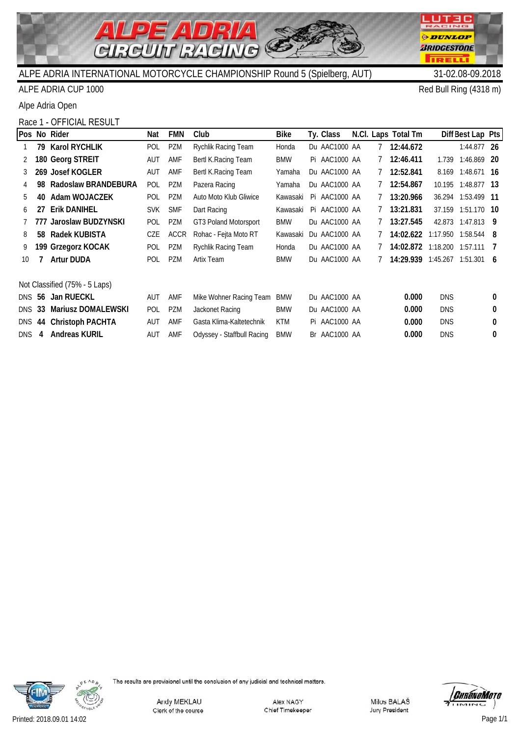# ALPE ADRIA INTERNATIONAL MOTORCYCLE CHAMPIONSHIP Round 5 (Spielberg, AUT)

31-02.08-09.2018

ALPE ADRIA CUP 1000

Red Bull Ring (4318 m)

Alpe Adria Open

## Race 1 - OFFICIAL RESULT

| Pos | No | Rider | Nat | FMN | Club | Bike | Ty. | Class | N.Cl. | Laps | Total Tm | Diff | Best Lap | Pts |
|---|---|---|---|---|---|---|---|---|---|---|---|---|---|---|
| 1 | 79 | **Karol RYCHLIK** | POL | PZM | Rychlik Racing Team | Honda | Du | AAC1000 | AA | 7 | **12:44.672** | | 1:44.877 | **26** |
| 2 | 180 | **Georg STREIT** | AUT | AMF | Bertl K.Racing Team | BMW | Pi | AAC1000 | AA | 7 | **12:46.411** | 1.739 | 1:46.869 | **20** |
| 3 | 269 | **Josef KOGLER** | AUT | AMF | Bertl K.Racing Team | Yamaha | Du | AAC1000 | AA | 7 | **12:52.841** | 8.169 | 1:48.671 | **16** |
| 4 | 98 | **Radoslaw BRANDEBURA** | POL | PZM | Pazera Racing | Yamaha | Du | AAC1000 | AA | 7 | **12:54.867** | 10.195 | 1:48.877 | **13** |
| 5 | 40 | **Adam WOJACZEK** | POL | PZM | Auto Moto Klub Gliwice | Kawasaki | Pi | AAC1000 | AA | 7 | **13:20.966** | 36.294 | 1:53.499 | **11** |
| 6 | 27 | **Erik DANIHEL** | SVK | SMF | Dart Racing | Kawasaki | Pi | AAC1000 | AA | 7 | **13:21.831** | 37.159 | 1:51.170 | **10** |
| 7 | 777 | **Jaroslaw BUDZYNSKI** | POL | PZM | GT3 Poland Motorsport | BMW | Du | AAC1000 | AA | 7 | **13:27.545** | 42.873 | 1:47.813 | **9** |
| 8 | 58 | **Radek KUBISTA** | CZE | ACCR | Rohac - Fejta Moto RT | Kawasaki | Du | AAC1000 | AA | 7 | **14:02.622** | 1:17.950 | 1:58.544 | **8** |
| 9 | 199 | **Grzegorz KOCAK** | POL | PZM | Rychlik Racing Team | Honda | Du | AAC1000 | AA | 7 | **14:02.872** | 1:18.200 | 1:57.111 | **7** |
| 10 | 7 | **Artur DUDA** | POL | PZM | Artix Team | BMW | Du | AAC1000 | AA | 7 | **14:29.939** | 1:45.267 | 1:51.301 | **6** |
| | | Not Classified (75% - 5 Laps) | | | | | | | | | | | | |
| DNS | 56 | **Jan RUECKL** | AUT | AMF | Mike Wohner Racing Team | BMW | Du | AAC1000 | AA | | **0.000** | DNS | | **0** |
| DNS | 33 | **Mariusz DOMALEWSKI** | POL | PZM | Jackonet Racing | BMW | Du | AAC1000 | AA | | **0.000** | DNS | | **0** |
| DNS | 44 | **Christoph PACHTA** | AUT | AMF | Gasta Klima-Kaltetechnik | KTM | Pi | AAC1000 | AA | | **0.000** | DNS | | **0** |
| DNS | 4 | **Andreas KURIL** | AUT | AMF | Odyssey - Staffbull Racing | BMW | Br | AAC1000 | AA | | **0.000** | DNS | | **0** |

The results are provisional until the conclusion of any judicial and technical matters.

Andy MEKLAU, Clerk of the course — Alex NAGY, Chief Timekeeper — Milos BALAŠ, Jury President

Printed: 2018.09.01 14:02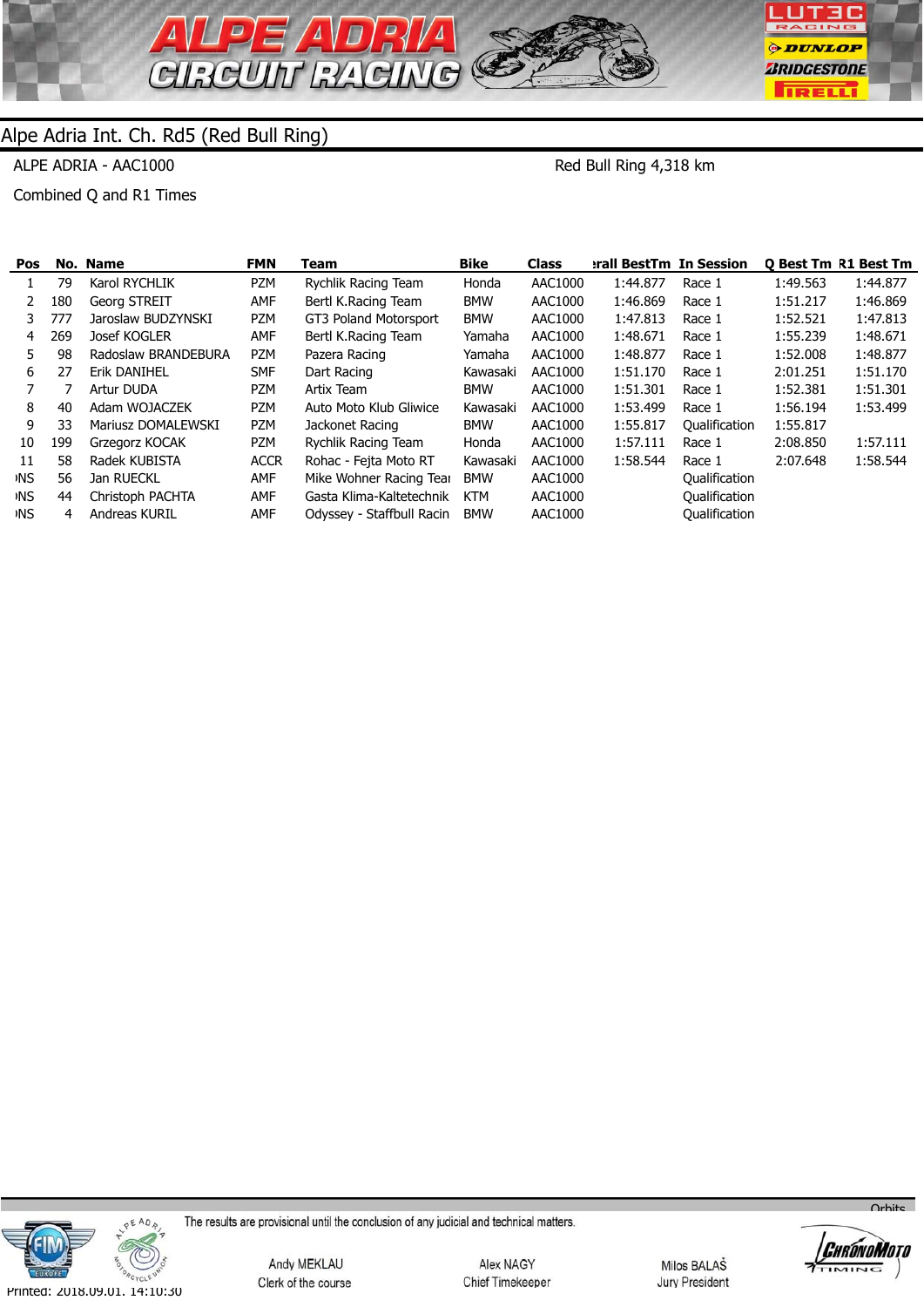## Alpe Adria Int. Ch. Rd5 (Red Bull Ring)

ALPE ADRIA - AAC1000 Red Bull Ring 4,318 km

Combined Q and R1 Times

| Pos | No. | Name | FMN | Team | Bike | Class | Overall BestTm | In Session | Q Best Tm | R1 Best Tm |
|---|---|---|---|---|---|---|---|---|---|---|
| 1 | 79 | Karol RYCHLIK | PZM | Rychlik Racing Team | Honda | AAC1000 | 1:44.877 | Race 1 | 1:49.563 | 1:44.877 |
| 2 | 180 | Georg STREIT | AMF | Bertl K.Racing Team | BMW | AAC1000 | 1:46.869 | Race 1 | 1:51.217 | 1:46.869 |
| 3 | 777 | Jaroslaw BUDZYNSKI | PZM | GT3 Poland Motorsport | BMW | AAC1000 | 1:47.813 | Race 1 | 1:52.521 | 1:47.813 |
| 4 | 269 | Josef KOGLER | AMF | Bertl K.Racing Team | Yamaha | AAC1000 | 1:48.671 | Race 1 | 1:55.239 | 1:48.671 |
| 5 | 98 | Radoslaw BRANDEBURA | PZM | Pazera Racing | Yamaha | AAC1000 | 1:48.877 | Race 1 | 1:52.008 | 1:48.877 |
| 6 | 27 | Erik DANIHEL | SMF | Dart Racing | Kawasaki | AAC1000 | 1:51.170 | Race 1 | 2:01.251 | 1:51.170 |
| 7 | 7 | Artur DUDA | PZM | Artix Team | BMW | AAC1000 | 1:51.301 | Race 1 | 1:52.381 | 1:51.301 |
| 8 | 40 | Adam WOJACZEK | PZM | Auto Moto Klub Gliwice | Kawasaki | AAC1000 | 1:53.499 | Race 1 | 1:56.194 | 1:53.499 |
| 9 | 33 | Mariusz DOMALEWSKI | PZM | Jackonet Racing | BMW | AAC1000 | 1:55.817 | Qualification | 1:55.817 | |
| 10 | 199 | Grzegorz KOCAK | PZM | Rychlik Racing Team | Honda | AAC1000 | 1:57.111 | Race 1 | 2:08.850 | 1:57.111 |
| 11 | 58 | Radek KUBISTA | ACCR | Rohac - Fejta Moto RT | Kawasaki | AAC1000 | 1:58.544 | Race 1 | 2:07.648 | 1:58.544 |
| DNS | 56 | Jan RUECKL | AMF | Mike Wohner Racing Team | BMW | AAC1000 | | Qualification | | |
| DNS | 44 | Christoph PACHTA | AMF | Gasta Klima-Kaltetechnik | KTM | AAC1000 | | Qualification | | |
| DNS | 4 | Andreas KURIL | AMF | Odyssey - Staffbull Racing | BMW | AAC1000 | | Qualification | | |

The results are provisional until the conclusion of any judicial and technical matters.

Andy MEKLAU — Clerk of the course | Alex NAGY — Chief Timekeeper | Milos BALAŠ — Jury President

Printed: 2018.09.01. 14:10:30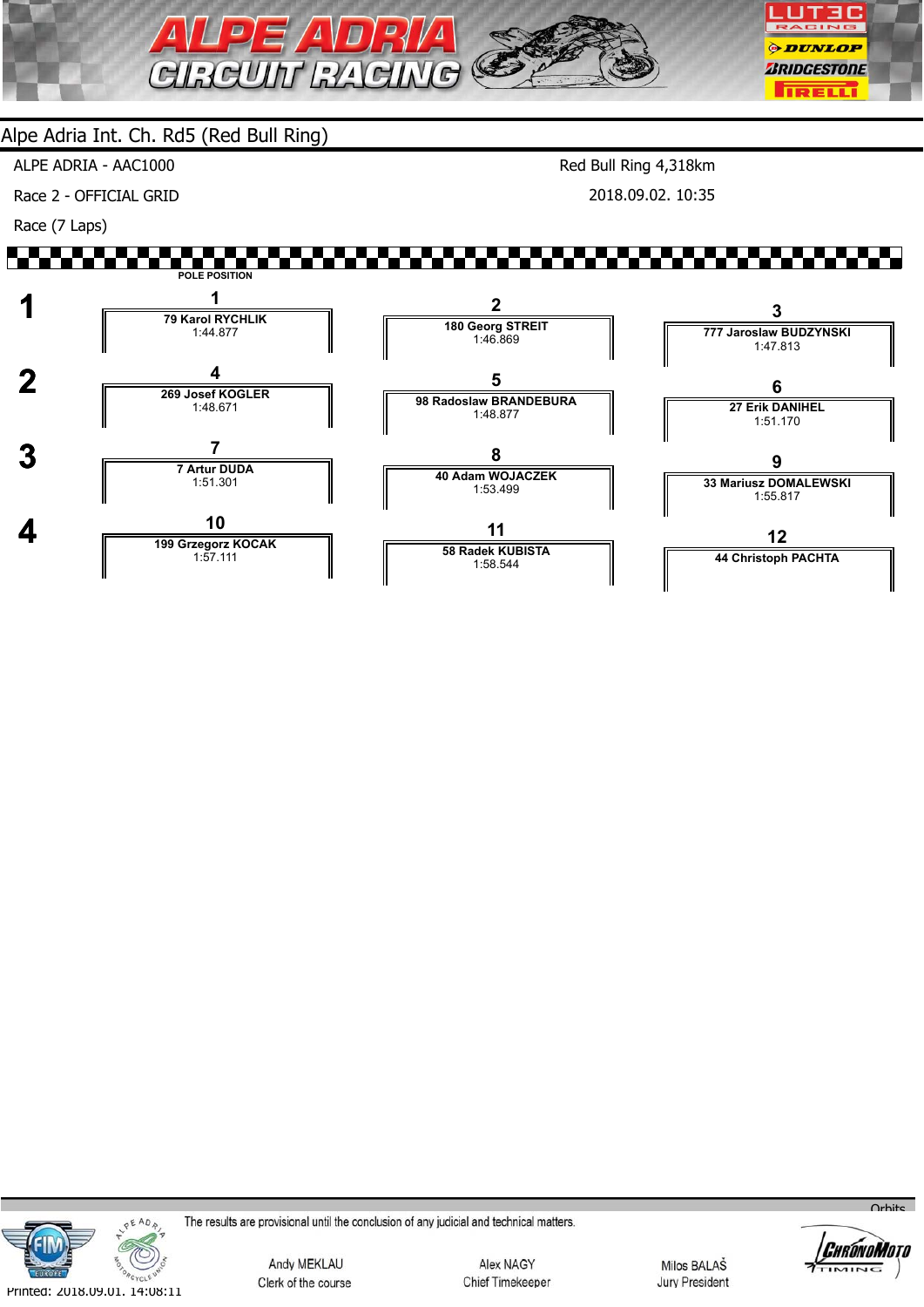# Alpe Adria Int. Ch. Rd5 (Red Bull Ring)

ALPE ADRIA - AAC1000

Race 2 - OFFICIAL GRID

Race (7 Laps)

Red Bull Ring 4,318km

2018.09.02. 10:35

POLE POSITION

| Row | | | |
|---|---|---|---|
| 1 | **1** 79 Karol RYCHLIK 1:44.877 | **2** 180 Georg STREIT 1:46.869 | **3** 777 Jaroslaw BUDZYNSKI 1:47.813 |
| 2 | **4** 269 Josef KOGLER 1:48.671 | **5** 98 Radoslaw BRANDEBURA 1:48.877 | **6** 27 Erik DANIHEL 1:51.170 |
| 3 | **7** 7 Artur DUDA 1:51.301 | **8** 40 Adam WOJACZEK 1:53.499 | **9** 33 Mariusz DOMALEWSKI 1:55.817 |
| 4 | **10** 199 Grzegorz KOCAK 1:57.111 | **11** 58 Radek KUBISTA 1:58.544 | **12** 44 Christoph PACHTA |

The results are provisional until the conclusion of any judicial and technical matters.

Andy MEKLAU
Clerk of the course

Alex NAGY
Chief Timekeeper

Milos BALAŠ
Jury President

Printed: 2018.09.01. 14:08:11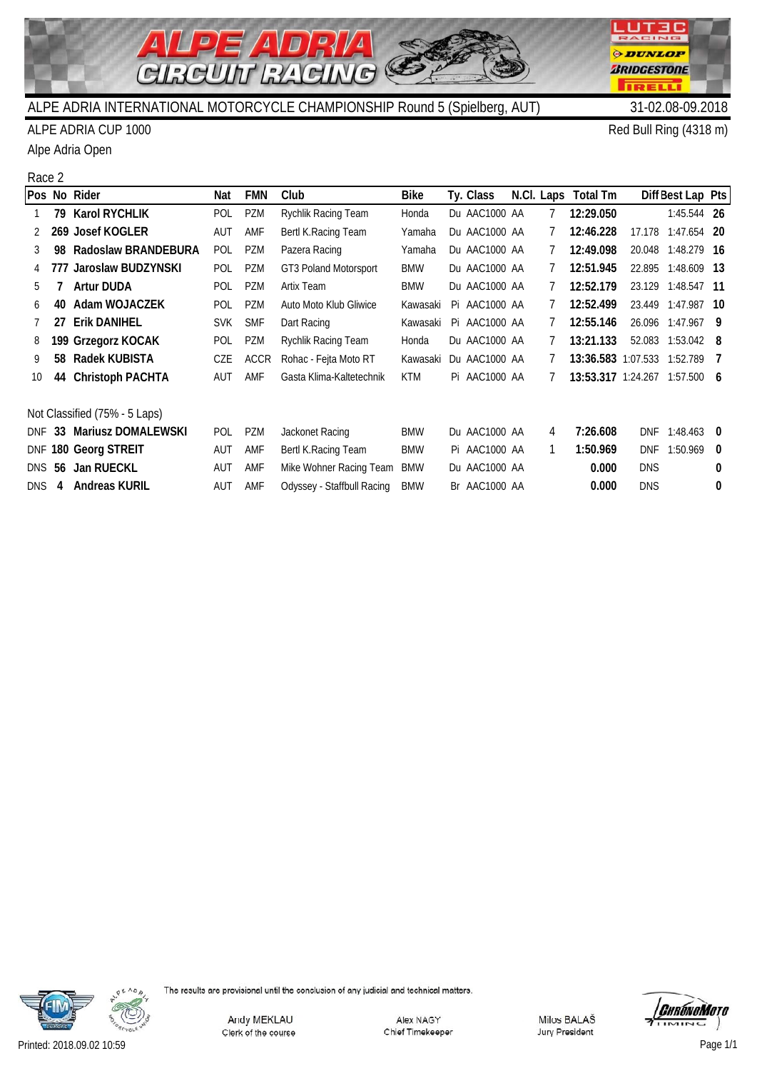# ALPE ADRIA CIRCUIT RACING

ALPE ADRIA INTERNATIONAL MOTORCYCLE CHAMPIONSHIP Round 5 (Spielberg, AUT) 31-02.08-09.2018

ALPE ADRIA CUP 1000 Red Bull Ring (4318 m)

Alpe Adria Open

Race 2

| Pos | No | Rider | Nat | FMN | Club | Bike | Ty. | Class | N.Cl. | Laps | Total Tm | Diff | Best Lap | Pts |
|---|---|---|---|---|---|---|---|---|---|---|---|---|---|---|
| 1 | 79 | **Karol RYCHLIK** | POL | PZM | Rychlik Racing Team | Honda | Du | AAC1000 | AA | 7 | **12:29.050** | | 1:45.544 | **26** |
| 2 | 269 | **Josef KOGLER** | AUT | AMF | Bertl K.Racing Team | Yamaha | Du | AAC1000 | AA | 7 | **12:46.228** | 17.178 | 1:47.654 | **20** |
| 3 | 98 | **Radoslaw BRANDEBURA** | POL | PZM | Pazera Racing | Yamaha | Du | AAC1000 | AA | 7 | **12:49.098** | 20.048 | 1:48.279 | **16** |
| 4 | 777 | **Jaroslaw BUDZYNSKI** | POL | PZM | GT3 Poland Motorsport | BMW | Du | AAC1000 | AA | 7 | **12:51.945** | 22.895 | 1:48.609 | **13** |
| 5 | 7 | **Artur DUDA** | POL | PZM | Artix Team | BMW | Du | AAC1000 | AA | 7 | **12:52.179** | 23.129 | 1:48.547 | **11** |
| 6 | 40 | **Adam WOJACZEK** | POL | PZM | Auto Moto Klub Gliwice | Kawasaki | Pi | AAC1000 | AA | 7 | **12:52.499** | 23.449 | 1:47.987 | **10** |
| 7 | 27 | **Erik DANIHEL** | SVK | SMF | Dart Racing | Kawasaki | Pi | AAC1000 | AA | 7 | **12:55.146** | 26.096 | 1:47.967 | **9** |
| 8 | 199 | **Grzegorz KOCAK** | POL | PZM | Rychlik Racing Team | Honda | Du | AAC1000 | AA | 7 | **13:21.133** | 52.083 | 1:53.042 | **8** |
| 9 | 58 | **Radek KUBISTA** | CZE | ACCR | Rohac - Fejta Moto RT | Kawasaki | Du | AAC1000 | AA | 7 | **13:36.583** | 1:07.533 | 1:52.789 | **7** |
| 10 | 44 | **Christoph PACHTA** | AUT | AMF | Gasta Klima-Kaltetechnik | KTM | Pi | AAC1000 | AA | 7 | **13:53.317** | 1:24.267 | 1:57.500 | **6** |
| Not Classified (75% - 5 Laps) | | | | | | | | | | | | | | |
| DNF | 33 | **Mariusz DOMALEWSKI** | POL | PZM | Jackonet Racing | BMW | Du | AAC1000 | AA | 4 | **7:26.608** | DNF | 1:48.463 | **0** |
| DNF | 180 | **Georg STREIT** | AUT | AMF | Bertl K.Racing Team | BMW | Pi | AAC1000 | AA | 1 | **1:50.969** | DNF | 1:50.969 | **0** |
| DNS | 56 | **Jan RUECKL** | AUT | AMF | Mike Wohner Racing Team | BMW | Du | AAC1000 | AA | | **0.000** | DNS | | **0** |
| DNS | 4 | **Andreas KURIL** | AUT | AMF | Odyssey - Staffbull Racing | BMW | Br | AAC1000 | AA | | **0.000** | DNS | | **0** |

The results are provisional until the conclusion of any judicial and technical matters.

Andy MEKLAU
Clerk of the course

Alex NAGY
Chief Timekeeper

Milos BALAŠ
Jury President

Printed: 2018.09.02 10:59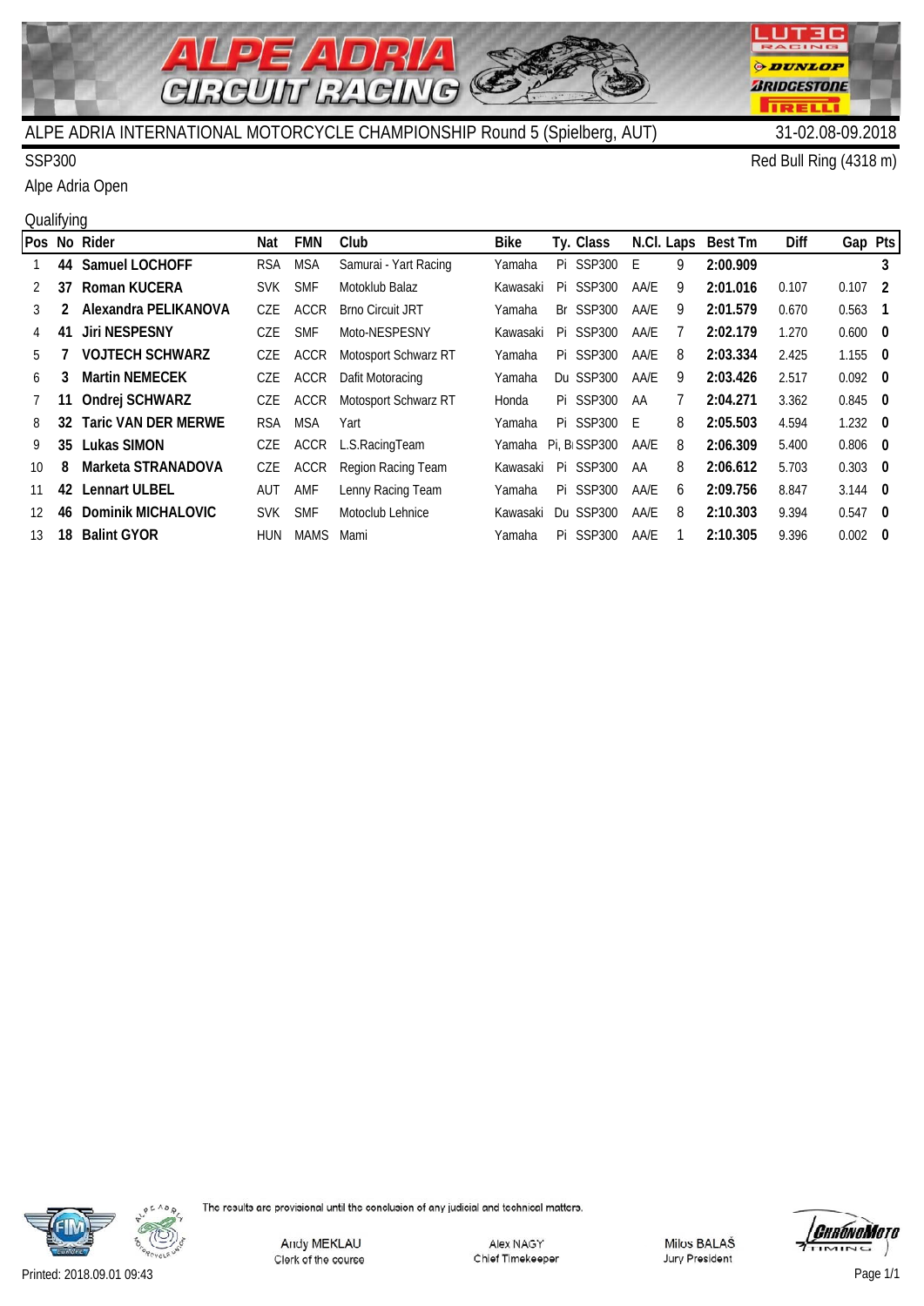# ALPE ADRIA INTERNATIONAL MOTORCYCLE CHAMPIONSHIP Round 5 (Spielberg, AUT)

31-02.08-09.2018

SSP300

Red Bull Ring (4318 m)

Alpe Adria Open

Qualifying

| Pos | No | Rider | Nat | FMN | Club | Bike | Ty. | Class | N.Cl. | Laps | Best Tm | Diff | Gap | Pts |
|---|---|---|---|---|---|---|---|---|---|---|---|---|---|---|
| 1 | **44** | **Samuel LOCHOFF** | RSA | MSA | Samurai - Yart Racing | Yamaha | Pi | SSP300 | E | 9 | **2:00.909** | | | **3** |
| 2 | **37** | **Roman KUCERA** | SVK | SMF | Motoklub Balaz | Kawasaki | Pi | SSP300 | AA/E | 9 | **2:01.016** | 0.107 | 0.107 | **2** |
| 3 | **2** | **Alexandra PELIKANOVA** | CZE | ACCR | Brno Circuit JRT | Yamaha | Br | SSP300 | AA/E | 9 | **2:01.579** | 0.670 | 0.563 | **1** |
| 4 | **41** | **Jiri NESPESNY** | CZE | SMF | Moto-NESPESNY | Kawasaki | Pi | SSP300 | AA/E | 7 | **2:02.179** | 1.270 | 0.600 | **0** |
| 5 | **7** | **VOJTECH SCHWARZ** | CZE | ACCR | Motosport Schwarz RT | Yamaha | Pi | SSP300 | AA/E | 8 | **2:03.334** | 2.425 | 1.155 | **0** |
| 6 | **3** | **Martin NEMECEK** | CZE | ACCR | Dafit Motoracing | Yamaha | Du | SSP300 | AA/E | 9 | **2:03.426** | 2.517 | 0.092 | **0** |
| 7 | **11** | **Ondrej SCHWARZ** | CZE | ACCR | Motosport Schwarz RT | Honda | Pi | SSP300 | AA | 7 | **2:04.271** | 3.362 | 0.845 | **0** |
| 8 | **32** | **Taric VAN DER MERWE** | RSA | MSA | Yart | Yamaha | Pi | SSP300 | E | 8 | **2:05.503** | 4.594 | 1.232 | **0** |
| 9 | **35** | **Lukas SIMON** | CZE | ACCR | L.S.RacingTeam | Yamaha | Pi, B | SSP300 | AA/E | 8 | **2:06.309** | 5.400 | 0.806 | **0** |
| 10 | **8** | **Marketa STRANADOVA** | CZE | ACCR | Region Racing Team | Kawasaki | Pi | SSP300 | AA | 8 | **2:06.612** | 5.703 | 0.303 | **0** |
| 11 | **42** | **Lennart ULBEL** | AUT | AMF | Lenny Racing Team | Yamaha | Pi | SSP300 | AA/E | 6 | **2:09.756** | 8.847 | 3.144 | **0** |
| 12 | **46** | **Dominik MICHALOVIC** | SVK | SMF | Motoclub Lehnice | Kawasaki | Du | SSP300 | AA/E | 8 | **2:10.303** | 9.394 | 0.547 | **0** |
| 13 | **18** | **Balint GYOR** | HUN | MAMS | Mami | Yamaha | Pi | SSP300 | AA/E | 1 | **2:10.305** | 9.396 | 0.002 | **0** |

The results are provisional until the conclusion of any judicial and technical matters.

Andy MEKLAU
Clerk of the course

Alex NAGY
Chief Timekeeper

Milos BALAŠ
Jury President

Printed: 2018.09.01 09:43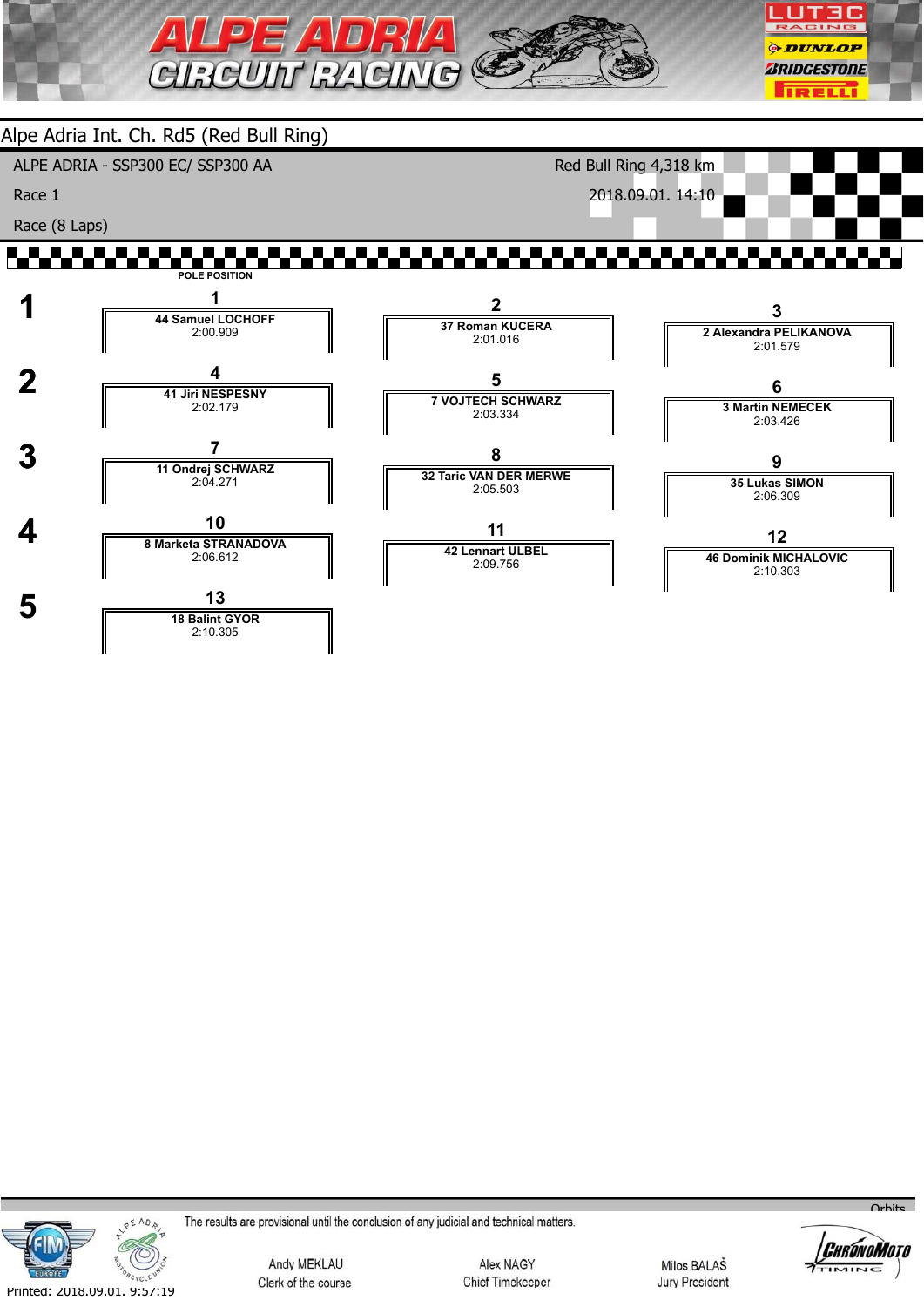# Alpe Adria Int. Ch. Rd5 (Red Bull Ring)

ALPE ADRIA - SSP300 EC/ SSP300 AA — Red Bull Ring 4,318 km

Race 1 — 2018.09.01. 14:10

Race (8 Laps)

POLE POSITION

| Row | Left | Center | Right |
|---|---|---|---|
| 1 | **1** 44 Samuel LOCHOFF 2:00.909 | **2** 37 Roman KUCERA 2:01.016 | **3** 2 Alexandra PELIKANOVA 2:01.579 |
| 2 | **4** 41 Jiri NESPESNY 2:02.179 | **5** 7 VOJTECH SCHWARZ 2:03.334 | **6** 3 Martin NEMECEK 2:03.426 |
| 3 | **7** 11 Ondrej SCHWARZ 2:04.271 | **8** 32 Taric VAN DER MERWE 2:05.503 | **9** 35 Lukas SIMON 2:06.309 |
| 4 | **10** 8 Marketa STRANADOVA 2:06.612 | **11** 42 Lennart ULBEL 2:09.756 | **12** 46 Dominik MICHALOVIC 2:10.303 |
| 5 | **13** 18 Balint GYOR 2:10.305 | | |

The results are provisional until the conclusion of any judicial and technical matters.

| Andy MEKLAU | Alex NAGY | Milos BALAŠ |
|---|---|---|
| Clerk of the course | Chief Timekeeper | Jury President |

Printed: 2018.09.01. 9:57:19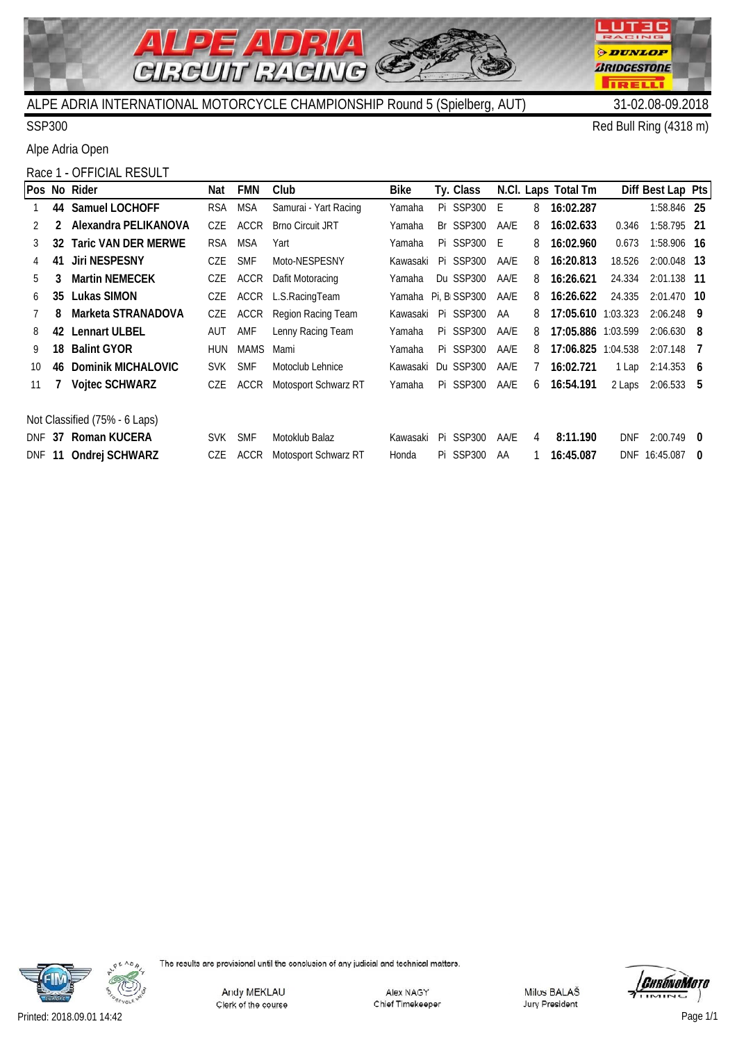# ALPE ADRIA INTERNATIONAL MOTORCYCLE CHAMPIONSHIP Round 5 (Spielberg, AUT)

31-02.08-09.2018

SSP300

Red Bull Ring (4318 m)

Alpe Adria Open

Race 1 - OFFICIAL RESULT

| Pos | No | Rider | Nat | FMN | Club | Bike | Ty. | Class | N.Cl. | Laps | Total Tm | Diff | Best Lap | Pts |
|---|---|---|---|---|---|---|---|---|---|---|---|---|---|---|
| 1 | **44** | **Samuel LOCHOFF** | RSA | MSA | Samurai - Yart Racing | Yamaha | Pi | SSP300 | E | 8 | **16:02.287** | | 1:58.846 | **25** |
| 2 | **2** | **Alexandra PELIKANOVA** | CZE | ACCR | Brno Circuit JRT | Yamaha | Br | SSP300 | AA/E | 8 | **16:02.633** | 0.346 | 1:58.795 | **21** |
| 3 | **32** | **Taric VAN DER MERWE** | RSA | MSA | Yart | Yamaha | Pi | SSP300 | E | 8 | **16:02.960** | 0.673 | 1:58.906 | **16** |
| 4 | **41** | **Jiri NESPESNY** | CZE | SMF | Moto-NESPESNY | Kawasaki | Pi | SSP300 | AA/E | 8 | **16:20.813** | 18.526 | 2:00.048 | **13** |
| 5 | **3** | **Martin NEMECEK** | CZE | ACCR | Dafit Motoracing | Yamaha | Du | SSP300 | AA/E | 8 | **16:26.621** | 24.334 | 2:01.138 | **11** |
| 6 | **35** | **Lukas SIMON** | CZE | ACCR | L.S.RacingTeam | Yamaha | Pi, B | SSP300 | AA/E | 8 | **16:26.622** | 24.335 | 2:01.470 | **10** |
| 7 | **8** | **Marketa STRANADOVA** | CZE | ACCR | Region Racing Team | Kawasaki | Pi | SSP300 | AA | 8 | **17:05.610** | 1:03.323 | 2:06.248 | **9** |
| 8 | **42** | **Lennart ULBEL** | AUT | AMF | Lenny Racing Team | Yamaha | Pi | SSP300 | AA/E | 8 | **17:05.886** | 1:03.599 | 2:06.630 | **8** |
| 9 | **18** | **Balint GYOR** | HUN | MAMS | Mami | Yamaha | Pi | SSP300 | AA/E | 8 | **17:06.825** | 1:04.538 | 2:07.148 | **7** |
| 10 | **46** | **Dominik MICHALOVIC** | SVK | SMF | Motoclub Lehnice | Kawasaki | Du | SSP300 | AA/E | 7 | **16:02.721** | 1 Lap | 2:14.353 | **6** |
| 11 | **7** | **Vojtec SCHWARZ** | CZE | ACCR | Motosport Schwarz RT | Yamaha | Pi | SSP300 | AA/E | 6 | **16:54.191** | 2 Laps | 2:06.533 | **5** |
| | | Not Classified (75% - 6 Laps) | | | | | | | | | | | | |
| DNF | **37** | **Roman KUCERA** | SVK | SMF | Motoklub Balaz | Kawasaki | Pi | SSP300 | AA/E | 4 | **8:11.190** | DNF | 2:00.749 | **0** |
| DNF | **11** | **Ondrej SCHWARZ** | CZE | ACCR | Motosport Schwarz RT | Honda | Pi | SSP300 | AA | 1 | **16:45.087** | DNF | 16:45.087 | **0** |

The results are provisional until the conclusion of any judicial and technical matters.

Andy MEKLAU
Clerk of the course

Alex NAGY
Chief Timekeeper

Milos BALAŠ
Jury President

Printed: 2018.09.01 14:42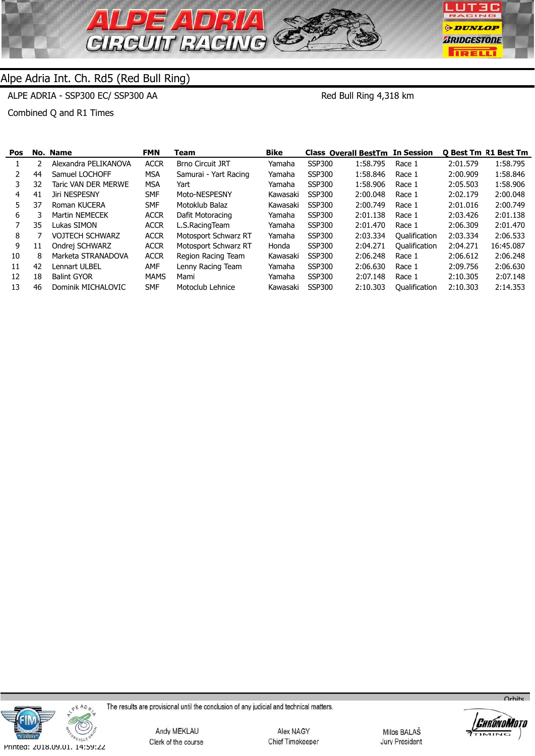## Alpe Adria Int. Ch. Rd5 (Red Bull Ring)

ALPE ADRIA - SSP300 EC/ SSP300 AA

Red Bull Ring 4,318 km

Combined Q and R1 Times

| Pos | No. | Name | FMN | Team | Bike | Class | Overall BestTm | In Session | Q Best Tm | R1 Best Tm |
|---|---|---|---|---|---|---|---|---|---|---|
| 1 | 2 | Alexandra PELIKANOVA | ACCR | Brno Circuit JRT | Yamaha | SSP300 | 1:58.795 | Race 1 | 2:01.579 | 1:58.795 |
| 2 | 44 | Samuel LOCHOFF | MSA | Samurai - Yart Racing | Yamaha | SSP300 | 1:58.846 | Race 1 | 2:00.909 | 1:58.846 |
| 3 | 32 | Taric VAN DER MERWE | MSA | Yart | Yamaha | SSP300 | 1:58.906 | Race 1 | 2:05.503 | 1:58.906 |
| 4 | 41 | Jiri NESPESNY | SMF | Moto-NESPESNY | Kawasaki | SSP300 | 2:00.048 | Race 1 | 2:02.179 | 2:00.048 |
| 5 | 37 | Roman KUCERA | SMF | Motoklub Balaz | Kawasaki | SSP300 | 2:00.749 | Race 1 | 2:01.016 | 2:00.749 |
| 6 | 3 | Martin NEMECEK | ACCR | Dafit Motoracing | Yamaha | SSP300 | 2:01.138 | Race 1 | 2:03.426 | 2:01.138 |
| 7 | 35 | Lukas SIMON | ACCR | L.S.RacingTeam | Yamaha | SSP300 | 2:01.470 | Race 1 | 2:06.309 | 2:01.470 |
| 8 | 7 | VOJTECH SCHWARZ | ACCR | Motosport Schwarz RT | Yamaha | SSP300 | 2:03.334 | Qualification | 2:03.334 | 2:06.533 |
| 9 | 11 | Ondrej SCHWARZ | ACCR | Motosport Schwarz RT | Honda | SSP300 | 2:04.271 | Qualification | 2:04.271 | 16:45.087 |
| 10 | 8 | Marketa STRANADOVA | ACCR | Region Racing Team | Kawasaki | SSP300 | 2:06.248 | Race 1 | 2:06.612 | 2:06.248 |
| 11 | 42 | Lennart ULBEL | AMF | Lenny Racing Team | Yamaha | SSP300 | 2:06.630 | Race 1 | 2:09.756 | 2:06.630 |
| 12 | 18 | Balint GYOR | MAMS | Mami | Yamaha | SSP300 | 2:07.148 | Race 1 | 2:10.305 | 2:07.148 |
| 13 | 46 | Dominik MICHALOVIC | SMF | Motoclub Lehnice | Kawasaki | SSP300 | 2:10.303 | Qualification | 2:10.303 | 2:14.353 |

The results are provisional until the conclusion of any judicial and technical matters.

Andy MEKLAU — Clerk of the course

Alex NAGY — Chief Timekeeper

Milos BALAŠ — Jury President

Printed: 2018.09.01. 14:59:22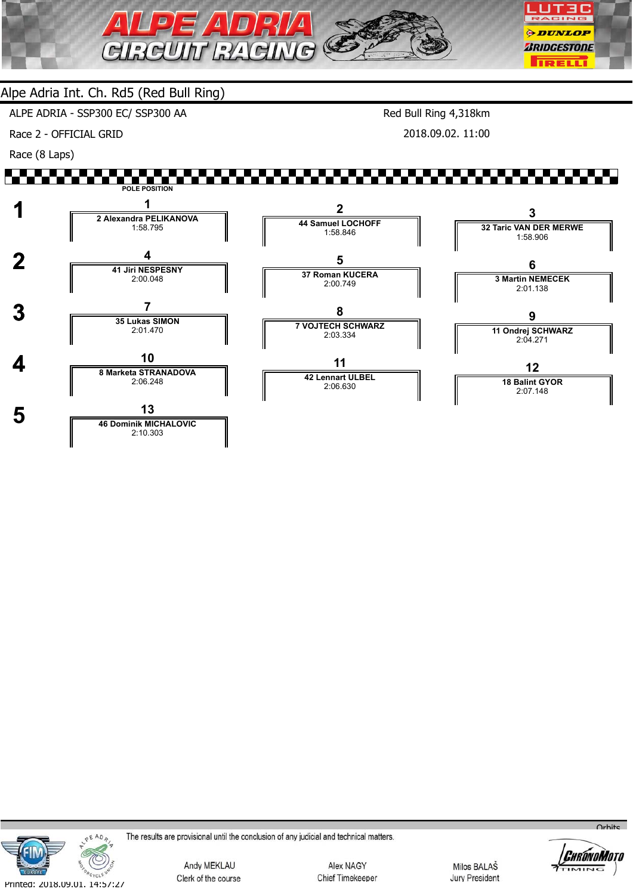# Alpe Adria Int. Ch. Rd5 (Red Bull Ring)

ALPE ADRIA - SSP300 EC/ SSP300 AA

Red Bull Ring 4,318km

Race 2 - OFFICIAL GRID

2018.09.02. 11:00

Race (8 Laps)

POLE POSITION

| Row | | | |
|---|---|---|---|
| 1 | **1**<br>**2 Alexandra PELIKANOVA**<br>1:58.795 | **2**<br>**44 Samuel LOCHOFF**<br>1:58.846 | **3**<br>**32 Taric VAN DER MERWE**<br>1:58.906 |
| 2 | **4**<br>**41 Jiri NESPESNY**<br>2:00.048 | **5**<br>**37 Roman KUCERA**<br>2:00.749 | **6**<br>**3 Martin NEMECEK**<br>2:01.138 |
| 3 | **7**<br>**35 Lukas SIMON**<br>2:01.470 | **8**<br>**7 VOJTECH SCHWARZ**<br>2:03.334 | **9**<br>**11 Ondrej SCHWARZ**<br>2:04.271 |
| 4 | **10**<br>**8 Marketa STRANADOVA**<br>2:06.248 | **11**<br>**42 Lennart ULBEL**<br>2:06.630 | **12**<br>**18 Balint GYOR**<br>2:07.148 |
| 5 | **13**<br>**46 Dominik MICHALOVIC**<br>2:10.303 | | |

The results are provisional until the conclusion of any judicial and technical matters.

Andy MEKLAU
Clerk of the course

Alex NAGY
Chief Timekeeper

Milos BALAŠ
Jury President

Printed: 2018.09.01. 14:57:27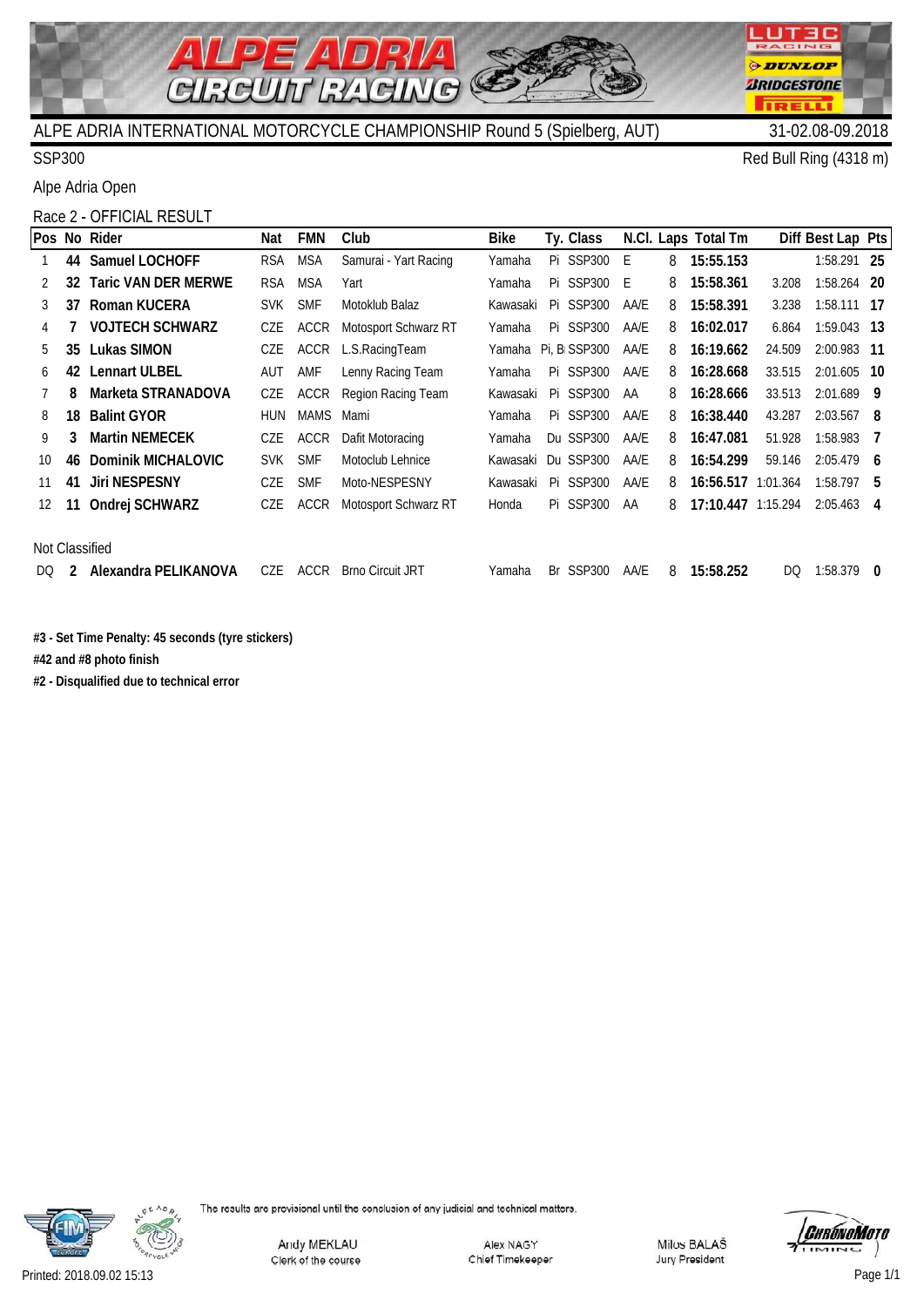# ALPE ADRIA INTERNATIONAL MOTORCYCLE CHAMPIONSHIP Round 5 (Spielberg, AUT)

31-02.08-09.2018

SSP300

Red Bull Ring (4318 m)

Alpe Adria Open

## Race 2 - OFFICIAL RESULT

| Pos | No | Rider | Nat | FMN | Club | Bike | Ty. | Class | N.Cl. | Laps | Total Tm | Diff | Best Lap | Pts |
|---|---|---|---|---|---|---|---|---|---|---|---|---|---|---|
| 1 | **44** | **Samuel LOCHOFF** | RSA | MSA | Samurai - Yart Racing | Yamaha | Pi | SSP300 | E | 8 | **15:55.153** | | 1:58.291 | **25** |
| 2 | **32** | **Taric VAN DER MERWE** | RSA | MSA | Yart | Yamaha | Pi | SSP300 | E | 8 | **15:58.361** | 3.208 | 1:58.264 | **20** |
| 3 | **37** | **Roman KUCERA** | SVK | SMF | Motoklub Balaz | Kawasaki | Pi | SSP300 | AA/E | 8 | **15:58.391** | 3.238 | 1:58.111 | **17** |
| 4 | **7** | **VOJTECH SCHWARZ** | CZE | ACCR | Motosport Schwarz RT | Yamaha | Pi | SSP300 | AA/E | 8 | **16:02.017** | 6.864 | 1:59.043 | **13** |
| 5 | **35** | **Lukas SIMON** | CZE | ACCR | L.S.RacingTeam | Yamaha | Pi, B | SSP300 | AA/E | 8 | **16:19.662** | 24.509 | 2:00.983 | **11** |
| 6 | **42** | **Lennart ULBEL** | AUT | AMF | Lenny Racing Team | Yamaha | Pi | SSP300 | AA/E | 8 | **16:28.668** | 33.515 | 2:01.605 | **10** |
| 7 | **8** | **Marketa STRANADOVA** | CZE | ACCR | Region Racing Team | Kawasaki | Pi | SSP300 | AA | 8 | **16:28.666** | 33.513 | 2:01.689 | **9** |
| 8 | **18** | **Balint GYOR** | HUN | MAMS | Mami | Yamaha | Pi | SSP300 | AA/E | 8 | **16:38.440** | 43.287 | 2:03.567 | **8** |
| 9 | **3** | **Martin NEMECEK** | CZE | ACCR | Dafit Motoracing | Yamaha | Du | SSP300 | AA/E | 8 | **16:47.081** | 51.928 | 1:58.983 | **7** |
| 10 | **46** | **Dominik MICHALOVIC** | SVK | SMF | Motoclub Lehnice | Kawasaki | Du | SSP300 | AA/E | 8 | **16:54.299** | 59.146 | 2:05.479 | **6** |
| 11 | **41** | **Jiri NESPESNY** | CZE | SMF | Moto-NESPESNY | Kawasaki | Pi | SSP300 | AA/E | 8 | **16:56.517** | 1:01.364 | 1:58.797 | **5** |
| 12 | **11** | **Ondrej SCHWARZ** | CZE | ACCR | Motosport Schwarz RT | Honda | Pi | SSP300 | AA | 8 | **17:10.447** | 1:15.294 | 2:05.463 | **4** |
| Not Classified | | | | | | | | | | | | | | |
| DQ | **2** | **Alexandra PELIKANOVA** | CZE | ACCR | Brno Circuit JRT | Yamaha | Br | SSP300 | AA/E | 8 | **15:58.252** | DQ | 1:58.379 | **0** |

**#3 - Set Time Penalty: 45 seconds (tyre stickers)**

**#42 and #8 photo finish**

**#2 - Disqualified due to technical error**

The results are provisional until the conclusion of any judicial and technical matters.

Andy MEKLAU
Clerk of the course

Alex NAGY
Chief Timekeeper

Milos BALAŠ
Jury President

Printed: 2018.09.02 15:13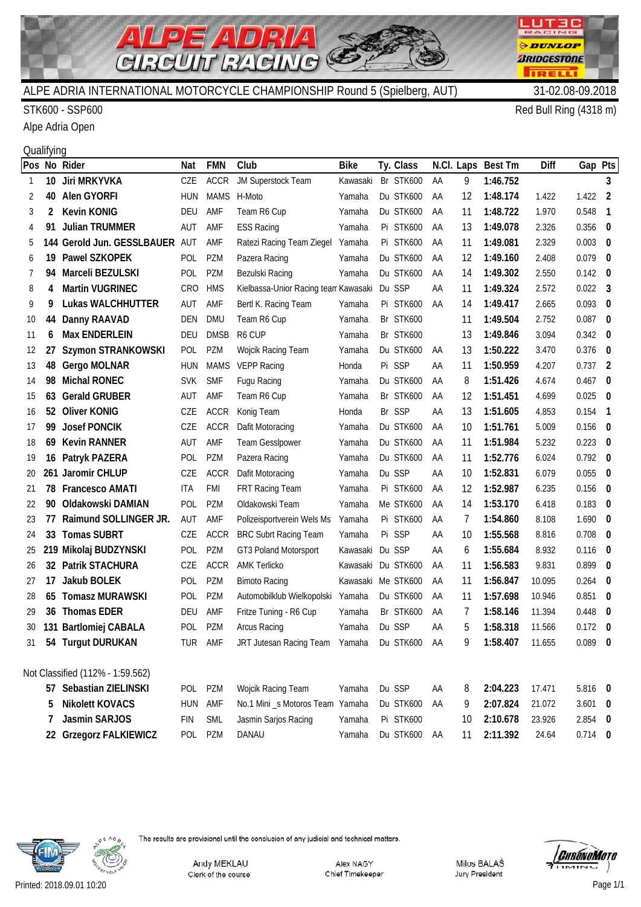# ALPE ADRIA CIRCUIT RACING

ALPE ADRIA INTERNATIONAL MOTORCYCLE CHAMPIONSHIP Round 5 (Spielberg, AUT) 31-02.08-09.2018

STK600 - SSP600

Red Bull Ring (4318 m)

Alpe Adria Open

Qualifying

| Pos | No | Rider | Nat | FMN | Club | Bike | Ty. | Class | N.Cl. | Laps | Best Tm | Diff | Gap | Pts |
|---|---|---|---|---|---|---|---|---|---|---|---|---|---|---|
| 1 | 10 | **Jiri MRKYVKA** | CZE | ACCR | JM Superstock Team | Kawasaki | Br | STK600 | AA | 9 | **1:46.752** | | | **3** |
| 2 | 40 | **Alen GYORFI** | HUN | MAMS | H-Moto | Yamaha | Du | STK600 | AA | 12 | **1:48.174** | 1.422 | 1.422 | **2** |
| 3 | 2 | **Kevin KONIG** | DEU | AMF | Team R6 Cup | Yamaha | Du | STK600 | AA | 11 | **1:48.722** | 1.970 | 0.548 | **1** |
| 4 | 91 | **Julian TRUMMER** | AUT | AMF | ESS Racing | Yamaha | Pi | STK600 | AA | 13 | **1:49.078** | 2.326 | 0.356 | **0** |
| 5 | 144 | **Gerold Jun. GESSLBAUER** | AUT | AMF | Ratezi Racing Team Ziegel | Yamaha | Pi | STK600 | AA | 11 | **1:49.081** | 2.329 | 0.003 | **0** |
| 6 | 19 | **Pawel SZKOPEK** | POL | PZM | Pazera Racing | Yamaha | Du | STK600 | AA | 12 | **1:49.160** | 2.408 | 0.079 | **0** |
| 7 | 94 | **Marceli BEZULSKI** | POL | PZM | Bezulski Racing | Yamaha | Du | STK600 | AA | 14 | **1:49.302** | 2.550 | 0.142 | **0** |
| 8 | 4 | **Martin VUGRINEC** | CRO | HMS | Kielbassa-Unior Racing tean | Kawasaki | Du | SSP | AA | 11 | **1:49.324** | 2.572 | 0.022 | **3** |
| 9 | 9 | **Lukas WALCHHUTTER** | AUT | AMF | Bertl K. Racing Team | Yamaha | Pi | STK600 | AA | 14 | **1:49.417** | 2.665 | 0.093 | **0** |
| 10 | 44 | **Danny RAAVAD** | DEN | DMU | Team R6 Cup | Yamaha | Br | STK600 | | 11 | **1:49.504** | 2.752 | 0.087 | **0** |
| 11 | 6 | **Max ENDERLEIN** | DEU | DMSB | R6 CUP | Yamaha | Br | STK600 | | 13 | **1:49.846** | 3.094 | 0.342 | **0** |
| 12 | 27 | **Szymon STRANKOWSKI** | POL | PZM | Wojcik Racing Team | Yamaha | Du | STK600 | AA | 13 | **1:50.222** | 3.470 | 0.376 | **0** |
| 13 | 48 | **Gergo MOLNAR** | HUN | MAMS | VEPP Racing | Honda | Pi | SSP | AA | 11 | **1:50.959** | 4.207 | 0.737 | **2** |
| 14 | 98 | **Michal RONEC** | SVK | SMF | Fugu Racing | Yamaha | Du | STK600 | AA | 8 | **1:51.426** | 4.674 | 0.467 | **0** |
| 15 | 63 | **Gerald GRUBER** | AUT | AMF | Team R6 Cup | Yamaha | Br | STK600 | AA | 12 | **1:51.451** | 4.699 | 0.025 | **0** |
| 16 | 52 | **Oliver KONIG** | CZE | ACCR | Konig Team | Honda | Br | SSP | AA | 13 | **1:51.605** | 4.853 | 0.154 | **1** |
| 17 | 99 | **Josef PONCIK** | CZE | ACCR | Dafit Motoracing | Yamaha | Du | STK600 | AA | 10 | **1:51.761** | 5.009 | 0.156 | **0** |
| 18 | 69 | **Kevin RANNER** | AUT | AMF | Team Gesslpower | Yamaha | Du | STK600 | AA | 11 | **1:51.984** | 5.232 | 0.223 | **0** |
| 19 | 16 | **Patryk PAZERA** | POL | PZM | Pazera Racing | Yamaha | Du | STK600 | AA | 11 | **1:52.776** | 6.024 | 0.792 | **0** |
| 20 | 261 | **Jaromir CHLUP** | CZE | ACCR | Dafit Motoracing | Yamaha | Du | SSP | AA | 10 | **1:52.831** | 6.079 | 0.055 | **0** |
| 21 | 78 | **Francesco AMATI** | ITA | FMI | FRT Racing Team | Yamaha | Pi | STK600 | AA | 12 | **1:52.987** | 6.235 | 0.156 | **0** |
| 22 | 90 | **Oldakowski DAMIAN** | POL | PZM | Oldakowski Team | Yamaha | Me | STK600 | AA | 14 | **1:53.170** | 6.418 | 0.183 | **0** |
| 23 | 77 | **Raimund SOLLINGER JR.** | AUT | AMF | Polizeisportverein Wels Ms | Yamaha | Pi | STK600 | AA | 7 | **1:54.860** | 8.108 | 1.690 | **0** |
| 24 | 33 | **Tomas SUBRT** | CZE | ACCR | BRC Subrt Racing Team | Yamaha | Pi | SSP | AA | 10 | **1:55.568** | 8.816 | 0.708 | **0** |
| 25 | 219 | **Mikolaj BUDZYNSKI** | POL | PZM | GT3 Poland Motorsport | Kawasaki | Du | SSP | AA | 6 | **1:55.684** | 8.932 | 0.116 | **0** |
| 26 | 32 | **Patrik STACHURA** | CZE | ACCR | AMK Terlicko | Kawasaki | Du | STK600 | AA | 11 | **1:56.583** | 9.831 | 0.899 | **0** |
| 27 | 17 | **Jakub BOLEK** | POL | PZM | Bimoto Racing | Kawasaki | Me | STK600 | AA | 11 | **1:56.847** | 10.095 | 0.264 | **0** |
| 28 | 65 | **Tomasz MURAWSKI** | POL | PZM | Automobilklub Wielkopolski | Yamaha | Du | STK600 | AA | 11 | **1:57.698** | 10.946 | 0.851 | **0** |
| 29 | 36 | **Thomas EDER** | DEU | AMF | Fritze Tuning - R6 Cup | Yamaha | Br | STK600 | AA | 7 | **1:58.146** | 11.394 | 0.448 | **0** |
| 30 | 131 | **Bartlomiej CABALA** | POL | PZM | Arcus Racing | Yamaha | Du | SSP | AA | 5 | **1:58.318** | 11.566 | 0.172 | **0** |
| 31 | 54 | **Turgut DURUKAN** | TUR | AMF | JRT Jutesan Racing Team | Yamaha | Du | STK600 | AA | 9 | **1:58.407** | 11.655 | 0.089 | **0** |
| | | Not Classified (112% - 1:59.562) | | | | | | | | | | | | |
| | 57 | **Sebastian ZIELINSKI** | POL | PZM | Wojcik Racing Team | Yamaha | Du | SSP | AA | 8 | **2:04.223** | 17.471 | 5.816 | **0** |
| | 5 | **Nikolett KOVACS** | HUN | AMF | No.1 Mini _s Motoros Team | Yamaha | Du | STK600 | AA | 9 | **2:07.824** | 21.072 | 3.601 | **0** |
| | 7 | **Jasmin SARJOS** | FIN | SML | Jasmin Sarjos Racing | Yamaha | Pi | STK600 | | 10 | **2:10.678** | 23.926 | 2.854 | **0** |
| | 22 | **Grzegorz FALKIEWICZ** | POL | PZM | DANAU | Yamaha | Du | STK600 | AA | 11 | **2:11.392** | 24.64 | 0.714 | **0** |

The results are provisional until the conclusion of any judicial and technical matters.

Andy MEKLAU — Clerk of the course

Alex NAGY — Chief Timekeeper

Milos BALAŠ — Jury President

Printed: 2018.09.01 10:20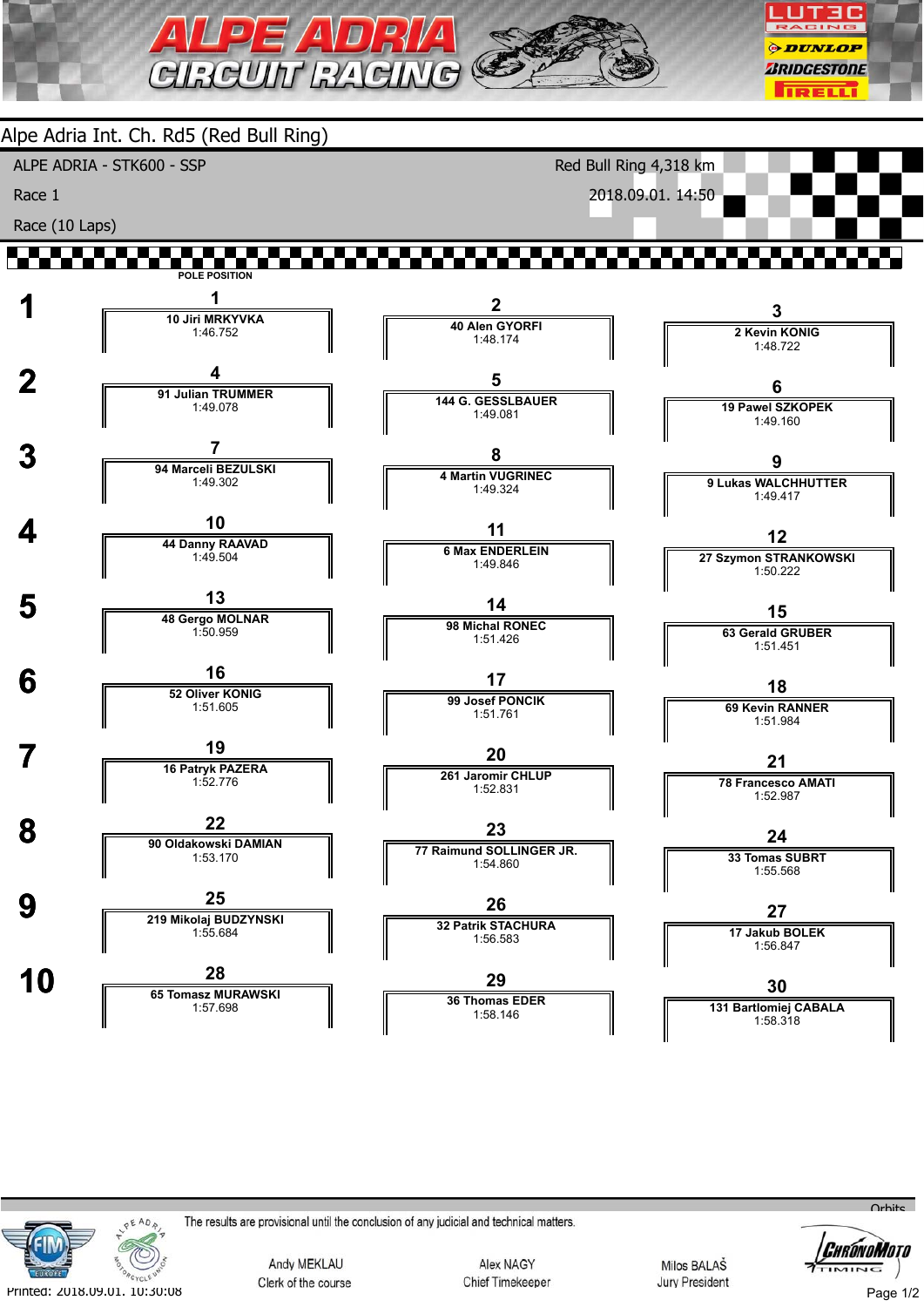# Alpe Adria Int. Ch. Rd5 (Red Bull Ring)

ALPE ADRIA - STK600 - SSP — Red Bull Ring 4,318 km

Race 1 — 2018.09.01. 14:50

Race (10 Laps)

POLE POSITION

| Row | | | |
|---|---|---|---|
| 1 | **1** 10 Jiri MRKYVKA 1:46.752 | **2** 40 Alen GYORFI 1:48.174 | **3** 2 Kevin KONIG 1:48.722 |
| 2 | **4** 91 Julian TRUMMER 1:49.078 | **5** 144 G. GESSLBAUER 1:49.081 | **6** 19 Pawel SZKOPEK 1:49.160 |
| 3 | **7** 94 Marceli BEZULSKI 1:49.302 | **8** 4 Martin VUGRINEC 1:49.324 | **9** 9 Lukas WALCHHUTTER 1:49.417 |
| 4 | **10** 44 Danny RAAVAD 1:49.504 | **11** 6 Max ENDERLEIN 1:49.846 | **12** 27 Szymon STRANKOWSKI 1:50.222 |
| 5 | **13** 48 Gergo MOLNAR 1:50.959 | **14** 98 Michal RONEC 1:51.426 | **15** 63 Gerald GRUBER 1:51.451 |
| 6 | **16** 52 Oliver KONIG 1:51.605 | **17** 99 Josef PONCIK 1:51.761 | **18** 69 Kevin RANNER 1:51.984 |
| 7 | **19** 16 Patryk PAZERA 1:52.776 | **20** 261 Jaromir CHLUP 1:52.831 | **21** 78 Francesco AMATI 1:52.987 |
| 8 | **22** 90 Oldakowski DAMIAN 1:53.170 | **23** 77 Raimund SOLLINGER JR. 1:54.860 | **24** 33 Tomas SUBRT 1:55.568 |
| 9 | **25** 219 Mikolaj BUDZYNSKI 1:55.684 | **26** 32 Patrik STACHURA 1:56.583 | **27** 17 Jakub BOLEK 1:56.847 |
| 10 | **28** 65 Tomasz MURAWSKI 1:57.698 | **29** 36 Thomas EDER 1:58.146 | **30** 131 Bartlomiej CABALA 1:58.318 |

The results are provisional until the conclusion of any judicial and technical matters.

Andy MEKLAU — Clerk of the course | Alex NAGY — Chief Timekeeper | Milos BALAŠ — Jury President

Printed: 2018.09.01. 10:30:08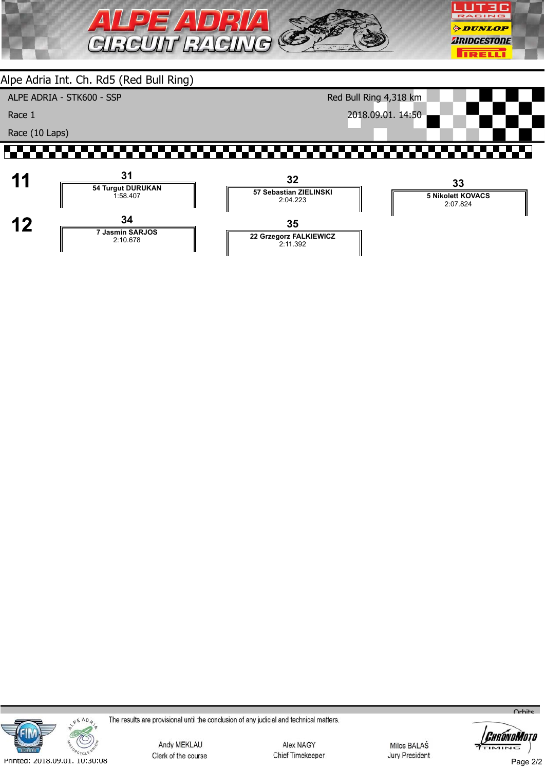## Alpe Adria Int. Ch. Rd5 (Red Bull Ring)

ALPE ADRIA - STK600 - SSP

Red Bull Ring 4,318 km

Race 1

2018.09.01. 14:50

Race (10 Laps)

| Row | | | |
|---|---|---|---|
| **11** | **31**<br>**54 Turgut DURUKAN**<br>1:58.407 | **32**<br>**57 Sebastian ZIELINSKI**<br>2:04.223 | **33**<br>**5 Nikolett KOVACS**<br>2:07.824 |
| **12** | **34**<br>**7 Jasmin SARJOS**<br>2:10.678 | **35**<br>**22 Grzegorz FALKIEWICZ**<br>2:11.392 | |

The results are provisional until the conclusion of any judicial and technical matters.

Andy MEKLAU
Clerk of the course

Alex NAGY
Chief Timekeeper

Milos BALAŠ
Jury President

Printed: 2018.09.01. 16:30:08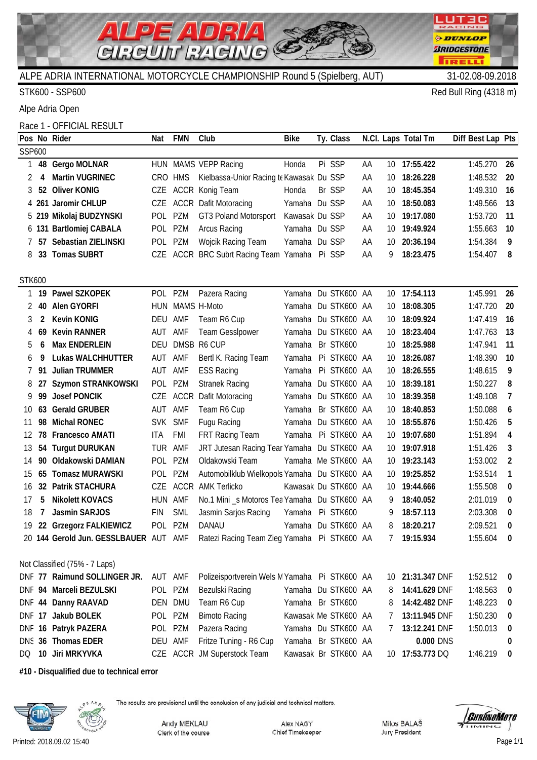# ALPE ADRIA CIRCUIT RACING

ALPE ADRIA INTERNATIONAL MOTORCYCLE CHAMPIONSHIP Round 5 (Spielberg, AUT) 31-02.08-09.2018

STK600 - SSP600 Red Bull Ring (4318 m)

Alpe Adria Open

Race 1 - OFFICIAL RESULT

| Pos | No | Rider | Nat | FMN | Club | Bike | Ty. | Class | N.Cl. | Laps | Total Tm | Diff | Best Lap | Pts |
|---|---|---|---|---|---|---|---|---|---|---|---|---|---|---|
| **SSP600** | | | | | | | | | | | | | | |
| 1 | **48** | **Gergo MOLNAR** | HUN | MAMS | VEPP Racing | Honda | Pi | SSP | AA | 10 | **17:55.422** | | 1:45.270 | **26** |
| 2 | **4** | **Martin VUGRINEC** | CRO | HMS | Kielbassa-Unior Racing te | Kawasak | Du | SSP | AA | 10 | **18:26.228** | | 1:48.532 | **20** |
| 3 | **52** | **Oliver KONIG** | CZE | ACCR | Konig Team | Honda | Br | SSP | AA | 10 | **18:45.354** | | 1:49.310 | **16** |
| 4 | **261** | **Jaromir CHLUP** | CZE | ACCR | Dafit Motoracing | Yamaha | Du | SSP | AA | 10 | **18:50.083** | | 1:49.566 | **13** |
| 5 | **219** | **Mikolaj BUDZYNSKI** | POL | PZM | GT3 Poland Motorsport | Kawasak | Du | SSP | AA | 10 | **19:17.080** | | 1:53.720 | **11** |
| 6 | **131** | **Bartlomiej CABALA** | POL | PZM | Arcus Racing | Yamaha | Du | SSP | AA | 10 | **19:49.924** | | 1:55.663 | **10** |
| 7 | **57** | **Sebastian ZIELINSKI** | POL | PZM | Wojcik Racing Team | Yamaha | Du | SSP | AA | 10 | **20:36.194** | | 1:54.384 | **9** |
| 8 | **33** | **Tomas SUBRT** | CZE | ACCR | BRC Subrt Racing Team | Yamaha | Pi | SSP | AA | 9 | **18:23.475** | | 1:54.407 | **8** |
| **STK600** | | | | | | | | | | | | | | |
| 1 | **19** | **Pawel SZKOPEK** | POL | PZM | Pazera Racing | Yamaha | Du | STK600 | AA | 10 | **17:54.113** | | 1:45.991 | **26** |
| 2 | **40** | **Alen GYORFI** | HUN | MAMS | H-Moto | Yamaha | Du | STK600 | AA | 10 | **18:08.305** | | 1:47.720 | **20** |
| 3 | **2** | **Kevin KONIG** | DEU | AMF | Team R6 Cup | Yamaha | Du | STK600 | AA | 10 | **18:09.924** | | 1:47.419 | **16** |
| 4 | **69** | **Kevin RANNER** | AUT | AMF | Team Gesslpower | Yamaha | Du | STK600 | AA | 10 | **18:23.404** | | 1:47.763 | **13** |
| 5 | **6** | **Max ENDERLEIN** | DEU | DMSB | R6 CUP | Yamaha | Br | STK600 | | 10 | **18:25.988** | | 1:47.941 | **11** |
| 6 | **9** | **Lukas WALCHHUTTER** | AUT | AMF | Bertl K. Racing Team | Yamaha | Pi | STK600 | AA | 10 | **18:26.087** | | 1:48.390 | **10** |
| 7 | **91** | **Julian TRUMMER** | AUT | AMF | ESS Racing | Yamaha | Pi | STK600 | AA | 10 | **18:26.555** | | 1:48.615 | **9** |
| 8 | **27** | **Szymon STRANKOWSKI** | POL | PZM | Stranek Racing | Yamaha | Du | STK600 | AA | 10 | **18:39.181** | | 1:50.227 | **8** |
| 9 | **99** | **Josef PONCIK** | CZE | ACCR | Dafit Motoracing | Yamaha | Du | STK600 | AA | 10 | **18:39.358** | | 1:49.108 | **7** |
| 10 | **63** | **Gerald GRUBER** | AUT | AMF | Team R6 Cup | Yamaha | Br | STK600 | AA | 10 | **18:40.853** | | 1:50.088 | **6** |
| 11 | **98** | **Michal RONEC** | SVK | SMF | Fugu Racing | Yamaha | Du | STK600 | AA | 10 | **18:55.876** | | 1:50.426 | **5** |
| 12 | **78** | **Francesco AMATI** | ITA | FMI | FRT Racing Team | Yamaha | Pi | STK600 | AA | 10 | **19:07.680** | | 1:51.894 | **4** |
| 13 | **54** | **Turgut DURUKAN** | TUR | AMF | JRT Jutesan Racing Tear | Yamaha | Du | STK600 | AA | 10 | **19:07.918** | | 1:51.426 | **3** |
| 14 | **90** | **Oldakowski DAMIAN** | POL | PZM | Oldakowski Team | Yamaha | Me | STK600 | AA | 10 | **19:23.143** | | 1:53.002 | **2** |
| 15 | **65** | **Tomasz MURAWSKI** | POL | PZM | Automobilklub Wielkopols | Yamaha | Du | STK600 | AA | 10 | **19:25.852** | | 1:53.514 | **1** |
| 16 | **32** | **Patrik STACHURA** | CZE | ACCR | AMK Terlicko | Kawasak | Du | STK600 | AA | 10 | **19:44.666** | | 1:55.508 | **0** |
| 17 | **5** | **Nikolett KOVACS** | HUN | AMF | No.1 Mini _s Motoros Tea | Yamaha | Du | STK600 | AA | 9 | **18:40.052** | | 2:01.019 | **0** |
| 18 | **7** | **Jasmin SARJOS** | FIN | SML | Jasmin Sarjos Racing | Yamaha | Pi | STK600 | | 9 | **18:57.113** | | 2:03.308 | **0** |
| 19 | **22** | **Grzegorz FALKIEWICZ** | POL | PZM | DANAU | Yamaha | Du | STK600 | AA | 8 | **18:20.217** | | 2:09.521 | **0** |
| 20 | **144** | **Gerold Jun. GESSLBAUER** | AUT | AMF | Ratezi Racing Team Zieg | Yamaha | Pi | STK600 | AA | 7 | **19:15.934** | | 1:55.604 | **0** |
| Not Classified (75% - 7 Laps) | | | | | | | | | | | | | | |
| DNF | **77** | **Raimund SOLLINGER JR.** | AUT | AMF | Polizeisportverein Wels M | Yamaha | Pi | STK600 | AA | 10 | **21:31.347** | DNF | 1:52.512 | **0** |
| DNF | **94** | **Marceli BEZULSKI** | POL | PZM | Bezulski Racing | Yamaha | Du | STK600 | AA | 8 | **14:41.629** | DNF | 1:48.563 | **0** |
| DNF | **44** | **Danny RAAVAD** | DEN | DMU | Team R6 Cup | Yamaha | Br | STK600 | | 8 | **14:42.482** | DNF | 1:48.223 | **0** |
| DNF | **17** | **Jakub BOLEK** | POL | PZM | Bimoto Racing | Kawasak | Me | STK600 | AA | 7 | **13:11.945** | DNF | 1:50.230 | **0** |
| DNF | **16** | **Patryk PAZERA** | POL | PZM | Pazera Racing | Yamaha | Du | STK600 | AA | 7 | **13:12.241** | DNF | 1:50.013 | **0** |
| DNS | **36** | **Thomas EDER** | DEU | AMF | Fritze Tuning - R6 Cup | Yamaha | Br | STK600 | AA | | **0.000** | DNS | | **0** |
| DQ | **10** | **Jiri MRKYVKA** | CZE | ACCR | JM Superstock Team | Kawasak | Br | STK600 | AA | 10 | **17:53.773** | DQ | 1:46.219 | **0** |

**#10 - Disqualified due to technical error**

The results are provisional until the conclusion of any judicial and technical matters.

Andy MEKLAU — Clerk of the course

Alex NAGY — Chief Timekeeper

Milos BALAŠ — Jury President

Printed: 2018.09.02 15:40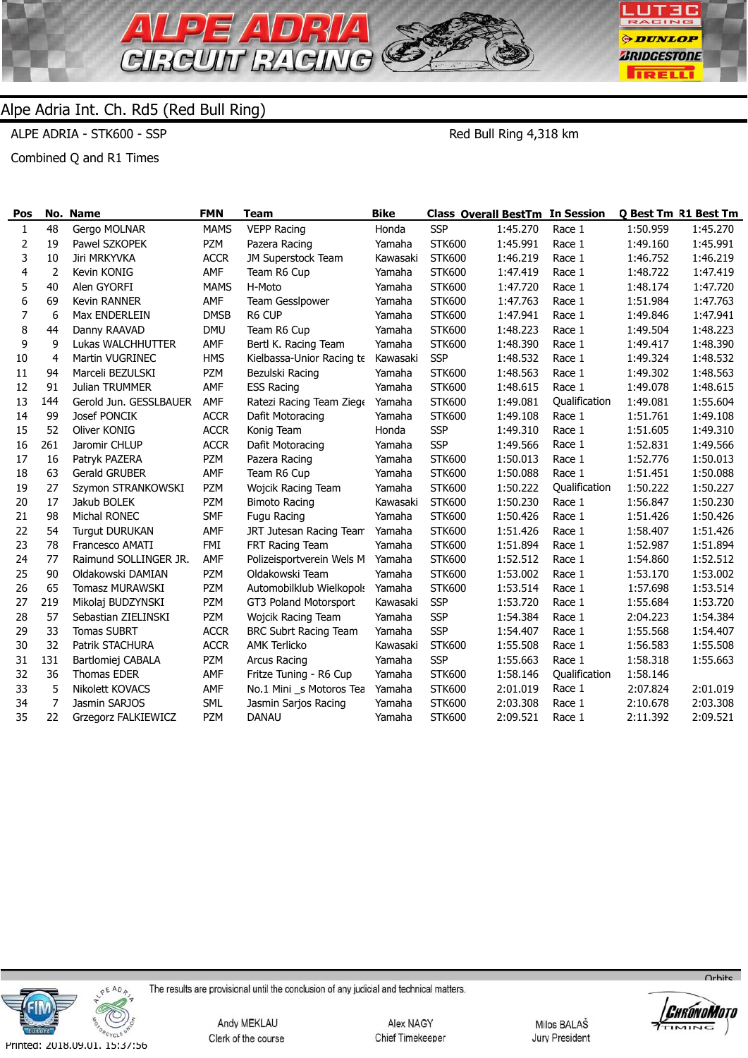## Alpe Adria Int. Ch. Rd5 (Red Bull Ring)

ALPE ADRIA - STK600 - SSP

Red Bull Ring 4,318 km

Combined Q and R1 Times

| Pos | No. | Name | FMN | Team | Bike | Class | Overall BestTm | In Session | Q Best Tm | R1 Best Tm |
|---|---|---|---|---|---|---|---|---|---|---|
| 1 | 48 | Gergo MOLNAR | MAMS | VEPP Racing | Honda | SSP | 1:45.270 | Race 1 | 1:50.959 | 1:45.270 |
| 2 | 19 | Pawel SZKOPEK | PZM | Pazera Racing | Yamaha | STK600 | 1:45.991 | Race 1 | 1:49.160 | 1:45.991 |
| 3 | 10 | Jiri MRKYVKA | ACCR | JM Superstock Team | Kawasaki | STK600 | 1:46.219 | Race 1 | 1:46.752 | 1:46.219 |
| 4 | 2 | Kevin KONIG | AMF | Team R6 Cup | Yamaha | STK600 | 1:47.419 | Race 1 | 1:48.722 | 1:47.419 |
| 5 | 40 | Alen GYORFI | MAMS | H-Moto | Yamaha | STK600 | 1:47.720 | Race 1 | 1:48.174 | 1:47.720 |
| 6 | 69 | Kevin RANNER | AMF | Team Gesslpower | Yamaha | STK600 | 1:47.763 | Race 1 | 1:51.984 | 1:47.763 |
| 7 | 6 | Max ENDERLEIN | DMSB | R6 CUP | Yamaha | STK600 | 1:47.941 | Race 1 | 1:49.846 | 1:47.941 |
| 8 | 44 | Danny RAAVAD | DMU | Team R6 Cup | Yamaha | STK600 | 1:48.223 | Race 1 | 1:49.504 | 1:48.223 |
| 9 | 9 | Lukas WALCHHUTTER | AMF | Bertl K. Racing Team | Yamaha | STK600 | 1:48.390 | Race 1 | 1:49.417 | 1:48.390 |
| 10 | 4 | Martin VUGRINEC | HMS | Kielbassa-Unior Racing te | Kawasaki | SSP | 1:48.532 | Race 1 | 1:49.324 | 1:48.532 |
| 11 | 94 | Marceli BEZULSKI | PZM | Bezulski Racing | Yamaha | STK600 | 1:48.563 | Race 1 | 1:49.302 | 1:48.563 |
| 12 | 91 | Julian TRUMMER | AMF | ESS Racing | Yamaha | STK600 | 1:48.615 | Race 1 | 1:49.078 | 1:48.615 |
| 13 | 144 | Gerold Jun. GESSLBAUER | AMF | Ratezi Racing Team Ziege | Yamaha | STK600 | 1:49.081 | Qualification | 1:49.081 | 1:55.604 |
| 14 | 99 | Josef PONCIK | ACCR | Dafit Motoracing | Yamaha | STK600 | 1:49.108 | Race 1 | 1:51.761 | 1:49.108 |
| 15 | 52 | Oliver KONIG | ACCR | Konig Team | Honda | SSP | 1:49.310 | Race 1 | 1:51.605 | 1:49.310 |
| 16 | 261 | Jaromir CHLUP | ACCR | Dafit Motoracing | Yamaha | SSP | 1:49.566 | Race 1 | 1:52.831 | 1:49.566 |
| 17 | 16 | Patryk PAZERA | PZM | Pazera Racing | Yamaha | STK600 | 1:50.013 | Race 1 | 1:52.776 | 1:50.013 |
| 18 | 63 | Gerald GRUBER | AMF | Team R6 Cup | Yamaha | STK600 | 1:50.088 | Race 1 | 1:51.451 | 1:50.088 |
| 19 | 27 | Szymon STRANKOWSKI | PZM | Wojcik Racing Team | Yamaha | STK600 | 1:50.222 | Qualification | 1:50.222 | 1:50.227 |
| 20 | 17 | Jakub BOLEK | PZM | Bimoto Racing | Kawasaki | STK600 | 1:50.230 | Race 1 | 1:56.847 | 1:50.230 |
| 21 | 98 | Michal RONEC | SMF | Fugu Racing | Yamaha | STK600 | 1:50.426 | Race 1 | 1:51.426 | 1:50.426 |
| 22 | 54 | Turgut DURUKAN | AMF | JRT Jutesan Racing Team | Yamaha | STK600 | 1:51.426 | Race 1 | 1:58.407 | 1:51.426 |
| 23 | 78 | Francesco AMATI | FMI | FRT Racing Team | Yamaha | STK600 | 1:51.894 | Race 1 | 1:52.987 | 1:51.894 |
| 24 | 77 | Raimund SOLLINGER JR. | AMF | Polizeisportverein Wels M | Yamaha | STK600 | 1:52.512 | Race 1 | 1:54.860 | 1:52.512 |
| 25 | 90 | Oldakowski DAMIAN | PZM | Oldakowski Team | Yamaha | STK600 | 1:53.002 | Race 1 | 1:53.170 | 1:53.002 |
| 26 | 65 | Tomasz MURAWSKI | PZM | Automobilklub Wielkopols | Yamaha | STK600 | 1:53.514 | Race 1 | 1:57.698 | 1:53.514 |
| 27 | 219 | Mikolaj BUDZYNSKI | PZM | GT3 Poland Motorsport | Kawasaki | SSP | 1:53.720 | Race 1 | 1:55.684 | 1:53.720 |
| 28 | 57 | Sebastian ZIELINSKI | PZM | Wojcik Racing Team | Yamaha | SSP | 1:54.384 | Race 1 | 2:04.223 | 1:54.384 |
| 29 | 33 | Tomas SUBRT | ACCR | BRC Subrt Racing Team | Yamaha | SSP | 1:54.407 | Race 1 | 1:55.568 | 1:54.407 |
| 30 | 32 | Patrik STACHURA | ACCR | AMK Terlicko | Kawasaki | STK600 | 1:55.508 | Race 1 | 1:56.583 | 1:55.508 |
| 31 | 131 | Bartlomiej CABALA | PZM | Arcus Racing | Yamaha | SSP | 1:55.663 | Race 1 | 1:58.318 | 1:55.663 |
| 32 | 36 | Thomas EDER | AMF | Fritze Tuning - R6 Cup | Yamaha | STK600 | 1:58.146 | Qualification | 1:58.146 | |
| 33 | 5 | Nikolett KOVACS | AMF | No.1 Mini _s Motoros Tea | Yamaha | STK600 | 2:01.019 | Race 1 | 2:07.824 | 2:01.019 |
| 34 | 7 | Jasmin SARJOS | SML | Jasmin Sarjos Racing | Yamaha | STK600 | 2:03.308 | Race 1 | 2:10.678 | 2:03.308 |
| 35 | 22 | Grzegorz FALKIEWICZ | PZM | DANAU | Yamaha | STK600 | 2:09.521 | Race 1 | 2:11.392 | 2:09.521 |

The results are provisional until the conclusion of any judicial and technical matters.

Andy MEKLAU
Clerk of the course

Alex NAGY
Chief Timekeeper

Milos BALAŠ
Jury President

Printed: 2018.09.01. 15:37:56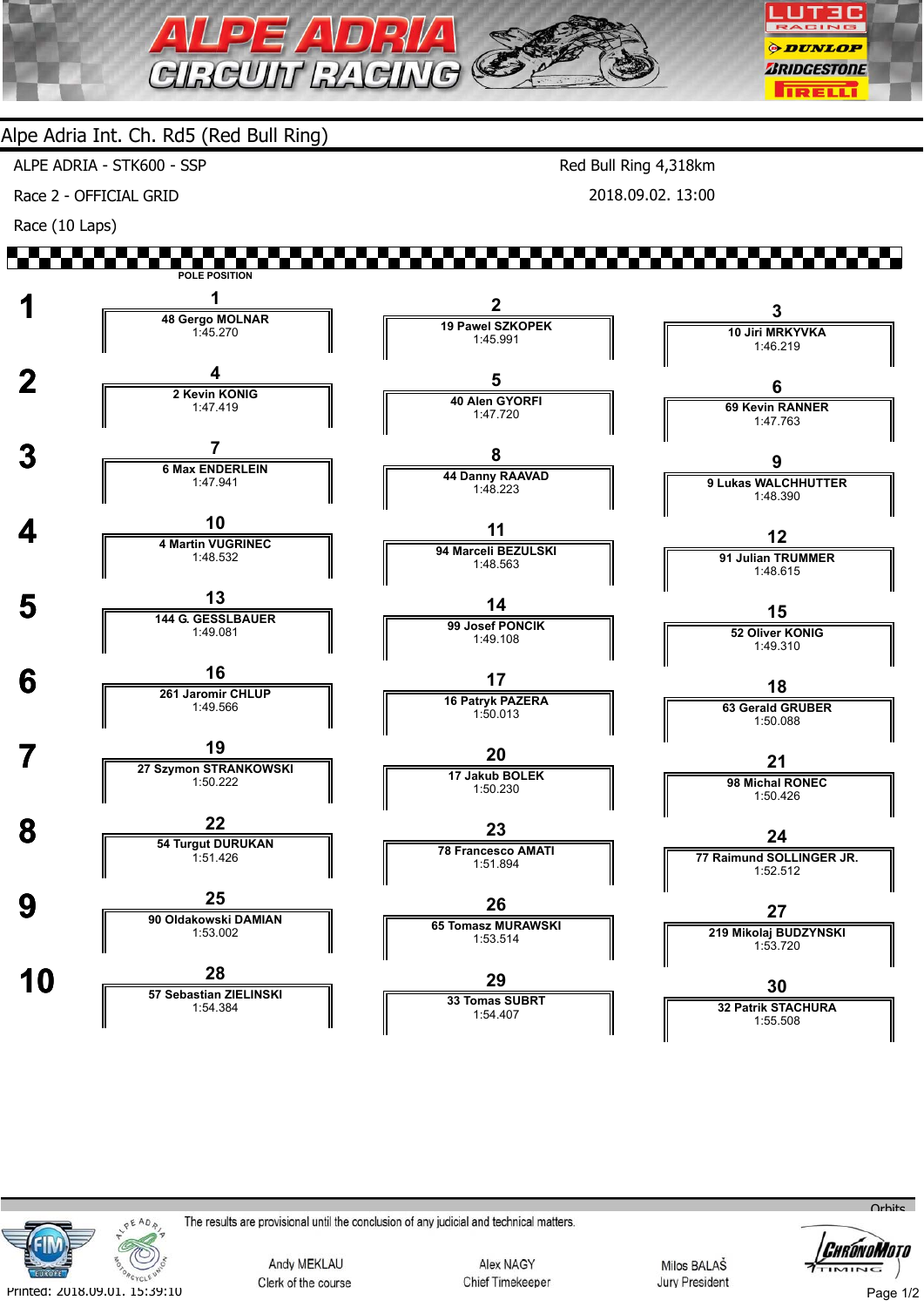# ALPE ADRIA CIRCUIT RACING

## Alpe Adria Int. Ch. Rd5 (Red Bull Ring)

ALPE ADRIA - STK600 - SSP

Race 2 - OFFICIAL GRID

Race (10 Laps)

Red Bull Ring 4,318km

2018.09.02. 13:00

POLE POSITION

| Row | Left | Centre | Right |
|---|---|---|---|
| 1 | **1** 48 Gergo MOLNAR 1:45.270 | **2** 19 Pawel SZKOPEK 1:45.991 | **3** 10 Jiri MRKYVKA 1:46.219 |
| 2 | **4** 2 Kevin KONIG 1:47.419 | **5** 40 Alen GYORFI 1:47.720 | **6** 69 Kevin RANNER 1:47.763 |
| 3 | **7** 6 Max ENDERLEIN 1:47.941 | **8** 44 Danny RAAVAD 1:48.223 | **9** 9 Lukas WALCHHUTTER 1:48.390 |
| 4 | **10** 4 Martin VUGRINEC 1:48.532 | **11** 94 Marceli BEZULSKI 1:48.563 | **12** 91 Julian TRUMMER 1:48.615 |
| 5 | **13** 144 G. GESSLBAUER 1:49.081 | **14** 99 Josef PONCIK 1:49.108 | **15** 52 Oliver KONIG 1:49.310 |
| 6 | **16** 261 Jaromir CHLUP 1:49.566 | **17** 16 Patryk PAZERA 1:50.013 | **18** 63 Gerald GRUBER 1:50.088 |
| 7 | **19** 27 Szymon STRANKOWSKI 1:50.222 | **20** 17 Jakub BOLEK 1:50.230 | **21** 98 Michal RONEC 1:50.426 |
| 8 | **22** 54 Turgut DURUKAN 1:51.426 | **23** 78 Francesco AMATI 1:51.894 | **24** 77 Raimund SOLLINGER JR. 1:52.512 |
| 9 | **25** 90 Oldakowski DAMIAN 1:53.002 | **26** 65 Tomasz MURAWSKI 1:53.514 | **27** 219 Mikolaj BUDZYNSKI 1:53.720 |
| 10 | **28** 57 Sebastian ZIELINSKI 1:54.384 | **29** 33 Tomas SUBRT 1:54.407 | **30** 32 Patrik STACHURA 1:55.508 |

The results are provisional until the conclusion of any judicial and technical matters.

Andy MEKLAU — Clerk of the course

Alex NAGY — Chief Timekeeper

Milos BALAŠ — Jury President

Printed: 2018.09.01. 15:39:10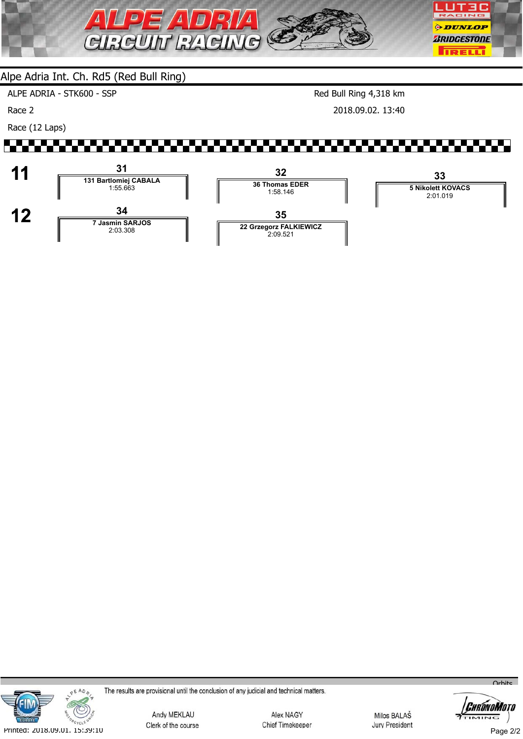## Alpe Adria Int. Ch. Rd5 (Red Bull Ring)

ALPE ADRIA - STK600 - SSP — Red Bull Ring 4,318 km

Race 2 — 2018.09.02. 13:40

Race (12 Laps)

| Row | | | |
|---|---|---|---|
| 11 | 31<br>131 Bartlomiej CABALA<br>1:55.663 | 32<br>36 Thomas EDER<br>1:58.146 | 33<br>5 Nikolett KOVACS<br>2:01.019 |
| 12 | 34<br>7 Jasmin SARJOS<br>2:03.308 | 35<br>22 Grzegorz FALKIEWICZ<br>2:09.521 | |

The results are provisional until the conclusion of any judicial and technical matters.

Andy MEKLAU — Clerk of the course

Alex NAGY — Chief Timekeeper

Milos BALAŠ — Jury President

Printed: 2018.09.01. 15:39:10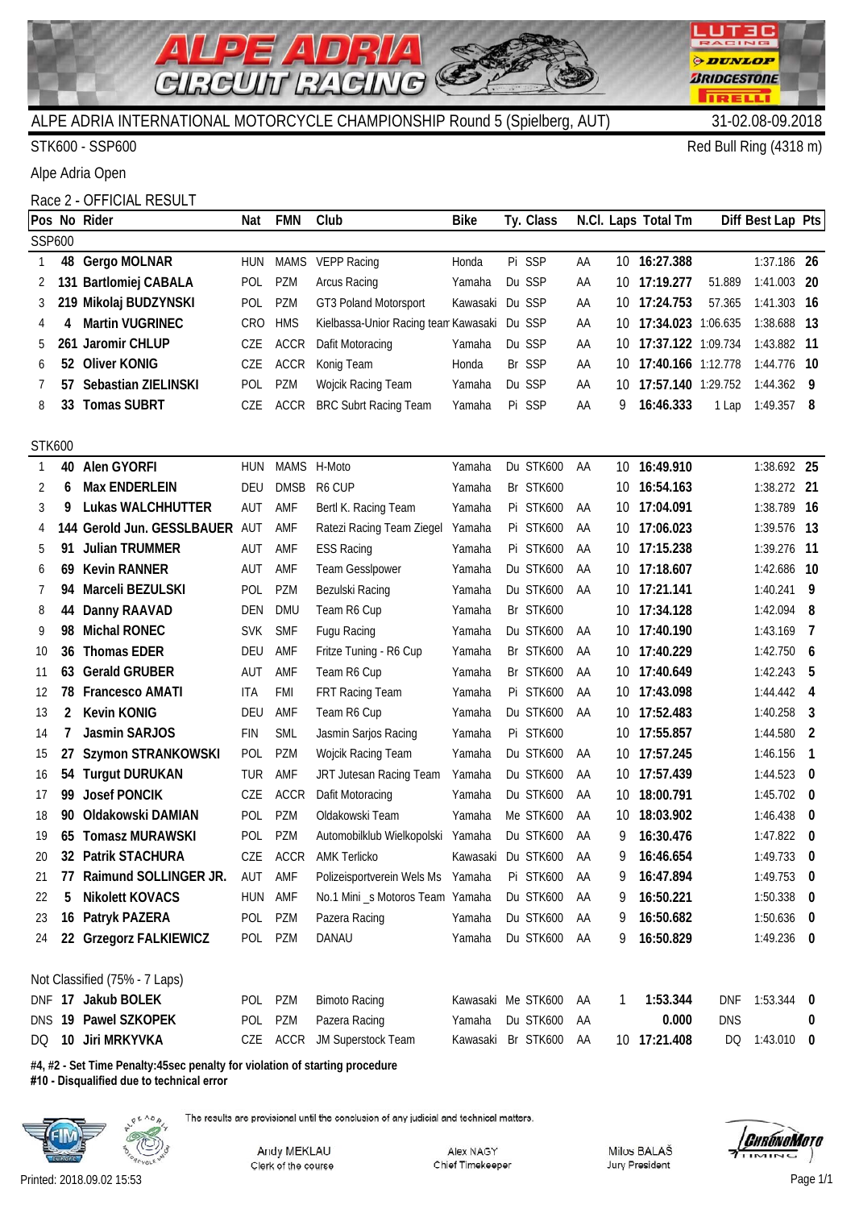# ALPE ADRIA INTERNATIONAL MOTORCYCLE CHAMPIONSHIP Round 5 (Spielberg, AUT)

31-02.08-09.2018

STK600 - SSP600

Red Bull Ring (4318 m)

Alpe Adria Open

Race 2 - OFFICIAL RESULT

| Pos | No | Rider | Nat | FMN | Club | Bike | Ty. | Class | N.Cl. | Laps | Total Tm | Diff | Best Lap | Pts |
|---|---|---|---|---|---|---|---|---|---|---|---|---|---|---|
| SSP600 | | | | | | | | | | | | | | |
| 1 | 48 | **Gergo MOLNAR** | HUN | MAMS | VEPP Racing | Honda | Pi | SSP | AA | 10 | **16:27.388** | | 1:37.186 | **26** |
| 2 | 131 | **Bartlomiej CABALA** | POL | PZM | Arcus Racing | Yamaha | Du | SSP | AA | 10 | **17:19.277** | 51.889 | 1:41.003 | **20** |
| 3 | 219 | **Mikolaj BUDZYNSKI** | POL | PZM | GT3 Poland Motorsport | Kawasaki | Du | SSP | AA | 10 | **17:24.753** | 57.365 | 1:41.303 | **16** |
| 4 | 4 | **Martin VUGRINEC** | CRO | HMS | Kielbassa-Unior Racing team | Kawasaki | Du | SSP | AA | 10 | **17:34.023** | 1:06.635 | 1:38.688 | **13** |
| 5 | 261 | **Jaromir CHLUP** | CZE | ACCR | Dafit Motoracing | Yamaha | Du | SSP | AA | 10 | **17:37.122** | 1:09.734 | 1:43.882 | **11** |
| 6 | 52 | **Oliver KONIG** | CZE | ACCR | Konig Team | Honda | Br | SSP | AA | 10 | **17:40.166** | 1:12.778 | 1:44.776 | **10** |
| 7 | 57 | **Sebastian ZIELINSKI** | POL | PZM | Wojcik Racing Team | Yamaha | Du | SSP | AA | 10 | **17:57.140** | 1:29.752 | 1:44.362 | **9** |
| 8 | 33 | **Tomas SUBRT** | CZE | ACCR | BRC Subrt Racing Team | Yamaha | Pi | SSP | AA | 9 | **16:46.333** | 1 Lap | 1:49.357 | **8** |
| STK600 | | | | | | | | | | | | | | |
| 1 | 40 | **Alen GYORFI** | HUN | MAMS | H-Moto | Yamaha | Du | STK600 | AA | 10 | **16:49.910** | | 1:38.692 | **25** |
| 2 | 6 | **Max ENDERLEIN** | DEU | DMSB | R6 CUP | Yamaha | Br | STK600 | | 10 | **16:54.163** | | 1:38.272 | **21** |
| 3 | 9 | **Lukas WALCHHUTTER** | AUT | AMF | Bertl K. Racing Team | Yamaha | Pi | STK600 | AA | 10 | **17:04.091** | | 1:38.789 | **16** |
| 4 | 144 | **Gerold Jun. GESSLBAUER** | AUT | AMF | Ratezi Racing Team Ziegel | Yamaha | Pi | STK600 | AA | 10 | **17:06.023** | | 1:39.576 | **13** |
| 5 | 91 | **Julian TRUMMER** | AUT | AMF | ESS Racing | Yamaha | Pi | STK600 | AA | 10 | **17:15.238** | | 1:39.276 | **11** |
| 6 | 69 | **Kevin RANNER** | AUT | AMF | Team Gesslpower | Yamaha | Du | STK600 | AA | 10 | **17:18.607** | | 1:42.686 | **10** |
| 7 | 94 | **Marceli BEZULSKI** | POL | PZM | Bezulski Racing | Yamaha | Du | STK600 | AA | 10 | **17:21.141** | | 1:40.241 | **9** |
| 8 | 44 | **Danny RAAVAD** | DEN | DMU | Team R6 Cup | Yamaha | Br | STK600 | | 10 | **17:34.128** | | 1:42.094 | **8** |
| 9 | 98 | **Michal RONEC** | SVK | SMF | Fugu Racing | Yamaha | Du | STK600 | AA | 10 | **17:40.190** | | 1:43.169 | **7** |
| 10 | 36 | **Thomas EDER** | DEU | AMF | Fritze Tuning - R6 Cup | Yamaha | Br | STK600 | AA | 10 | **17:40.229** | | 1:42.750 | **6** |
| 11 | 63 | **Gerald GRUBER** | AUT | AMF | Team R6 Cup | Yamaha | Br | STK600 | AA | 10 | **17:40.649** | | 1:42.243 | **5** |
| 12 | 78 | **Francesco AMATI** | ITA | FMI | FRT Racing Team | Yamaha | Pi | STK600 | AA | 10 | **17:43.098** | | 1:44.442 | **4** |
| 13 | 2 | **Kevin KONIG** | DEU | AMF | Team R6 Cup | Yamaha | Du | STK600 | AA | 10 | **17:52.483** | | 1:40.258 | **3** |
| 14 | 7 | **Jasmin SARJOS** | FIN | SML | Jasmin Sarjos Racing | Yamaha | Pi | STK600 | | 10 | **17:55.857** | | 1:44.580 | **2** |
| 15 | 27 | **Szymon STRANKOWSKI** | POL | PZM | Wojcik Racing Team | Yamaha | Du | STK600 | AA | 10 | **17:57.245** | | 1:46.156 | **1** |
| 16 | 54 | **Turgut DURUKAN** | TUR | AMF | JRT Jutesan Racing Team | Yamaha | Du | STK600 | AA | 10 | **17:57.439** | | 1:44.523 | **0** |
| 17 | 99 | **Josef PONCIK** | CZE | ACCR | Dafit Motoracing | Yamaha | Du | STK600 | AA | 10 | **18:00.791** | | 1:45.702 | **0** |
| 18 | 90 | **Oldakowski DAMIAN** | POL | PZM | Oldakowski Team | Yamaha | Me | STK600 | AA | 10 | **18:03.902** | | 1:46.438 | **0** |
| 19 | 65 | **Tomasz MURAWSKI** | POL | PZM | Automobilklub Wielkopolski | Yamaha | Du | STK600 | AA | 9 | **16:30.476** | | 1:47.822 | **0** |
| 20 | 32 | **Patrik STACHURA** | CZE | ACCR | AMK Terlicko | Kawasaki | Du | STK600 | AA | 9 | **16:46.654** | | 1:49.733 | **0** |
| 21 | 77 | **Raimund SOLLINGER JR.** | AUT | AMF | Polizeisportverein Wels Ms | Yamaha | Pi | STK600 | AA | 9 | **16:47.894** | | 1:49.753 | **0** |
| 22 | 5 | **Nikolett KOVACS** | HUN | AMF | No.1 Mini _s Motoros Team | Yamaha | Du | STK600 | AA | 9 | **16:50.221** | | 1:50.338 | **0** |
| 23 | 16 | **Patryk PAZERA** | POL | PZM | Pazera Racing | Yamaha | Du | STK600 | AA | 9 | **16:50.682** | | 1:50.636 | **0** |
| 24 | 22 | **Grzegorz FALKIEWICZ** | POL | PZM | DANAU | Yamaha | Du | STK600 | AA | 9 | **16:50.829** | | 1:49.236 | **0** |
| Not Classified (75% - 7 Laps) | | | | | | | | | | | | | | |
| DNF | 17 | **Jakub BOLEK** | POL | PZM | Bimoto Racing | Kawasaki | Me | STK600 | AA | 1 | **1:53.344** | DNF | 1:53.344 | **0** |
| DNS | 19 | **Pawel SZKOPEK** | POL | PZM | Pazera Racing | Yamaha | Du | STK600 | AA | | **0.000** | DNS | | **0** |
| DQ | 10 | **Jiri MRKYVKA** | CZE | ACCR | JM Superstock Team | Kawasaki | Br | STK600 | AA | 10 | **17:21.408** | DQ | 1:43.010 | **0** |

**#4, #2 - Set Time Penalty:45sec penalty for violation of starting procedure**
**#10 - Disqualified due to technical error**

The results are provisional until the conclusion of any judicial and technical matters.

Andy MEKLAU — Clerk of the course

Alex NAGY — Chief Timekeeper

Milos BALAŠ — Jury President

Printed: 2018.09.02 15:53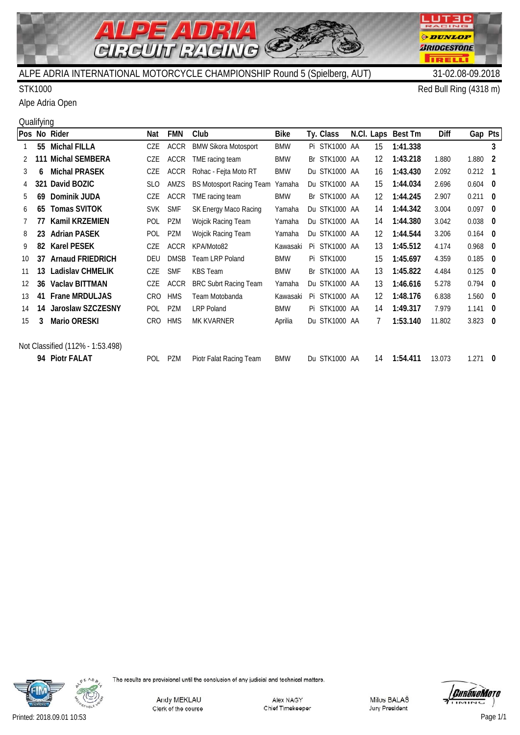# ALPE ADRIA INTERNATIONAL MOTORCYCLE CHAMPIONSHIP Round 5 (Spielberg, AUT)

31-02.08-09.2018

STK1000

Red Bull Ring (4318 m)

Alpe Adria Open

Qualifying

| Pos | No | Rider | Nat | FMN | Club | Bike | Ty. | Class | N.Cl. | Laps | Best Tm | Diff | Gap | Pts |
|---|---|---|---|---|---|---|---|---|---|---|---|---|---|---|
| 1 | 55 | **Michal FILLA** | CZE | ACCR | BMW Sikora Motosport | BMW | Pi | STK1000 | AA | 15 | **1:41.338** | | | **3** |
| 2 | 111 | **Michal SEMBERA** | CZE | ACCR | TME racing team | BMW | Br | STK1000 | AA | 12 | **1:43.218** | 1.880 | 1.880 | **2** |
| 3 | 6 | **Michal PRASEK** | CZE | ACCR | Rohac - Fejta Moto RT | BMW | Du | STK1000 | AA | 16 | **1:43.430** | 2.092 | 0.212 | **1** |
| 4 | 321 | **David BOZIC** | SLO | AMZS | BS Motosport Racing Team | Yamaha | Du | STK1000 | AA | 15 | **1:44.034** | 2.696 | 0.604 | **0** |
| 5 | 69 | **Dominik JUDA** | CZE | ACCR | TME racing team | BMW | Br | STK1000 | AA | 12 | **1:44.245** | 2.907 | 0.211 | **0** |
| 6 | 65 | **Tomas SVITOK** | SVK | SMF | SK Energy Maco Racing | Yamaha | Du | STK1000 | AA | 14 | **1:44.342** | 3.004 | 0.097 | **0** |
| 7 | 77 | **Kamil KRZEMIEN** | POL | PZM | Wojcik Racing Team | Yamaha | Du | STK1000 | AA | 14 | **1:44.380** | 3.042 | 0.038 | **0** |
| 8 | 23 | **Adrian PASEK** | POL | PZM | Wojcik Racing Team | Yamaha | Du | STK1000 | AA | 12 | **1:44.544** | 3.206 | 0.164 | **0** |
| 9 | 82 | **Karel PESEK** | CZE | ACCR | KPA/Moto82 | Kawasaki | Pi | STK1000 | AA | 13 | **1:45.512** | 4.174 | 0.968 | **0** |
| 10 | 37 | **Arnaud FRIEDRICH** | DEU | DMSB | Team LRP Poland | BMW | Pi | STK1000 | | 15 | **1:45.697** | 4.359 | 0.185 | **0** |
| 11 | 13 | **Ladislav CHMELIK** | CZE | SMF | KBS Team | BMW | Br | STK1000 | AA | 13 | **1:45.822** | 4.484 | 0.125 | **0** |
| 12 | 36 | **Vaclav BITTMAN** | CZE | ACCR | BRC Subrt Racing Team | Yamaha | Du | STK1000 | AA | 13 | **1:46.616** | 5.278 | 0.794 | **0** |
| 13 | 41 | **Frane MRDULJAS** | CRO | HMS | Team Motobanda | Kawasaki | Pi | STK1000 | AA | 12 | **1:48.176** | 6.838 | 1.560 | **0** |
| 14 | 14 | **Jaroslaw SZCZESNY** | POL | PZM | LRP Poland | BMW | Pi | STK1000 | AA | 14 | **1:49.317** | 7.979 | 1.141 | **0** |
| 15 | 3 | **Mario ORESKI** | CRO | HMS | MK KVARNER | Aprilia | Du | STK1000 | AA | 7 | **1:53.140** | 11.802 | 3.823 | **0** |

Not Classified (112% - 1:53.498)

| Pos | No | Rider | Nat | FMN | Club | Bike | Ty. | Class | N.Cl. | Laps | Best Tm | Diff | Gap | Pts |
|---|---|---|---|---|---|---|---|---|---|---|---|---|---|---|
| | 94 | **Piotr FALAT** | POL | PZM | Piotr Falat Racing Team | BMW | Du | STK1000 | AA | 14 | **1:54.411** | 13.073 | 1.271 | **0** |

The results are provisional until the conclusion of any judicial and technical matters.

Andy MEKLAU
Clerk of the course

Alex NAGY
Chief Timekeeper

Milos BALAŠ
Jury President

Printed: 2018.09.01 10:53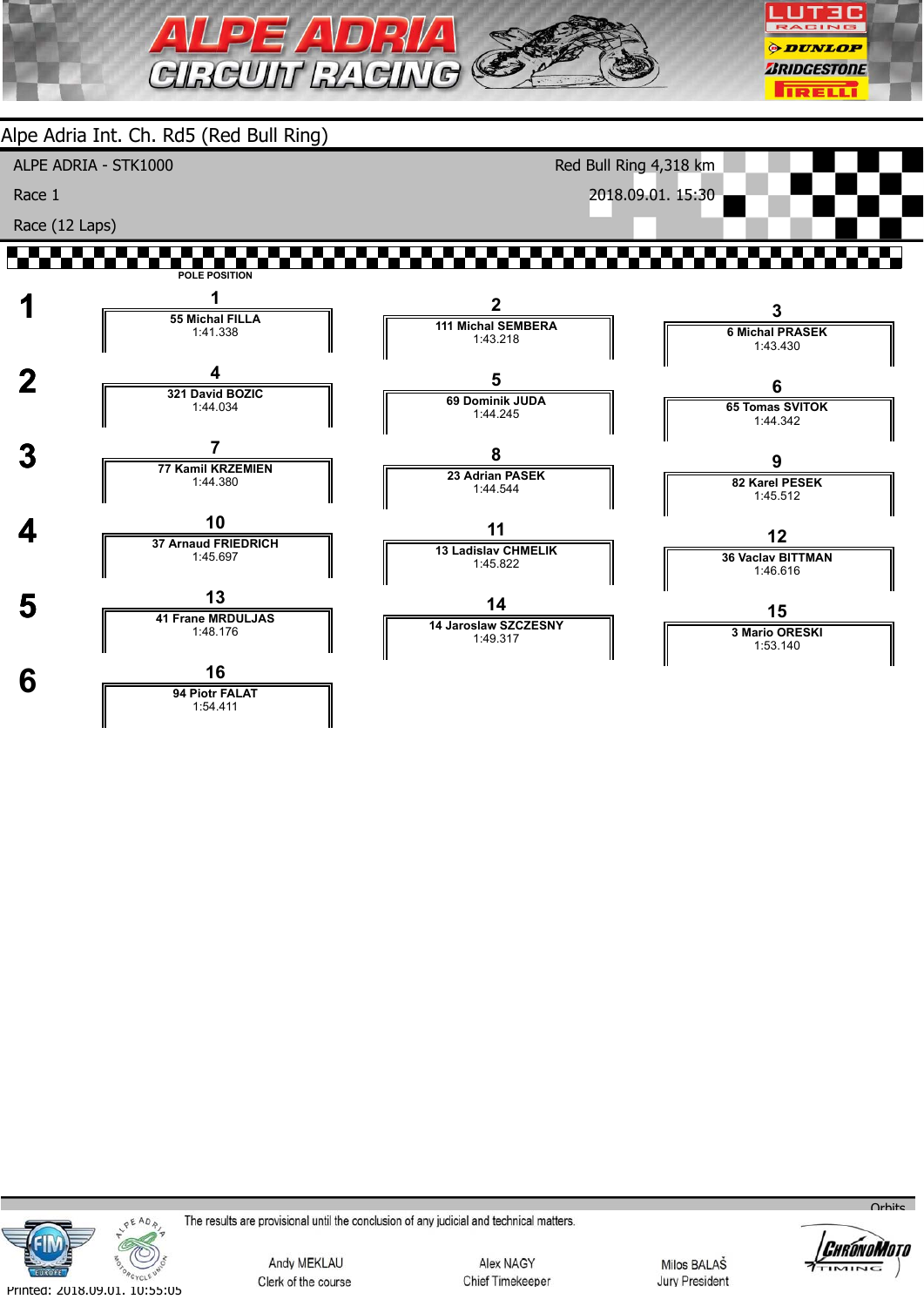# Alpe Adria Int. Ch. Rd5 (Red Bull Ring)

ALPE ADRIA - STK1000

Race 1

Race (12 Laps)

Red Bull Ring 4,318 km

2018.09.01. 15:30

POLE POSITION

| Row | | | |
|---|---|---|---|
| 1 | **1** 55 Michal FILLA 1:41.338 | **2** 111 Michal SEMBERA 1:43.218 | **3** 6 Michal PRASEK 1:43.430 |
| 2 | **4** 321 David BOZIC 1:44.034 | **5** 69 Dominik JUDA 1:44.245 | **6** 65 Tomas SVITOK 1:44.342 |
| 3 | **7** 77 Kamil KRZEMIEN 1:44.380 | **8** 23 Adrian PASEK 1:44.544 | **9** 82 Karel PESEK 1:45.512 |
| 4 | **10** 37 Arnaud FRIEDRICH 1:45.697 | **11** 13 Ladislav CHMELIK 1:45.822 | **12** 36 Vaclav BITTMAN 1:46.616 |
| 5 | **13** 41 Frane MRDULJAS 1:48.176 | **14** 14 Jaroslaw SZCZESNY 1:49.317 | **15** 3 Mario ORESKI 1:53.140 |
| 6 | **16** 94 Piotr FALAT 1:54.411 | | |

The results are provisional until the conclusion of any judicial and technical matters.

Andy MEKLAU
Clerk of the course

Alex NAGY
Chief Timekeeper

Milos BALAŠ
Jury President

Printed: 2018.09.01. 10:55:05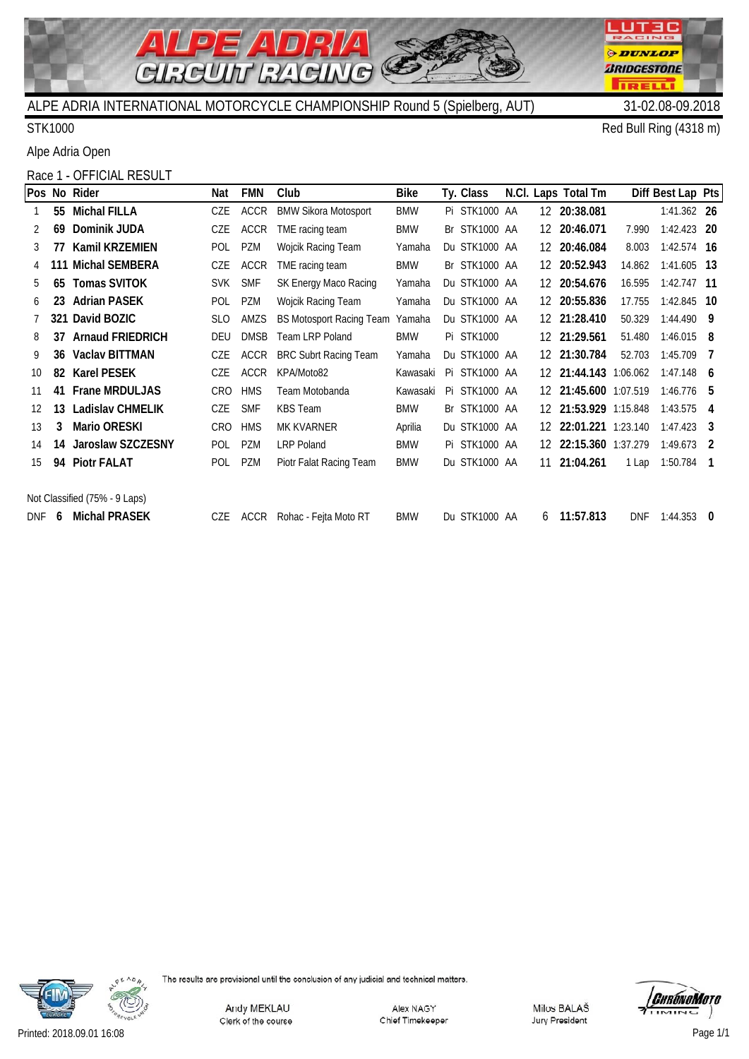# ALPE ADRIA INTERNATIONAL MOTORCYCLE CHAMPIONSHIP Round 5 (Spielberg, AUT)

31-02.08-09.2018

STK1000

Red Bull Ring (4318 m)

Alpe Adria Open

## Race 1 - OFFICIAL RESULT

| Pos | No | Rider | Nat | FMN | Club | Bike | Ty. | Class | N.Cl. | Laps | Total Tm | Diff | Best Lap | Pts |
|---|---|---|---|---|---|---|---|---|---|---|---|---|---|---|
| 1 | 55 | **Michal FILLA** | CZE | ACCR | BMW Sikora Motosport | BMW | Pi | STK1000 | AA | 12 | **20:38.081** | | 1:41.362 | **26** |
| 2 | 69 | **Dominik JUDA** | CZE | ACCR | TME racing team | BMW | Br | STK1000 | AA | 12 | **20:46.071** | 7.990 | 1:42.423 | **20** |
| 3 | 77 | **Kamil KRZEMIEN** | POL | PZM | Wojcik Racing Team | Yamaha | Du | STK1000 | AA | 12 | **20:46.084** | 8.003 | 1:42.574 | **16** |
| 4 | 111 | **Michal SEMBERA** | CZE | ACCR | TME racing team | BMW | Br | STK1000 | AA | 12 | **20:52.943** | 14.862 | 1:41.605 | **13** |
| 5 | 65 | **Tomas SVITOK** | SVK | SMF | SK Energy Maco Racing | Yamaha | Du | STK1000 | AA | 12 | **20:54.676** | 16.595 | 1:42.747 | **11** |
| 6 | 23 | **Adrian PASEK** | POL | PZM | Wojcik Racing Team | Yamaha | Du | STK1000 | AA | 12 | **20:55.836** | 17.755 | 1:42.845 | **10** |
| 7 | 321 | **David BOZIC** | SLO | AMZS | BS Motosport Racing Team | Yamaha | Du | STK1000 | AA | 12 | **21:28.410** | 50.329 | 1:44.490 | **9** |
| 8 | 37 | **Arnaud FRIEDRICH** | DEU | DMSB | Team LRP Poland | BMW | Pi | STK1000 | | 12 | **21:29.561** | 51.480 | 1:46.015 | **8** |
| 9 | 36 | **Vaclav BITTMAN** | CZE | ACCR | BRC Subrt Racing Team | Yamaha | Du | STK1000 | AA | 12 | **21:30.784** | 52.703 | 1:45.709 | **7** |
| 10 | 82 | **Karel PESEK** | CZE | ACCR | KPA/Moto82 | Kawasaki | Pi | STK1000 | AA | 12 | **21:44.143** | 1:06.062 | 1:47.148 | **6** |
| 11 | 41 | **Frane MRDULJAS** | CRO | HMS | Team Motobanda | Kawasaki | Pi | STK1000 | AA | 12 | **21:45.600** | 1:07.519 | 1:46.776 | **5** |
| 12 | 13 | **Ladislav CHMELIK** | CZE | SMF | KBS Team | BMW | Br | STK1000 | AA | 12 | **21:53.929** | 1:15.848 | 1:43.575 | **4** |
| 13 | 3 | **Mario ORESKI** | CRO | HMS | MK KVARNER | Aprilia | Du | STK1000 | AA | 12 | **22:01.221** | 1:23.140 | 1:47.423 | **3** |
| 14 | 14 | **Jaroslaw SZCZESNY** | POL | PZM | LRP Poland | BMW | Pi | STK1000 | AA | 12 | **22:15.360** | 1:37.279 | 1:49.673 | **2** |
| 15 | 94 | **Piotr FALAT** | POL | PZM | Piotr Falat Racing Team | BMW | Du | STK1000 | AA | 11 | **21:04.261** | 1 Lap | 1:50.784 | **1** |
| Not Classified (75% - 9 Laps) | | | | | | | | | | | | | | |
| DNF | 6 | **Michal PRASEK** | CZE | ACCR | Rohac - Fejta Moto RT | BMW | Du | STK1000 | AA | 6 | **11:57.813** | DNF | 1:44.353 | **0** |

The results are provisional until the conclusion of any judicial and technical matters.

Andy MEKLAU — Clerk of the course

Alex NAGY — Chief Timekeeper

Milos BALAŠ — Jury President

Printed: 2018.09.01 16:08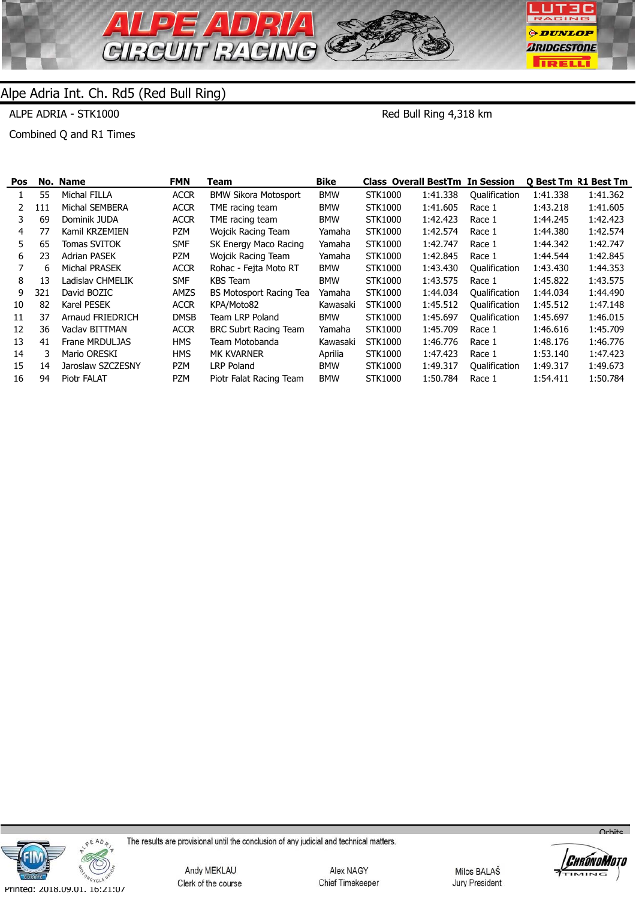# Alpe Adria Int. Ch. Rd5 (Red Bull Ring)

ALPE ADRIA - STK1000

Red Bull Ring 4,318 km

Combined Q and R1 Times

| Pos | No. | Name | FMN | Team | Bike | Class | Overall BestTm | In Session | Q Best Tm | R1 Best Tm |
|---|---|---|---|---|---|---|---|---|---|---|
| 1 | 55 | Michal FILLA | ACCR | BMW Sikora Motosport | BMW | STK1000 | 1:41.338 | Qualification | 1:41.338 | 1:41.362 |
| 2 | 111 | Michal SEMBERA | ACCR | TME racing team | BMW | STK1000 | 1:41.605 | Race 1 | 1:43.218 | 1:41.605 |
| 3 | 69 | Dominik JUDA | ACCR | TME racing team | BMW | STK1000 | 1:42.423 | Race 1 | 1:44.245 | 1:42.423 |
| 4 | 77 | Kamil KRZEMIEN | PZM | Wojcik Racing Team | Yamaha | STK1000 | 1:42.574 | Race 1 | 1:44.380 | 1:42.574 |
| 5 | 65 | Tomas SVITOK | SMF | SK Energy Maco Racing | Yamaha | STK1000 | 1:42.747 | Race 1 | 1:44.342 | 1:42.747 |
| 6 | 23 | Adrian PASEK | PZM | Wojcik Racing Team | Yamaha | STK1000 | 1:42.845 | Race 1 | 1:44.544 | 1:42.845 |
| 7 | 6 | Michal PRASEK | ACCR | Rohac - Fejta Moto RT | BMW | STK1000 | 1:43.430 | Qualification | 1:43.430 | 1:44.353 |
| 8 | 13 | Ladislav CHMELIK | SMF | KBS Team | BMW | STK1000 | 1:43.575 | Race 1 | 1:45.822 | 1:43.575 |
| 9 | 321 | David BOZIC | AMZS | BS Motosport Racing Tea | Yamaha | STK1000 | 1:44.034 | Qualification | 1:44.034 | 1:44.490 |
| 10 | 82 | Karel PESEK | ACCR | KPA/Moto82 | Kawasaki | STK1000 | 1:45.512 | Qualification | 1:45.512 | 1:47.148 |
| 11 | 37 | Arnaud FRIEDRICH | DMSB | Team LRP Poland | BMW | STK1000 | 1:45.697 | Qualification | 1:45.697 | 1:46.015 |
| 12 | 36 | Vaclav BITTMAN | ACCR | BRC Subrt Racing Team | Yamaha | STK1000 | 1:45.709 | Race 1 | 1:46.616 | 1:45.709 |
| 13 | 41 | Frane MRDULJAS | HMS | Team Motobanda | Kawasaki | STK1000 | 1:46.776 | Race 1 | 1:48.176 | 1:46.776 |
| 14 | 3 | Mario ORESKI | HMS | MK KVARNER | Aprilia | STK1000 | 1:47.423 | Race 1 | 1:53.140 | 1:47.423 |
| 15 | 14 | Jaroslaw SZCZESNY | PZM | LRP Poland | BMW | STK1000 | 1:49.317 | Qualification | 1:49.317 | 1:49.673 |
| 16 | 94 | Piotr FALAT | PZM | Piotr Falat Racing Team | BMW | STK1000 | 1:50.784 | Race 1 | 1:54.411 | 1:50.784 |

The results are provisional until the conclusion of any judicial and technical matters.

Andy MEKLAU
Clerk of the course

Alex NAGY
Chief Timekeeper

Milos BALAŠ
Jury President

Printed: 2018.09.01. 16:21:07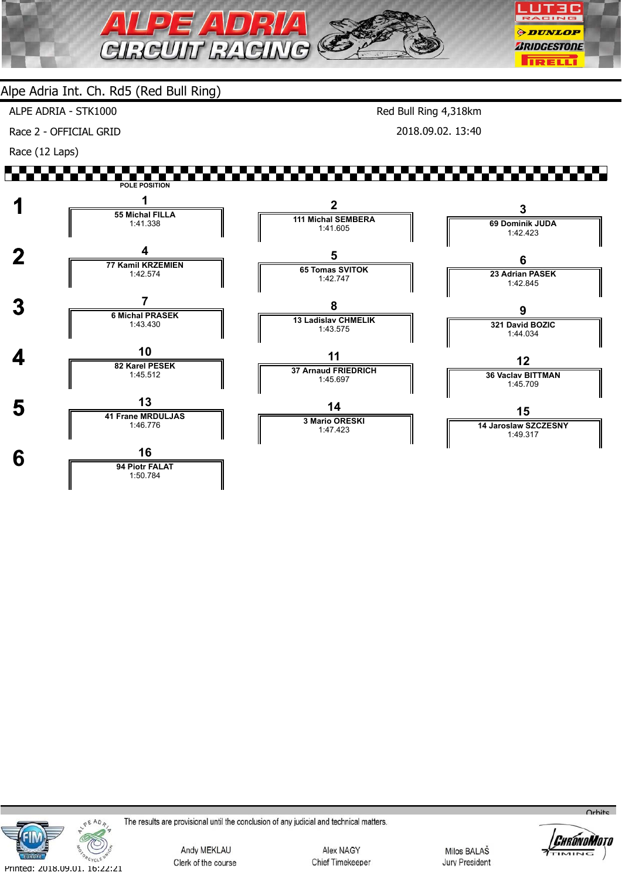# Alpe Adria Int. Ch. Rd5 (Red Bull Ring)

ALPE ADRIA - STK1000

Race 2 - OFFICIAL GRID

Race (12 Laps)

Red Bull Ring 4,318km

2018.09.02. 13:40

POLE POSITION

| Row | Pos | Rider | Time | Pos | Rider | Time | Pos | Rider | Time |
|---|---|---|---|---|---|---|---|---|---|
| 1 | 1 | **55 Michal FILLA** | 1:41.338 | 2 | **111 Michal SEMBERA** | 1:41.605 | 3 | **69 Dominik JUDA** | 1:42.423 |
| 2 | 4 | **77 Kamil KRZEMIEN** | 1:42.574 | 5 | **65 Tomas SVITOK** | 1:42.747 | 6 | **23 Adrian PASEK** | 1:42.845 |
| 3 | 7 | **6 Michal PRASEK** | 1:43.430 | 8 | **13 Ladislav CHMELIK** | 1:43.575 | 9 | **321 David BOZIC** | 1:44.034 |
| 4 | 10 | **82 Karel PESEK** | 1:45.512 | 11 | **37 Arnaud FRIEDRICH** | 1:45.697 | 12 | **36 Vaclav BITTMAN** | 1:45.709 |
| 5 | 13 | **41 Frane MRDULJAS** | 1:46.776 | 14 | **3 Mario ORESKI** | 1:47.423 | 15 | **14 Jaroslaw SZCZESNY** | 1:49.317 |
| 6 | 16 | **94 Piotr FALAT** | 1:50.784 | | | | | | |

The results are provisional until the conclusion of any judicial and technical matters.

Andy MEKLAU
Clerk of the course

Alex NAGY
Chief Timekeeper

Milos BALAŠ
Jury President

Printed: 2018.09.01. 16:22:21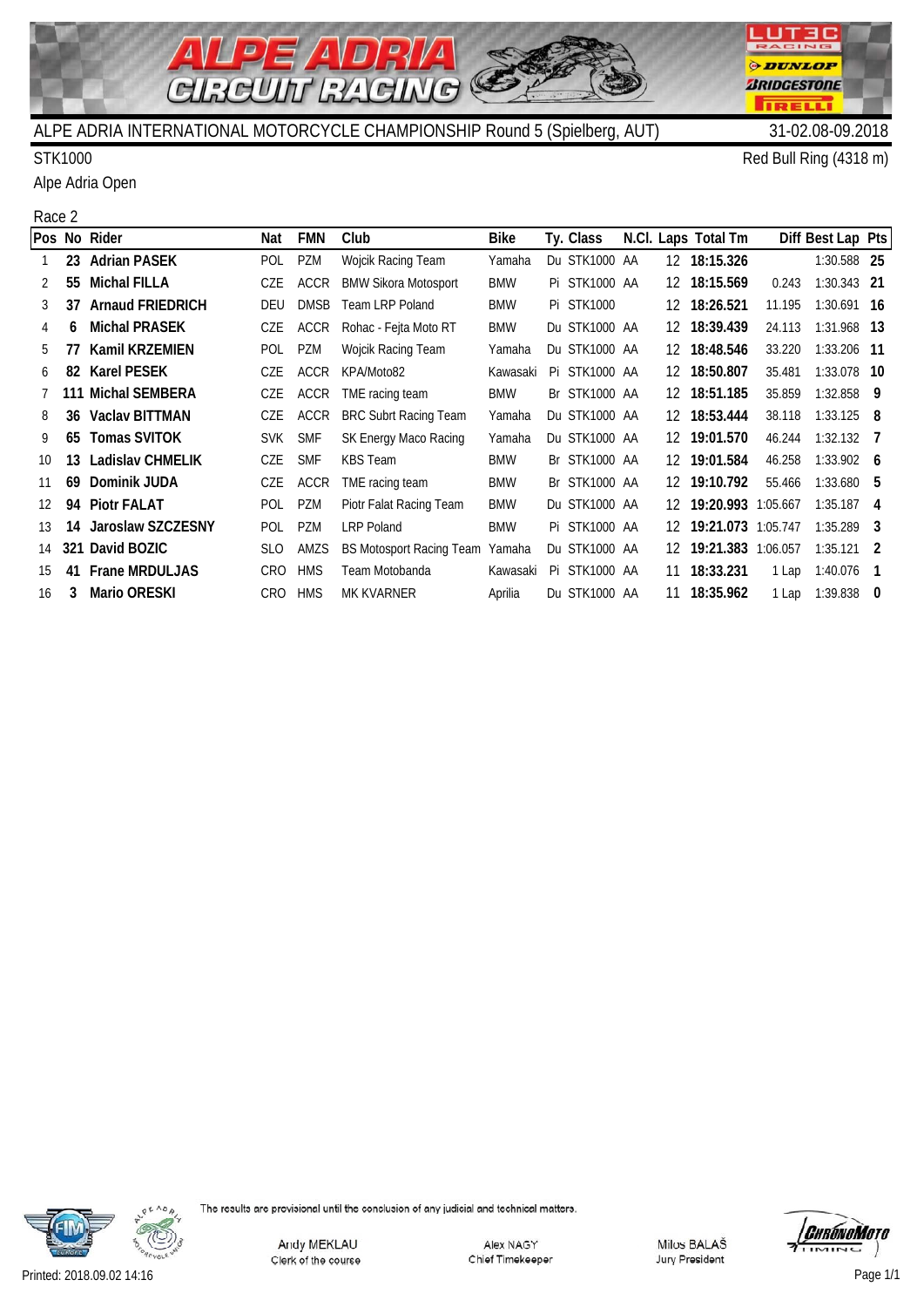# ALPE ADRIA INTERNATIONAL MOTORCYCLE CHAMPIONSHIP Round 5 (Spielberg, AUT)

31-02.08-09.2018

STK1000

Red Bull Ring (4318 m)

Alpe Adria Open

Race 2

| Pos | No | Rider | Nat | FMN | Club | Bike | Ty. | Class | N.Cl. | Laps | Total Tm | Diff | Best Lap | Pts |
|---|---|---|---|---|---|---|---|---|---|---|---|---|---|---|
| 1 | 23 | **Adrian PASEK** | POL | PZM | Wojcik Racing Team | Yamaha | Du | STK1000 | AA | 12 | **18:15.326** | | 1:30.588 | **25** |
| 2 | 55 | **Michal FILLA** | CZE | ACCR | BMW Sikora Motosport | BMW | Pi | STK1000 | AA | 12 | **18:15.569** | 0.243 | 1:30.343 | **21** |
| 3 | 37 | **Arnaud FRIEDRICH** | DEU | DMSB | Team LRP Poland | BMW | Pi | STK1000 | | 12 | **18:26.521** | 11.195 | 1:30.691 | **16** |
| 4 | 6 | **Michal PRASEK** | CZE | ACCR | Rohac - Fejta Moto RT | BMW | Du | STK1000 | AA | 12 | **18:39.439** | 24.113 | 1:31.968 | **13** |
| 5 | 77 | **Kamil KRZEMIEN** | POL | PZM | Wojcik Racing Team | Yamaha | Du | STK1000 | AA | 12 | **18:48.546** | 33.220 | 1:33.206 | **11** |
| 6 | 82 | **Karel PESEK** | CZE | ACCR | KPA/Moto82 | Kawasaki | Pi | STK1000 | AA | 12 | **18:50.807** | 35.481 | 1:33.078 | **10** |
| 7 | 111 | **Michal SEMBERA** | CZE | ACCR | TME racing team | BMW | Br | STK1000 | AA | 12 | **18:51.185** | 35.859 | 1:32.858 | **9** |
| 8 | 36 | **Vaclav BITTMAN** | CZE | ACCR | BRC Subrt Racing Team | Yamaha | Du | STK1000 | AA | 12 | **18:53.444** | 38.118 | 1:33.125 | **8** |
| 9 | 65 | **Tomas SVITOK** | SVK | SMF | SK Energy Maco Racing | Yamaha | Du | STK1000 | AA | 12 | **19:01.570** | 46.244 | 1:32.132 | **7** |
| 10 | 13 | **Ladislav CHMELIK** | CZE | SMF | KBS Team | BMW | Br | STK1000 | AA | 12 | **19:01.584** | 46.258 | 1:33.902 | **6** |
| 11 | 69 | **Dominik JUDA** | CZE | ACCR | TME racing team | BMW | Br | STK1000 | AA | 12 | **19:10.792** | 55.466 | 1:33.680 | **5** |
| 12 | 94 | **Piotr FALAT** | POL | PZM | Piotr Falat Racing Team | BMW | Du | STK1000 | AA | 12 | **19:20.993** | 1:05.667 | 1:35.187 | **4** |
| 13 | 14 | **Jaroslaw SZCZESNY** | POL | PZM | LRP Poland | BMW | Pi | STK1000 | AA | 12 | **19:21.073** | 1:05.747 | 1:35.289 | **3** |
| 14 | 321 | **David BOZIC** | SLO | AMZS | BS Motosport Racing Team | Yamaha | Du | STK1000 | AA | 12 | **19:21.383** | 1:06.057 | 1:35.121 | **2** |
| 15 | 41 | **Frane MRDULJAS** | CRO | HMS | Team Motobanda | Kawasaki | Pi | STK1000 | AA | 11 | **18:33.231** | 1 Lap | 1:40.076 | **1** |
| 16 | 3 | **Mario ORESKI** | CRO | HMS | MK KVARNER | Aprilia | Du | STK1000 | AA | 11 | **18:35.962** | 1 Lap | 1:39.838 | **0** |

The results are provisional until the conclusion of any judicial and technical matters.

Andy MEKLAU
Clerk of the course

Alex NAGY
Chief Timekeeper

Milos BALAŠ
Jury President

Printed: 2018.09.02 14:16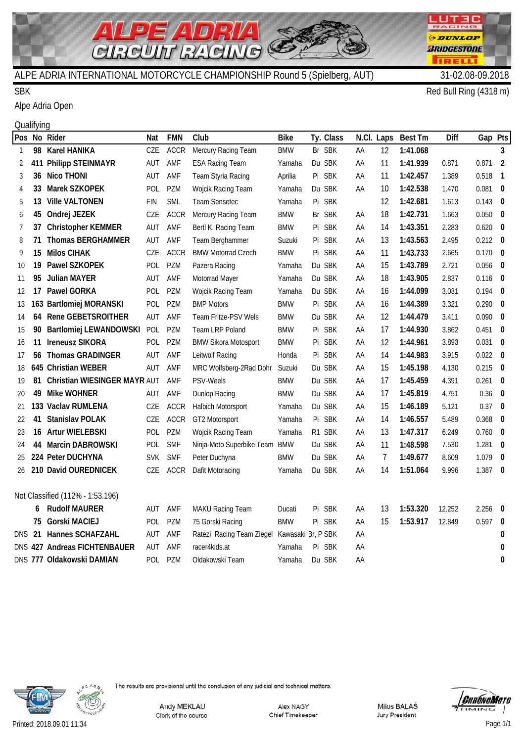# ALPE ADRIA INTERNATIONAL MOTORCYCLE CHAMPIONSHIP Round 5 (Spielberg, AUT)

31-02.08-09.2018

SBK

Red Bull Ring (4318 m)

Alpe Adria Open

Qualifying

| Pos | No | Rider | Nat | FMN | Club | Bike | Ty. | Class | N.Cl. | Laps | Best Tm | Diff | Gap | Pts |
|---|---|---|---|---|---|---|---|---|---|---|---|---|---|---|
| 1 | 98 | Karel HANIKA | CZE | ACCR | Mercury Racing Team | BMW | Br | SBK | AA | 12 | 1:41.068 | | | 3 |
| 2 | 411 | Philipp STEINMAYR | AUT | AMF | ESA Racing Team | Yamaha | Du | SBK | AA | 11 | 1:41.939 | 0.871 | 0.871 | 2 |
| 3 | 36 | Nico THONI | AUT | AMF | Team Styria Racing | Aprilia | Pi | SBK | AA | 11 | 1:42.457 | 1.389 | 0.518 | 1 |
| 4 | 33 | Marek SZKOPEK | POL | PZM | Wojcik Racing Team | Yamaha | Du | SBK | AA | 10 | 1:42.538 | 1.470 | 0.081 | 0 |
| 5 | 13 | Ville VALTONEN | FIN | SML | Team Sensetec | Yamaha | Pi | SBK | | 12 | 1:42.681 | 1.613 | 0.143 | 0 |
| 6 | 45 | Ondrej JEZEK | CZE | ACCR | Mercury Racing Team | BMW | Br | SBK | AA | 18 | 1:42.731 | 1.663 | 0.050 | 0 |
| 7 | 37 | Christopher KEMMER | AUT | AMF | Bertl K. Racing Team | BMW | Pi | SBK | AA | 14 | 1:43.351 | 2.283 | 0.620 | 0 |
| 8 | 71 | Thomas BERGHAMMER | AUT | AMF | Team Berghammer | Suzuki | Pi | SBK | AA | 13 | 1:43.563 | 2.495 | 0.212 | 0 |
| 9 | 15 | Milos CIHAK | CZE | ACCR | BMW Motorrad Czech | BMW | Pi | SBK | AA | 11 | 1:43.733 | 2.665 | 0.170 | 0 |
| 10 | 19 | Pawel SZKOPEK | POL | PZM | Pazera Racing | Yamaha | Du | SBK | AA | 15 | 1:43.789 | 2.721 | 0.056 | 0 |
| 11 | 95 | Julian MAYER | AUT | AMF | Motorrad Mayer | Yamaha | Du | SBK | AA | 18 | 1:43.905 | 2.837 | 0.116 | 0 |
| 12 | 17 | Pawel GORKA | POL | PZM | Wojcik Racing Team | Yamaha | Du | SBK | AA | 16 | 1:44.099 | 3.031 | 0.194 | 0 |
| 13 | 163 | Bartlomiej MORANSKI | POL | PZM | BMP Motors | BMW | Pi | SBK | AA | 16 | 1:44.389 | 3.321 | 0.290 | 0 |
| 14 | 64 | Rene GEBETSROITHER | AUT | AMF | Team Fritze-PSV Wels | BMW | Du | SBK | AA | 12 | 1:44.479 | 3.411 | 0.090 | 0 |
| 15 | 90 | Bartlomiej LEWANDOWSKI | POL | PZM | Team LRP Poland | BMW | Pi | SBK | AA | 17 | 1:44.930 | 3.862 | 0.451 | 0 |
| 16 | 11 | Ireneusz SIKORA | POL | PZM | BMW Sikora Motosport | BMW | Pi | SBK | AA | 12 | 1:44.961 | 3.893 | 0.031 | 0 |
| 17 | 56 | Thomas GRADINGER | AUT | AMF | Leitwolf Racing | Honda | Pi | SBK | AA | 14 | 1:44.983 | 3.915 | 0.022 | 0 |
| 18 | 645 | Christian WEBER | AUT | AMF | MRC Wolfsberg-2Rad Dohr | Suzuki | Du | SBK | AA | 15 | 1:45.198 | 4.130 | 0.215 | 0 |
| 19 | 81 | Christian WIESINGER MAYR | AUT | AMF | PSV-Weels | BMW | Du | SBK | AA | 17 | 1:45.459 | 4.391 | 0.261 | 0 |
| 20 | 49 | Mike WOHNER | AUT | AMF | Dunlop Racing | BMW | Du | SBK | AA | 17 | 1:45.819 | 4.751 | 0.36 | 0 |
| 21 | 133 | Vaclav RUMLENA | CZE | ACCR | Halbich Motorsport | Yamaha | Du | SBK | AA | 15 | 1:46.189 | 5.121 | 0.37 | 0 |
| 22 | 41 | Stanislav POLAK | CZE | ACCR | GT2 Motorsport | Yamaha | Pi | SBK | AA | 14 | 1:46.557 | 5.489 | 0.368 | 0 |
| 23 | 16 | Artur WIELEBSKI | POL | PZM | Wojcik Racing Team | Yamaha | R1 | SBK | AA | 13 | 1:47.317 | 6.249 | 0.760 | 0 |
| 24 | 44 | Marcin DABROWSKI | POL | SMF | Ninja-Moto Superbike Team | BMW | Du | SBK | AA | 11 | 1:48.598 | 7.530 | 1.281 | 0 |
| 25 | 224 | Peter DUCHYNA | SVK | SMF | Peter Duchyna | BMW | Du | SBK | AA | 7 | 1:49.677 | 8.609 | 1.079 | 0 |
| 26 | 210 | David OUREDNICEK | CZE | ACCR | Dafit Motoracing | Yamaha | Du | SBK | AA | 14 | 1:51.064 | 9.996 | 1.387 | 0 |
| Not Classified (112% - 1:53.196) | | | | | | | | | | | | | | |
| | 6 | Rudolf MAURER | AUT | AMF | MAKU Racing Team | Ducati | Pi | SBK | AA | 13 | 1:53.320 | 12.252 | 2.256 | 0 |
| | 75 | Gorski MACIEJ | POL | PZM | 75 Gorski Racing | BMW | Pi | SBK | AA | 15 | 1:53.917 | 12.849 | 0.597 | 0 |
| DNS | 21 | Hannes SCHAFZAHL | AUT | AMF | Ratezi Racing Team Ziegel | Kawasaki | Br, P | SBK | AA | | | | | 0 |
| DNS | 427 | Andreas FICHTENBAUER | AUT | AMF | racer4kids.at | Yamaha | Pi | SBK | AA | | | | | 0 |
| DNS | 777 | Oldakowski DAMIAN | POL | PZM | Oldakowski Team | Yamaha | Du | SBK | AA | | | | | 0 |

The results are provisional until the conclusion of any judicial and technical matters.

Andy MEKLAU — Clerk of the course

Alex NAGY — Chief Timekeeper

Milos BALAŠ — Jury President

Printed: 2018.09.01 11:34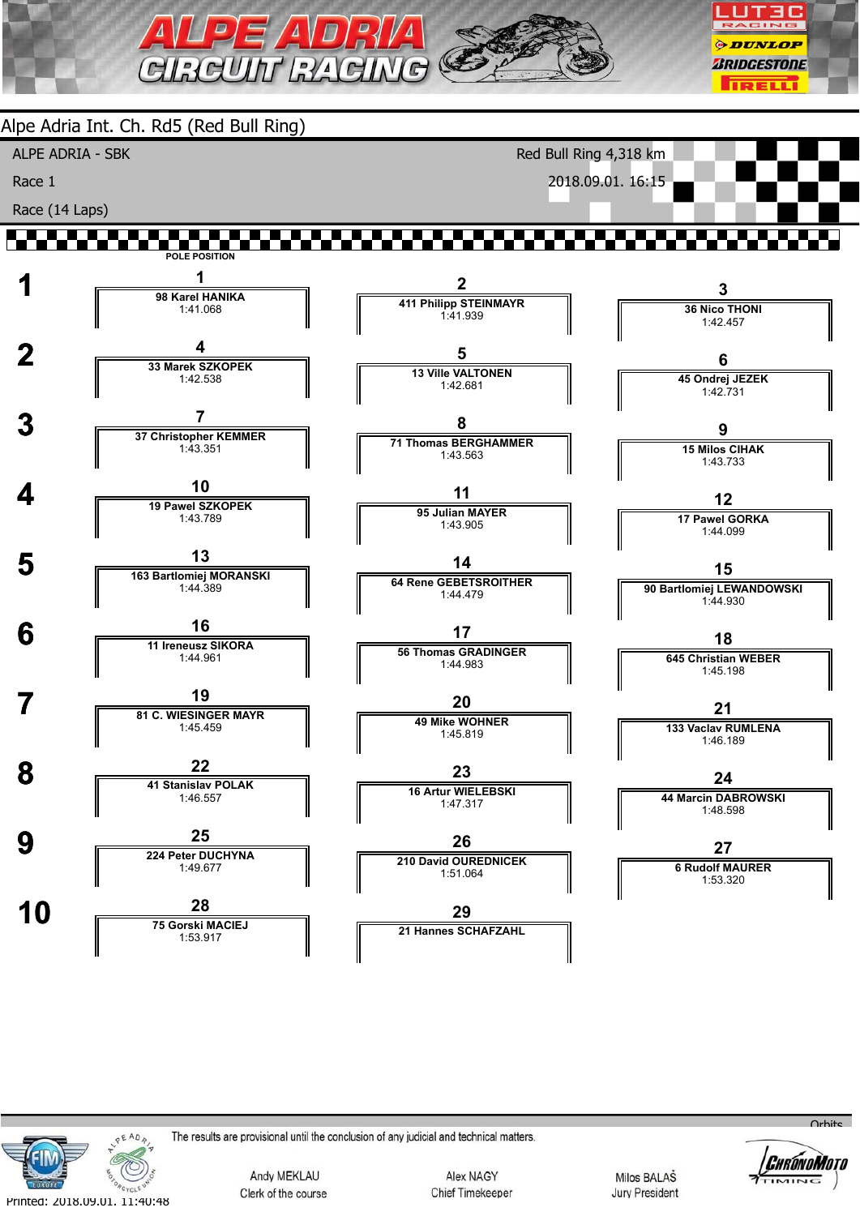# ALPE ADRIA CIRCUIT RACING

## Alpe Adria Int. Ch. Rd5 (Red Bull Ring)

ALPE ADRIA - SBK

Red Bull Ring 4,318 km

Race 1

2018.09.01. 16:15

Race (14 Laps)

POLE POSITION

| Row | Pos | Rider | Time | Pos | Rider | Time | Pos | Rider | Time |
|---|---|---|---|---|---|---|---|---|---|
| 1 | 1 | 98 Karel HANIKA | 1:41.068 | 2 | 411 Philipp STEINMAYR | 1:41.939 | 3 | 36 Nico THONI | 1:42.457 |
| 2 | 4 | 33 Marek SZKOPEK | 1:42.538 | 5 | 13 Ville VALTONEN | 1:42.681 | 6 | 45 Ondrej JEZEK | 1:42.731 |
| 3 | 7 | 37 Christopher KEMMER | 1:43.351 | 8 | 71 Thomas BERGHAMMER | 1:43.563 | 9 | 15 Milos CIHAK | 1:43.733 |
| 4 | 10 | 19 Pawel SZKOPEK | 1:43.789 | 11 | 95 Julian MAYER | 1:43.905 | 12 | 17 Pawel GORKA | 1:44.099 |
| 5 | 13 | 163 Bartlomiej MORANSKI | 1:44.389 | 14 | 64 Rene GEBETSROITHER | 1:44.479 | 15 | 90 Bartlomiej LEWANDOWSKI | 1:44.930 |
| 6 | 16 | 11 Ireneusz SIKORA | 1:44.961 | 17 | 56 Thomas GRADINGER | 1:44.983 | 18 | 645 Christian WEBER | 1:45.198 |
| 7 | 19 | 81 C. WIESINGER MAYR | 1:45.459 | 20 | 49 Mike WOHNER | 1:45.819 | 21 | 133 Vaclav RUMLENA | 1:46.189 |
| 8 | 22 | 41 Stanislav POLAK | 1:46.557 | 23 | 16 Artur WIELEBSKI | 1:47.317 | 24 | 44 Marcin DABROWSKI | 1:48.598 |
| 9 | 25 | 224 Peter DUCHYNA | 1:49.677 | 26 | 210 David OUREDNICEK | 1:51.064 | 27 | 6 Rudolf MAURER | 1:53.320 |
| 10 | 28 | 75 Gorski MACIEJ | 1:53.917 | 29 | 21 Hannes SCHAFZAHL | | | | |

The results are provisional until the conclusion of any judicial and technical matters.

Andy MEKLAU — Clerk of the course

Alex NAGY — Chief Timekeeper

Milos BALAŠ — Jury President

Printed: 2018.09.01. 11:40:48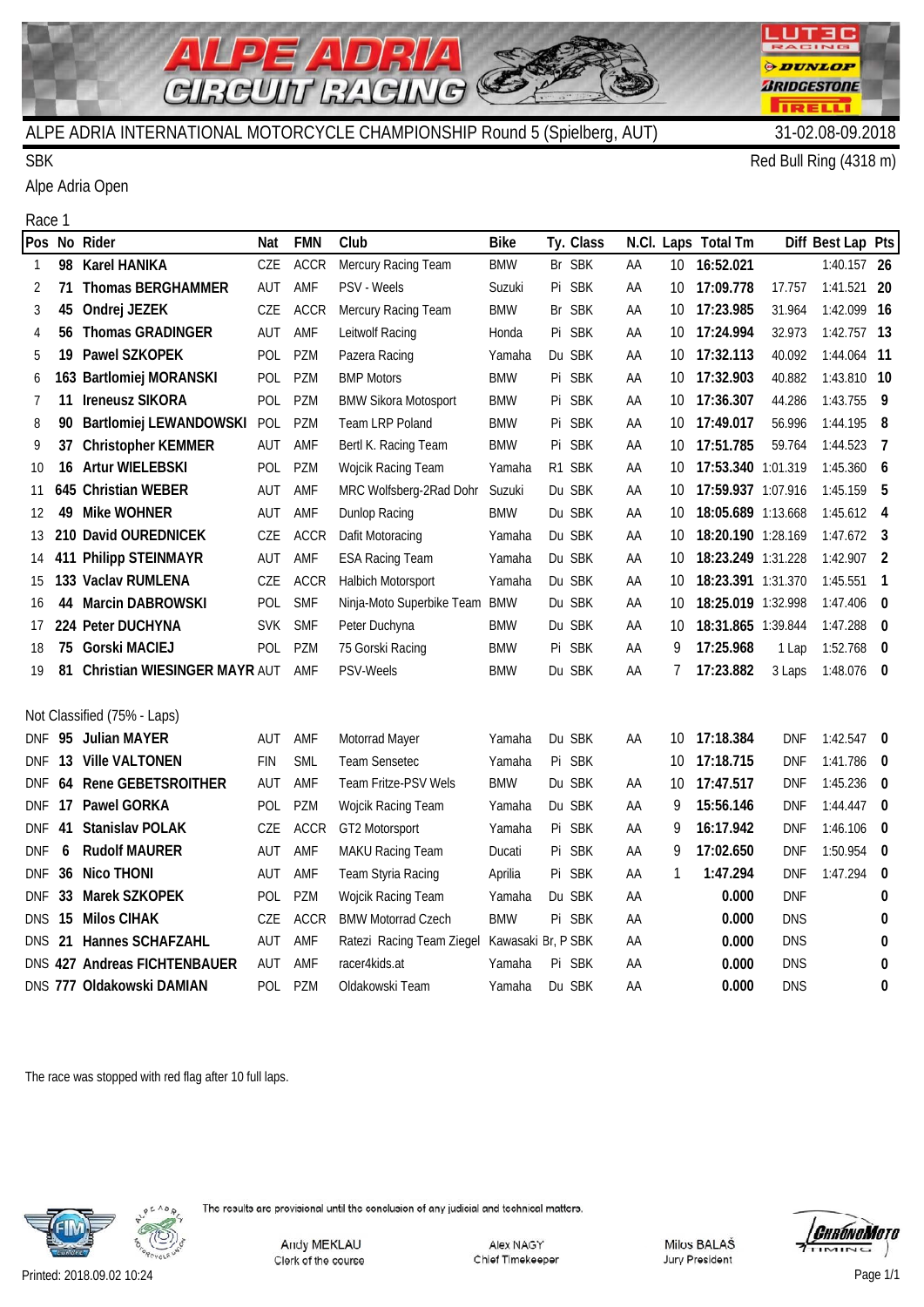# ALPE ADRIA INTERNATIONAL MOTORCYCLE CHAMPIONSHIP Round 5 (Spielberg, AUT)

31-02.08-09.2018

SBK

Red Bull Ring (4318 m)

Alpe Adria Open

Race 1

| Pos | No | Rider | Nat | FMN | Club | Bike | Ty. | Class | N.Cl. | Laps | Total Tm | Diff | Best Lap | Pts |
|---|---|---|---|---|---|---|---|---|---|---|---|---|---|---|
| 1 | 98 | Karel HANIKA | CZE | ACCR | Mercury Racing Team | BMW | Br | SBK | AA | 10 | 17:52.021 | | 1:40.157 | 26 |
| 2 | 71 | Thomas BERGHAMMER | AUT | AMF | PSV - Weels | Suzuki | Pi | SBK | AA | 10 | 17:09.778 | 17.757 | 1:41.521 | 20 |
| 3 | 45 | Ondrej JEZEK | CZE | ACCR | Mercury Racing Team | BMW | Br | SBK | AA | 10 | 17:23.985 | 31.964 | 1:42.099 | 16 |
| 4 | 56 | Thomas GRADINGER | AUT | AMF | Leitwolf Racing | Honda | Pi | SBK | AA | 10 | 17:24.994 | 32.973 | 1:42.757 | 13 |
| 5 | 19 | Pawel SZKOPEK | POL | PZM | Pazera Racing | Yamaha | Du | SBK | AA | 10 | 17:32.113 | 40.092 | 1:44.064 | 11 |
| 6 | 163 | Bartlomiej MORANSKI | POL | PZM | BMP Motors | BMW | Pi | SBK | AA | 10 | 17:32.903 | 40.882 | 1:43.810 | 10 |
| 7 | 11 | Ireneusz SIKORA | POL | PZM | BMW Sikora Motosport | BMW | Pi | SBK | AA | 10 | 17:36.307 | 44.286 | 1:43.755 | 9 |
| 8 | 90 | Bartlomiej LEWANDOWSKI | POL | PZM | Team LRP Poland | BMW | Pi | SBK | AA | 10 | 17:49.017 | 56.996 | 1:44.195 | 8 |
| 9 | 37 | Christopher KEMMER | AUT | AMF | Bertl K. Racing Team | BMW | Pi | SBK | AA | 10 | 17:51.785 | 59.764 | 1:44.523 | 7 |
| 10 | 16 | Artur WIELEBSKI | POL | PZM | Wojcik Racing Team | Yamaha | R1 | SBK | AA | 10 | 17:53.340 | 1:01.319 | 1:45.360 | 6 |
| 11 | 645 | Christian WEBER | AUT | AMF | MRC Wolfsberg-2Rad Dohr | Suzuki | Du | SBK | AA | 10 | 17:59.937 | 1:07.916 | 1:45.159 | 5 |
| 12 | 49 | Mike WOHNER | AUT | AMF | Dunlop Racing | BMW | Du | SBK | AA | 10 | 18:05.689 | 1:13.668 | 1:45.612 | 4 |
| 13 | 210 | David OUREDNICEK | CZE | ACCR | Dafit Motoracing | Yamaha | Du | SBK | AA | 10 | 18:20.190 | 1:28.169 | 1:47.672 | 3 |
| 14 | 411 | Philipp STEINMAYR | AUT | AMF | ESA Racing Team | Yamaha | Du | SBK | AA | 10 | 18:23.249 | 1:31.228 | 1:42.907 | 2 |
| 15 | 133 | Vaclav RUMLENA | CZE | ACCR | Halbich Motorsport | Yamaha | Du | SBK | AA | 10 | 18:23.391 | 1:31.370 | 1:45.551 | 1 |
| 16 | 44 | Marcin DABROWSKI | POL | SMF | Ninja-Moto Superbike Team | BMW | Du | SBK | AA | 10 | 18:25.019 | 1:32.998 | 1:47.406 | 0 |
| 17 | 224 | Peter DUCHYNA | SVK | SMF | Peter Duchyna | BMW | Du | SBK | AA | 10 | 18:31.865 | 1:39.844 | 1:47.288 | 0 |
| 18 | 75 | Gorski MACIEJ | POL | PZM | 75 Gorski Racing | BMW | Pi | SBK | AA | 9 | 17:25.968 | 1 Lap | 1:52.768 | 0 |
| 19 | 81 | Christian WIESINGER MAYR | AUT | AMF | PSV-Weels | BMW | Du | SBK | AA | 7 | 17:23.882 | 3 Laps | 1:48.076 | 0 |
| | | **Not Classified (75% - Laps)** | | | | | | | | | | | | |
| DNF | 95 | Julian MAYER | AUT | AMF | Motorrad Mayer | Yamaha | Du | SBK | AA | 10 | 17:18.384 | DNF | 1:42.547 | 0 |
| DNF | 13 | Ville VALTONEN | FIN | SML | Team Sensetec | Yamaha | Pi | SBK | | 10 | 17:18.715 | DNF | 1:41.786 | 0 |
| DNF | 64 | Rene GEBETSROITHER | AUT | AMF | Team Fritze-PSV Wels | BMW | Du | SBK | AA | 10 | 17:47.517 | DNF | 1:45.236 | 0 |
| DNF | 17 | Pawel GORKA | POL | PZM | Wojcik Racing Team | Yamaha | Du | SBK | AA | 9 | 15:56.146 | DNF | 1:44.447 | 0 |
| DNF | 41 | Stanislav POLAK | CZE | ACCR | GT2 Motorsport | Yamaha | Pi | SBK | AA | 9 | 16:17.942 | DNF | 1:46.106 | 0 |
| DNF | 6 | Rudolf MAURER | AUT | AMF | MAKU Racing Team | Ducati | Pi | SBK | AA | 9 | 17:02.650 | DNF | 1:50.954 | 0 |
| DNF | 36 | Nico THONI | AUT | AMF | Team Styria Racing | Aprilia | Pi | SBK | AA | 1 | 1:47.294 | DNF | 1:47.294 | 0 |
| DNF | 33 | Marek SZKOPEK | POL | PZM | Wojcik Racing Team | Yamaha | Du | SBK | AA | | 0.000 | DNF | | 0 |
| DNS | 15 | Milos CIHAK | CZE | ACCR | BMW Motorrad Czech | BMW | Pi | SBK | AA | | 0.000 | DNS | | 0 |
| DNS | 21 | Hannes SCHAFZAHL | AUT | AMF | Ratezi Racing Team Ziegel | Kawasaki | Br, P | SBK | AA | | 0.000 | DNS | | 0 |
| DNS | 427 | Andreas FICHTENBAUER | AUT | AMF | racer4kids.at | Yamaha | Pi | SBK | AA | | 0.000 | DNS | | 0 |
| DNS | 777 | Oldakowski DAMIAN | POL | PZM | Oldakowski Team | Yamaha | Du | SBK | AA | | 0.000 | DNS | | 0 |

The race was stopped with red flag after 10 full laps.

The results are provisional until the conclusion of any judicial and technical matters.

| Andy MEKLAU | Alex NAGY | Milos BALAŠ |
|---|---|---|
| Clerk of the course | Chief Timekeeper | Jury President |

Printed: 2018.09.02 10:24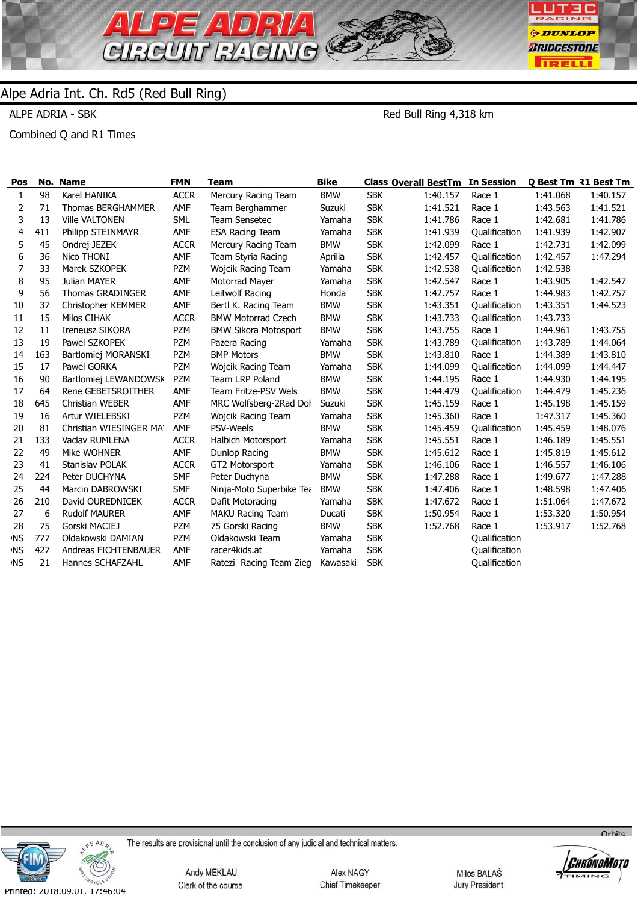## Alpe Adria Int. Ch. Rd5 (Red Bull Ring)

ALPE ADRIA - SBK

Red Bull Ring 4,318 km

Combined Q and R1 Times

| Pos | No. | Name | FMN | Team | Bike | Class | Overall BestTm | In Session | Q Best Tm | R1 Best Tm |
|---|---|---|---|---|---|---|---|---|---|---|
| 1 | 98 | Karel HANIKA | ACCR | Mercury Racing Team | BMW | SBK | 1:40.157 | Race 1 | 1:41.068 | 1:40.157 |
| 2 | 71 | Thomas BERGHAMMER | AMF | Team Berghammer | Suzuki | SBK | 1:41.521 | Race 1 | 1:43.563 | 1:41.521 |
| 3 | 13 | Ville VALTONEN | SML | Team Sensetec | Yamaha | SBK | 1:41.786 | Race 1 | 1:42.681 | 1:41.786 |
| 4 | 411 | Philipp STEINMAYR | AMF | ESA Racing Team | Yamaha | SBK | 1:41.939 | Qualification | 1:41.939 | 1:42.907 |
| 5 | 45 | Ondrej JEZEK | ACCR | Mercury Racing Team | BMW | SBK | 1:42.099 | Race 1 | 1:42.731 | 1:42.099 |
| 6 | 36 | Nico THONI | AMF | Team Styria Racing | Aprilia | SBK | 1:42.457 | Qualification | 1:42.457 | 1:47.294 |
| 7 | 33 | Marek SZKOPEK | PZM | Wojcik Racing Team | Yamaha | SBK | 1:42.538 | Qualification | 1:42.538 | |
| 8 | 95 | Julian MAYER | AMF | Motorrad Mayer | Yamaha | SBK | 1:42.547 | Race 1 | 1:43.905 | 1:42.547 |
| 9 | 56 | Thomas GRADINGER | AMF | Leitwolf Racing | Honda | SBK | 1:42.757 | Race 1 | 1:44.983 | 1:42.757 |
| 10 | 37 | Christopher KEMMER | AMF | Bertl K. Racing Team | BMW | SBK | 1:43.351 | Qualification | 1:43.351 | 1:44.523 |
| 11 | 15 | Milos CIHAK | ACCR | BMW Motorrad Czech | BMW | SBK | 1:43.733 | Qualification | 1:43.733 | |
| 12 | 11 | Ireneusz SIKORA | PZM | BMW Sikora Motosport | BMW | SBK | 1:43.755 | Race 1 | 1:44.961 | 1:43.755 |
| 13 | 19 | Pawel SZKOPEK | PZM | Pazera Racing | Yamaha | SBK | 1:43.789 | Qualification | 1:43.789 | 1:44.064 |
| 14 | 163 | Bartlomiej MORANSKI | PZM | BMP Motors | BMW | SBK | 1:43.810 | Race 1 | 1:44.389 | 1:43.810 |
| 15 | 17 | Pawel GORKA | PZM | Wojcik Racing Team | Yamaha | SBK | 1:44.099 | Qualification | 1:44.099 | 1:44.447 |
| 16 | 90 | Bartlomiej LEWANDOWSK | PZM | Team LRP Poland | BMW | SBK | 1:44.195 | Race 1 | 1:44.930 | 1:44.195 |
| 17 | 64 | Rene GEBETSROITHER | AMF | Team Fritze-PSV Wels | BMW | SBK | 1:44.479 | Qualification | 1:44.479 | 1:45.236 |
| 18 | 645 | Christian WEBER | AMF | MRC Wolfsberg-2Rad Dol | Suzuki | SBK | 1:45.159 | Race 1 | 1:45.198 | 1:45.159 |
| 19 | 16 | Artur WIELEBSKI | PZM | Wojcik Racing Team | Yamaha | SBK | 1:45.360 | Race 1 | 1:47.317 | 1:45.360 |
| 20 | 81 | Christian WIESINGER MA' | AMF | PSV-Weels | BMW | SBK | 1:45.459 | Qualification | 1:45.459 | 1:48.076 |
| 21 | 133 | Vaclav RUMLENA | ACCR | Halbich Motorsport | Yamaha | SBK | 1:45.551 | Race 1 | 1:46.189 | 1:45.551 |
| 22 | 49 | Mike WOHNER | AMF | Dunlop Racing | BMW | SBK | 1:45.612 | Race 1 | 1:45.819 | 1:45.612 |
| 23 | 41 | Stanislav POLAK | ACCR | GT2 Motorsport | Yamaha | SBK | 1:46.106 | Race 1 | 1:46.557 | 1:46.106 |
| 24 | 224 | Peter DUCHYNA | SMF | Peter Duchyna | BMW | SBK | 1:47.288 | Race 1 | 1:49.677 | 1:47.288 |
| 25 | 44 | Marcin DABROWSKI | SMF | Ninja-Moto Superbike Tea | BMW | SBK | 1:47.406 | Race 1 | 1:48.598 | 1:47.406 |
| 26 | 210 | David OUREDNICEK | ACCR | Dafit Motoracing | Yamaha | SBK | 1:47.672 | Race 1 | 1:51.064 | 1:47.672 |
| 27 | 6 | Rudolf MAURER | AMF | MAKU Racing Team | Ducati | SBK | 1:50.954 | Race 1 | 1:53.320 | 1:50.954 |
| 28 | 75 | Gorski MACIEJ | PZM | 75 Gorski Racing | BMW | SBK | 1:52.768 | Race 1 | 1:53.917 | 1:52.768 |
| DNS | 777 | Oldakowski DAMIAN | PZM | Oldakowski Team | Yamaha | SBK | | Qualification | | |
| DNS | 427 | Andreas FICHTENBAUER | AMF | racer4kids.at | Yamaha | SBK | | Qualification | | |
| DNS | 21 | Hannes SCHAFZAHL | AMF | Ratezi Racing Team Zieg | Kawasaki | SBK | | Qualification | | |

The results are provisional until the conclusion of any judicial and technical matters.

Andy MEKLAU – Clerk of the course

Alex NAGY – Chief Timekeeper

Milos BALAŠ – Jury President

Printed: 2018.09.01. 17:46:04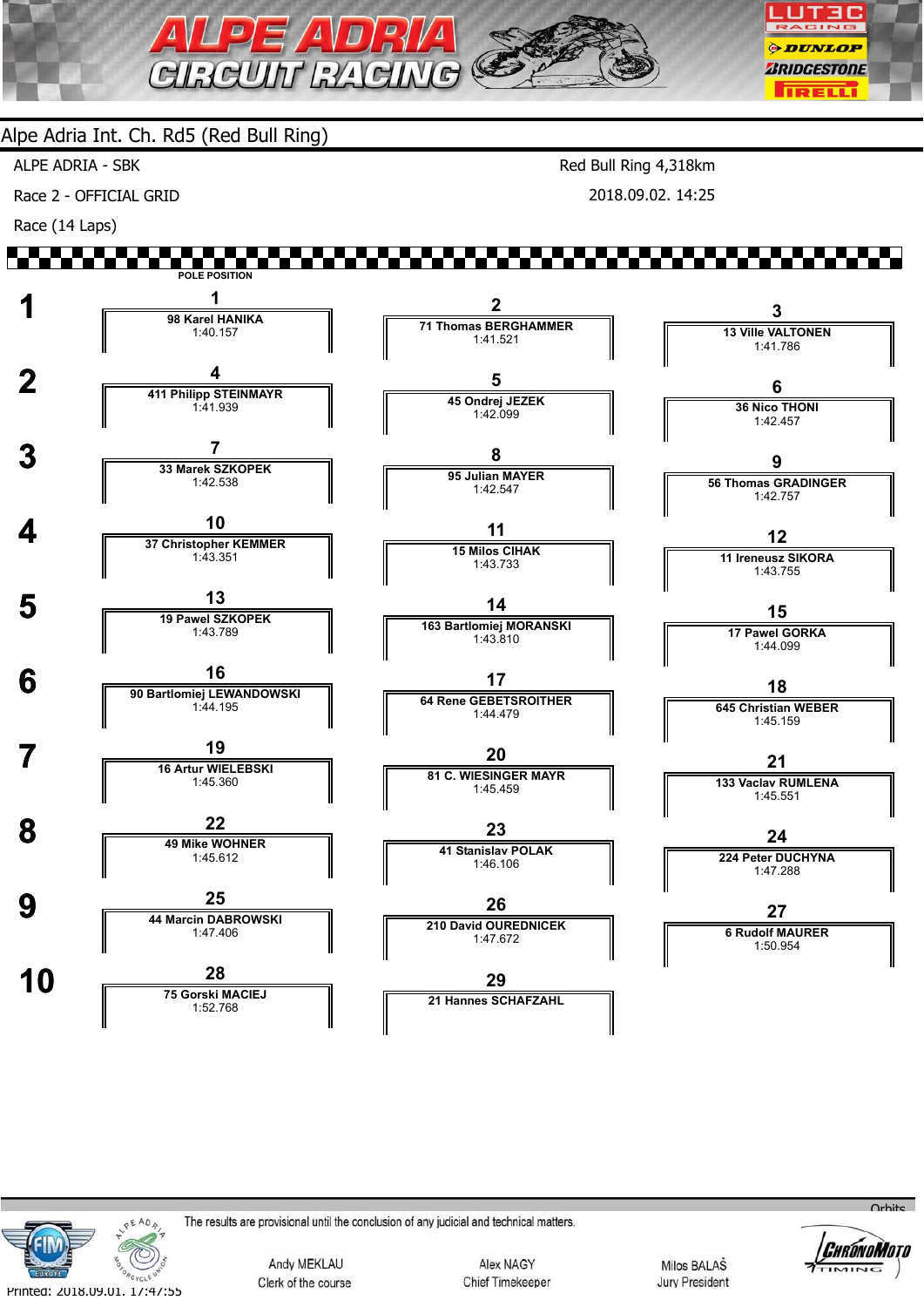## Alpe Adria Int. Ch. Rd5 (Red Bull Ring)

ALPE ADRIA - SBK

Race 2 - OFFICIAL GRID

Race (14 Laps)

Red Bull Ring 4,318km

2018.09.02. 14:25

POLE POSITION

| Row | Left | Centre | Right |
|---|---|---|---|
| 1 | **1** 98 Karel HANIKA 1:40.157 | **2** 71 Thomas BERGHAMMER 1:41.521 | **3** 13 Ville VALTONEN 1:41.786 |
| 2 | **4** 411 Philipp STEINMAYR 1:41.939 | **5** 45 Ondrej JEZEK 1:42.099 | **6** 36 Nico THONI 1:42.457 |
| 3 | **7** 33 Marek SZKOPEK 1:42.538 | **8** 95 Julian MAYER 1:42.547 | **9** 56 Thomas GRADINGER 1:42.757 |
| 4 | **10** 37 Christopher KEMMER 1:43.351 | **11** 15 Milos CIHAK 1:43.733 | **12** 11 Ireneusz SIKORA 1:43.755 |
| 5 | **13** 19 Pawel SZKOPEK 1:43.789 | **14** 163 Bartlomiej MORANSKI 1:43.810 | **15** 17 Pawel GORKA 1:44.099 |
| 6 | **16** 90 Bartlomiej LEWANDOWSKI 1:44.195 | **17** 64 Rene GEBETSROITHER 1:44.479 | **18** 645 Christian WEBER 1:45.159 |
| 7 | **19** 16 Artur WIELEBSKI 1:45.360 | **20** 81 C. WIESINGER MAYR 1:45.459 | **21** 133 Vaclav RUMLENA 1:45.551 |
| 8 | **22** 49 Mike WOHNER 1:45.612 | **23** 41 Stanislav POLAK 1:46.106 | **24** 224 Peter DUCHYNA 1:47.288 |
| 9 | **25** 44 Marcin DABROWSKI 1:47.406 | **26** 210 David OUREDNICEK 1:47.672 | **27** 6 Rudolf MAURER 1:50.954 |
| 10 | **28** 75 Gorski MACIEJ 1:52.768 | **29** 21 Hannes SCHAFZAHL | |

The results are provisional until the conclusion of any judicial and technical matters.

Andy MEKLAU
Clerk of the course

Alex NAGY
Chief Timekeeper

Milos BALAŠ
Jury President

Printed: 2018.09.01. 17:47:55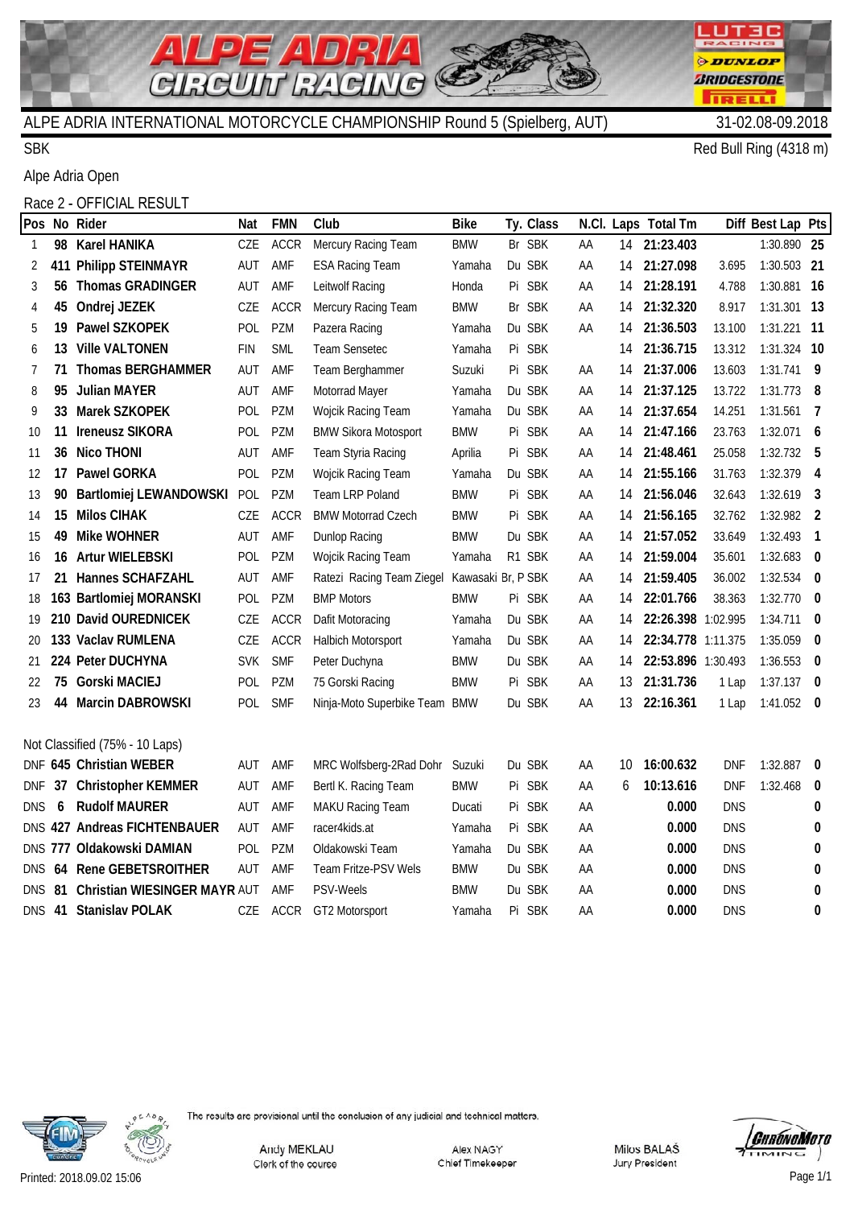# ALPE ADRIA INTERNATIONAL MOTORCYCLE CHAMPIONSHIP Round 5 (Spielberg, AUT)

31-02.08-09.2018

SBK

Red Bull Ring (4318 m)

Alpe Adria Open

Race 2 - OFFICIAL RESULT

| Pos | No | Rider | Nat | FMN | Club | Bike | Ty. | Class | N.Cl. | Laps | Total Tm | Diff | Best Lap | Pts |
|---|---|---|---|---|---|---|---|---|---|---|---|---|---|---|
| 1 | 98 | **Karel HANIKA** | CZE | ACCR | Mercury Racing Team | BMW | Br | SBK | AA | 14 | **21:23.403** | | 1:30.890 | **25** |
| 2 | 411 | **Philipp STEINMAYR** | AUT | AMF | ESA Racing Team | Yamaha | Du | SBK | AA | 14 | **21:27.098** | 3.695 | 1:30.503 | **21** |
| 3 | 56 | **Thomas GRADINGER** | AUT | AMF | Leitwolf Racing | Honda | Pi | SBK | AA | 14 | **21:28.191** | 4.788 | 1:30.881 | **16** |
| 4 | 45 | **Ondrej JEZEK** | CZE | ACCR | Mercury Racing Team | BMW | Br | SBK | AA | 14 | **21:32.320** | 8.917 | 1:31.301 | **13** |
| 5 | 19 | **Pawel SZKOPEK** | POL | PZM | Pazera Racing | Yamaha | Du | SBK | AA | 14 | **21:36.503** | 13.100 | 1:31.221 | **11** |
| 6 | 13 | **Ville VALTONEN** | FIN | SML | Team Sensetec | Yamaha | Pi | SBK | | 14 | **21:36.715** | 13.312 | 1:31.324 | **10** |
| 7 | 71 | **Thomas BERGHAMMER** | AUT | AMF | Team Berghammer | Suzuki | Pi | SBK | AA | 14 | **21:37.006** | 13.603 | 1:31.741 | **9** |
| 8 | 95 | **Julian MAYER** | AUT | AMF | Motorrad Mayer | Yamaha | Du | SBK | AA | 14 | **21:37.125** | 13.722 | 1:31.773 | **8** |
| 9 | 33 | **Marek SZKOPEK** | POL | PZM | Wojcik Racing Team | Yamaha | Du | SBK | AA | 14 | **21:37.654** | 14.251 | 1:31.561 | **7** |
| 10 | 11 | **Ireneusz SIKORA** | POL | PZM | BMW Sikora Motosport | BMW | Pi | SBK | AA | 14 | **21:47.166** | 23.763 | 1:32.071 | **6** |
| 11 | 36 | **Nico THONI** | AUT | AMF | Team Styria Racing | Aprilia | Pi | SBK | AA | 14 | **21:48.461** | 25.058 | 1:32.732 | **5** |
| 12 | 17 | **Pawel GORKA** | POL | PZM | Wojcik Racing Team | Yamaha | Du | SBK | AA | 14 | **21:55.166** | 31.763 | 1:32.379 | **4** |
| 13 | 90 | **Bartlomiej LEWANDOWSKI** | POL | PZM | Team LRP Poland | BMW | Pi | SBK | AA | 14 | **21:56.046** | 32.643 | 1:32.619 | **3** |
| 14 | 15 | **Milos CIHAK** | CZE | ACCR | BMW Motorrad Czech | BMW | Pi | SBK | AA | 14 | **21:56.165** | 32.762 | 1:32.982 | **2** |
| 15 | 49 | **Mike WOHNER** | AUT | AMF | Dunlop Racing | BMW | Du | SBK | AA | 14 | **21:57.052** | 33.649 | 1:32.493 | **1** |
| 16 | 16 | **Artur WIELEBSKI** | POL | PZM | Wojcik Racing Team | Yamaha | R1 | SBK | AA | 14 | **21:59.004** | 35.601 | 1:32.683 | **0** |
| 17 | 21 | **Hannes SCHAFZAHL** | AUT | AMF | Ratezi Racing Team Ziegel | Kawasaki | Br, P | SBK | AA | 14 | **21:59.405** | 36.002 | 1:32.534 | **0** |
| 18 | 163 | **Bartlomiej MORANSKI** | POL | PZM | BMP Motors | BMW | Pi | SBK | AA | 14 | **22:01.766** | 38.363 | 1:32.770 | **0** |
| 19 | 210 | **David OUREDNICEK** | CZE | ACCR | Dafit Motoracing | Yamaha | Du | SBK | AA | 14 | **22:26.398** | 1:02.995 | 1:34.711 | **0** |
| 20 | 133 | **Vaclav RUMLENA** | CZE | ACCR | Halbich Motorsport | Yamaha | Du | SBK | AA | 14 | **22:34.778** | 1:11.375 | 1:35.059 | **0** |
| 21 | 224 | **Peter DUCHYNA** | SVK | SMF | Peter Duchyna | BMW | Du | SBK | AA | 14 | **22:53.896** | 1:30.493 | 1:36.553 | **0** |
| 22 | 75 | **Gorski MACIEJ** | POL | PZM | 75 Gorski Racing | BMW | Pi | SBK | AA | 13 | **21:31.736** | 1 Lap | 1:37.137 | **0** |
| 23 | 44 | **Marcin DABROWSKI** | POL | SMF | Ninja-Moto Superbike Team | BMW | Du | SBK | AA | 13 | **22:16.361** | 1 Lap | 1:41.052 | **0** |
| Not Classified (75% - 10 Laps) | | | | | | | | | | | | | | |
| DNF | 645 | **Christian WEBER** | AUT | AMF | MRC Wolfsberg-2Rad Dohr | Suzuki | Du | SBK | AA | 10 | **16:00.632** | DNF | 1:32.887 | **0** |
| DNF | 37 | **Christopher KEMMER** | AUT | AMF | Bertl K. Racing Team | BMW | Pi | SBK | AA | 6 | **10:13.616** | DNF | 1:32.468 | **0** |
| DNS | 6 | **Rudolf MAURER** | AUT | AMF | MAKU Racing Team | Ducati | Pi | SBK | AA | | **0.000** | DNS | | **0** |
| DNS | 427 | **Andreas FICHTENBAUER** | AUT | AMF | racer4kids.at | Yamaha | Pi | SBK | AA | | **0.000** | DNS | | **0** |
| DNS | 777 | **Oldakowski DAMIAN** | POL | PZM | Oldakowski Team | Yamaha | Du | SBK | AA | | **0.000** | DNS | | **0** |
| DNS | 64 | **Rene GEBETSROITHER** | AUT | AMF | Team Fritze-PSV Wels | BMW | Du | SBK | AA | | **0.000** | DNS | | **0** |
| DNS | 81 | **Christian WIESINGER MAYR** | AUT | AMF | PSV-Weels | BMW | Du | SBK | AA | | **0.000** | DNS | | **0** |
| DNS | 41 | **Stanislav POLAK** | CZE | ACCR | GT2 Motorsport | Yamaha | Pi | SBK | AA | | **0.000** | DNS | | **0** |

The results are provisional until the conclusion of any judicial and technical matters.

Andy MEKLAU
Clerk of the course

Alex NAGY
Chief Timekeeper

Milos BALAŠ
Jury President

Printed: 2018.09.02 15:06